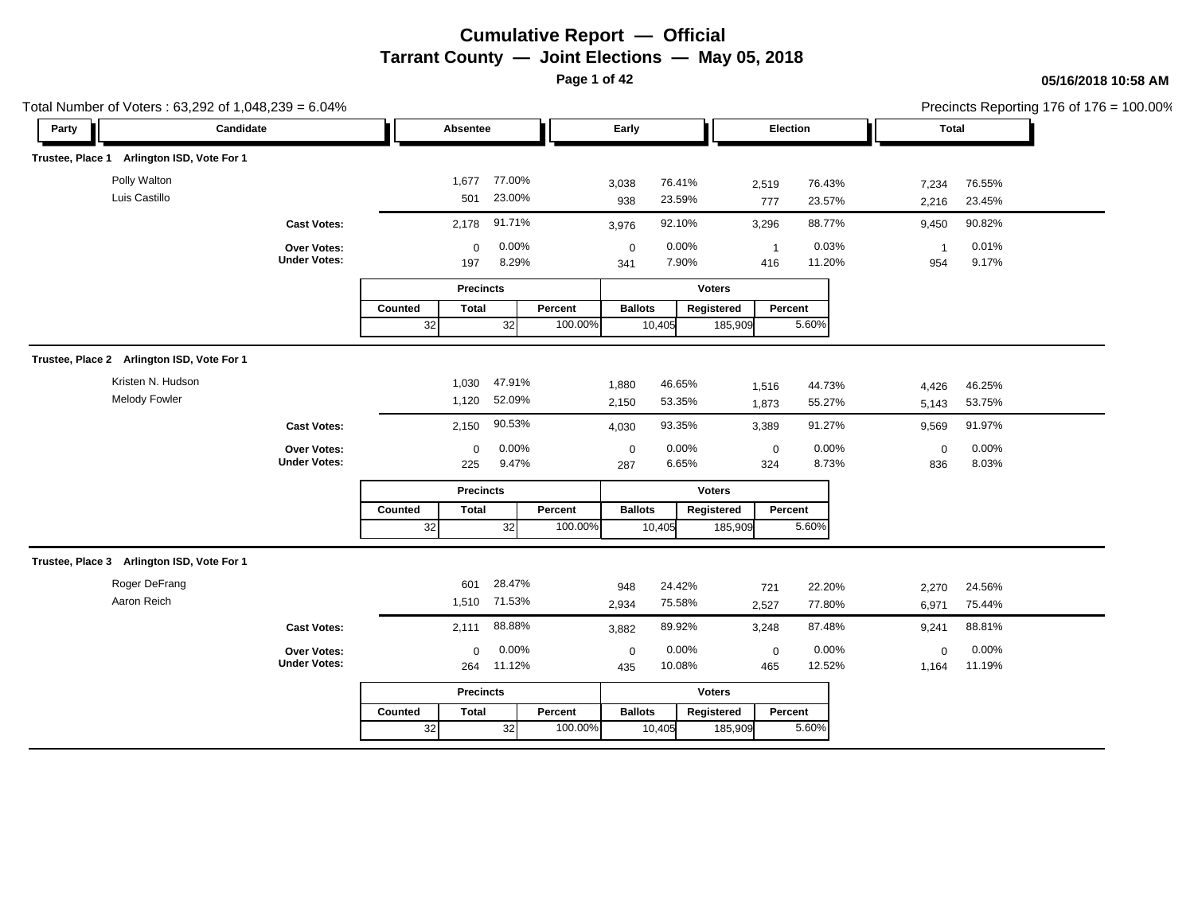# Cumulative Report — Official

## Tarrant County — Joint Elections — May 05, 2018

05/16/2018 10:58 AM

Total Number of Voters : 63,292 of 1,048,239 = 6.04%

Precincts Reporting 176 of 176 = 100.00%

### Trustee, Place 1 Arlington ISD, Vote For 1

| Party | Candidate | Absentee | | Early | | Election | | Total | |
|---|---|---|---|---|---|---|---|---|---|
| | Polly Walton | 1,677 | 77.00% | 3,038 | 76.41% | 2,519 | 76.43% | 7,234 | 76.55% |
| | Luis Castillo | 501 | 23.00% | 938 | 23.59% | 777 | 23.57% | 2,216 | 23.45% |
| | **Cast Votes:** | 2,178 | 91.71% | 3,976 | 92.10% | 3,296 | 88.77% | 9,450 | 90.82% |
| | **Over Votes:** | 0 | 0.00% | 0 | 0.00% | 1 | 0.03% | 1 | 0.01% |
| | **Under Votes:** | 197 | 8.29% | 341 | 7.90% | 416 | 11.20% | 954 | 9.17% |

| Precincts | | | Voters | | |
|---|---|---|---|---|---|
| Counted | Total | Percent | Ballots | Registered | Percent |
| 32 | 32 | 100.00% | 10,405 | 185,909 | 5.60% |

### Trustee, Place 2 Arlington ISD, Vote For 1

| Party | Candidate | Absentee | | Early | | Election | | Total | |
|---|---|---|---|---|---|---|---|---|---|
| | Kristen N. Hudson | 1,030 | 47.91% | 1,880 | 46.65% | 1,516 | 44.73% | 4,426 | 46.25% |
| | Melody Fowler | 1,120 | 52.09% | 2,150 | 53.35% | 1,873 | 55.27% | 5,143 | 53.75% |
| | **Cast Votes:** | 2,150 | 90.53% | 4,030 | 93.35% | 3,389 | 91.27% | 9,569 | 91.97% |
| | **Over Votes:** | 0 | 0.00% | 0 | 0.00% | 0 | 0.00% | 0 | 0.00% |
| | **Under Votes:** | 225 | 9.47% | 287 | 6.65% | 324 | 8.73% | 836 | 8.03% |

| Precincts | | | Voters | | |
|---|---|---|---|---|---|
| Counted | Total | Percent | Ballots | Registered | Percent |
| 32 | 32 | 100.00% | 10,405 | 185,909 | 5.60% |

### Trustee, Place 3 Arlington ISD, Vote For 1

| Party | Candidate | Absentee | | Early | | Election | | Total | |
|---|---|---|---|---|---|---|---|---|---|
| | Roger DeFrang | 601 | 28.47% | 948 | 24.42% | 721 | 22.20% | 2,270 | 24.56% |
| | Aaron Reich | 1,510 | 71.53% | 2,934 | 75.58% | 2,527 | 77.80% | 6,971 | 75.44% |
| | **Cast Votes:** | 2,111 | 88.88% | 3,882 | 89.92% | 3,248 | 87.48% | 9,241 | 88.81% |
| | **Over Votes:** | 0 | 0.00% | 0 | 0.00% | 0 | 0.00% | 0 | 0.00% |
| | **Under Votes:** | 264 | 11.12% | 435 | 10.08% | 465 | 12.52% | 1,164 | 11.19% |

| Precincts | | | Voters | | |
|---|---|---|---|---|---|
| Counted | Total | Percent | Ballots | Registered | Percent |
| 32 | 32 | 100.00% | 10,405 | 185,909 | 5.60% |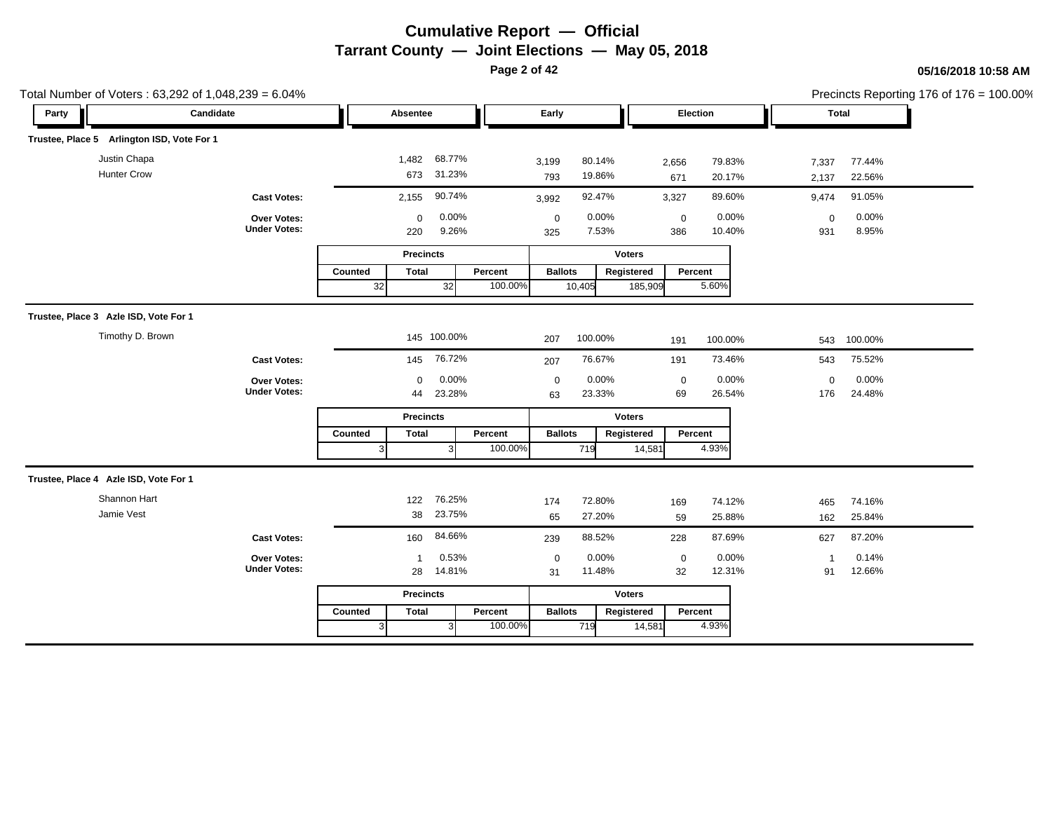# Cumulative Report — Official

## Tarrant County — Joint Elections — May 05, 2018

05/16/2018 10:58 AM

Total Number of Voters : 63,292 of 1,048,239 = 6.04%

Precincts Reporting 176 of 176 = 100.00%

### Trustee, Place 5 Arlington ISD, Vote For 1

| Party | Candidate | Absentee | | Early | | Election | | Total | |
|---|---|---|---|---|---|---|---|---|---|
| | Justin Chapa | 1,482 | 68.77% | 3,199 | 80.14% | 2,656 | 79.83% | 7,337 | 77.44% |
| | Hunter Crow | 673 | 31.23% | 793 | 19.86% | 671 | 20.17% | 2,137 | 22.56% |
| | **Cast Votes:** | 2,155 | 90.74% | 3,992 | 92.47% | 3,327 | 89.60% | 9,474 | 91.05% |
| | **Over Votes:** | 0 | 0.00% | 0 | 0.00% | 0 | 0.00% | 0 | 0.00% |
| | **Under Votes:** | 220 | 9.26% | 325 | 7.53% | 386 | 10.40% | 931 | 8.95% |

| Precincts | | | Voters | | |
|---|---|---|---|---|---|
| Counted | Total | Percent | Ballots | Registered | Percent |
| 32 | 32 | 100.00% | 10,405 | 185,909 | 5.60% |

### Trustee, Place 3 Azle ISD, Vote For 1

| Party | Candidate | Absentee | | Early | | Election | | Total | |
|---|---|---|---|---|---|---|---|---|---|
| | Timothy D. Brown | 145 | 100.00% | 207 | 100.00% | 191 | 100.00% | 543 | 100.00% |
| | **Cast Votes:** | 145 | 76.72% | 207 | 76.67% | 191 | 73.46% | 543 | 75.52% |
| | **Over Votes:** | 0 | 0.00% | 0 | 0.00% | 0 | 0.00% | 0 | 0.00% |
| | **Under Votes:** | 44 | 23.28% | 63 | 23.33% | 69 | 26.54% | 176 | 24.48% |

| Precincts | | | Voters | | |
|---|---|---|---|---|---|
| Counted | Total | Percent | Ballots | Registered | Percent |
| 3 | 3 | 100.00% | 719 | 14,581 | 4.93% |

### Trustee, Place 4 Azle ISD, Vote For 1

| Party | Candidate | Absentee | | Early | | Election | | Total | |
|---|---|---|---|---|---|---|---|---|---|
| | Shannon Hart | 122 | 76.25% | 174 | 72.80% | 169 | 74.12% | 465 | 74.16% |
| | Jamie Vest | 38 | 23.75% | 65 | 27.20% | 59 | 25.88% | 162 | 25.84% |
| | **Cast Votes:** | 160 | 84.66% | 239 | 88.52% | 228 | 87.69% | 627 | 87.20% |
| | **Over Votes:** | 1 | 0.53% | 0 | 0.00% | 0 | 0.00% | 1 | 0.14% |
| | **Under Votes:** | 28 | 14.81% | 31 | 11.48% | 32 | 12.31% | 91 | 12.66% |

| Precincts | | | Voters | | |
|---|---|---|---|---|---|
| Counted | Total | Percent | Ballots | Registered | Percent |
| 3 | 3 | 100.00% | 719 | 14,581 | 4.93% |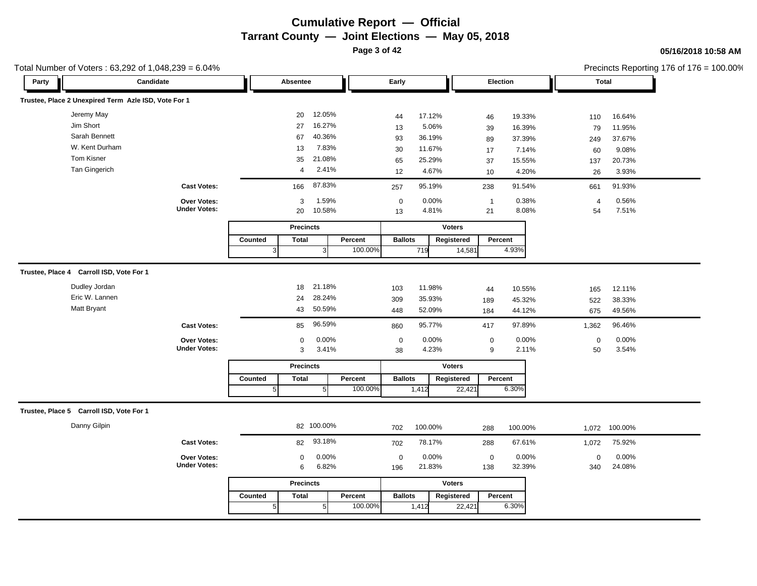# Cumulative Report — Official

## Tarrant County — Joint Elections — May 05, 2018

05/16/2018 10:58 AM

Total Number of Voters : 63,292 of 1,048,239 = 6.04%

Precincts Reporting 176 of 176 = 100.00%

### Trustee, Place 2 Unexpired Term Azle ISD, Vote For 1

| Party | Candidate | Absentee | | Early | | Election | | Total | |
|---|---|---|---|---|---|---|---|---|---|
| | Jeremy May | 20 | 12.05% | 44 | 17.12% | 46 | 19.33% | 110 | 16.64% |
| | Jim Short | 27 | 16.27% | 13 | 5.06% | 39 | 16.39% | 79 | 11.95% |
| | Sarah Bennett | 67 | 40.36% | 93 | 36.19% | 89 | 37.39% | 249 | 37.67% |
| | W. Kent Durham | 13 | 7.83% | 30 | 11.67% | 17 | 7.14% | 60 | 9.08% |
| | Tom Kisner | 35 | 21.08% | 65 | 25.29% | 37 | 15.55% | 137 | 20.73% |
| | Tan Gingerich | 4 | 2.41% | 12 | 4.67% | 10 | 4.20% | 26 | 3.93% |
| | **Cast Votes:** | 166 | 87.83% | 257 | 95.19% | 238 | 91.54% | 661 | 91.93% |
| | **Over Votes:** | 3 | 1.59% | 0 | 0.00% | 1 | 0.38% | 4 | 0.56% |
| | **Under Votes:** | 20 | 10.58% | 13 | 4.81% | 21 | 8.08% | 54 | 7.51% |

| Precincts | | | Voters | | |
|---|---|---|---|---|---|
| Counted | Total | Percent | Ballots | Registered | Percent |
| 3 | 3 | 100.00% | 719 | 14,581 | 4.93% |

### Trustee, Place 4 Carroll ISD, Vote For 1

| Party | Candidate | Absentee | | Early | | Election | | Total | |
|---|---|---|---|---|---|---|---|---|---|
| | Dudley Jordan | 18 | 21.18% | 103 | 11.98% | 44 | 10.55% | 165 | 12.11% |
| | Eric W. Lannen | 24 | 28.24% | 309 | 35.93% | 189 | 45.32% | 522 | 38.33% |
| | Matt Bryant | 43 | 50.59% | 448 | 52.09% | 184 | 44.12% | 675 | 49.56% |
| | **Cast Votes:** | 85 | 96.59% | 860 | 95.77% | 417 | 97.89% | 1,362 | 96.46% |
| | **Over Votes:** | 0 | 0.00% | 0 | 0.00% | 0 | 0.00% | 0 | 0.00% |
| | **Under Votes:** | 3 | 3.41% | 38 | 4.23% | 9 | 2.11% | 50 | 3.54% |

| Precincts | | | Voters | | |
|---|---|---|---|---|---|
| Counted | Total | Percent | Ballots | Registered | Percent |
| 5 | 5 | 100.00% | 1,412 | 22,421 | 6.30% |

### Trustee, Place 5 Carroll ISD, Vote For 1

| Party | Candidate | Absentee | | Early | | Election | | Total | |
|---|---|---|---|---|---|---|---|---|---|
| | Danny Gilpin | 82 | 100.00% | 702 | 100.00% | 288 | 100.00% | 1,072 | 100.00% |
| | **Cast Votes:** | 82 | 93.18% | 702 | 78.17% | 288 | 67.61% | 1,072 | 75.92% |
| | **Over Votes:** | 0 | 0.00% | 0 | 0.00% | 0 | 0.00% | 0 | 0.00% |
| | **Under Votes:** | 6 | 6.82% | 196 | 21.83% | 138 | 32.39% | 340 | 24.08% |

| Precincts | | | Voters | | |
|---|---|---|---|---|---|
| Counted | Total | Percent | Ballots | Registered | Percent |
| 5 | 5 | 100.00% | 1,412 | 22,421 | 6.30% |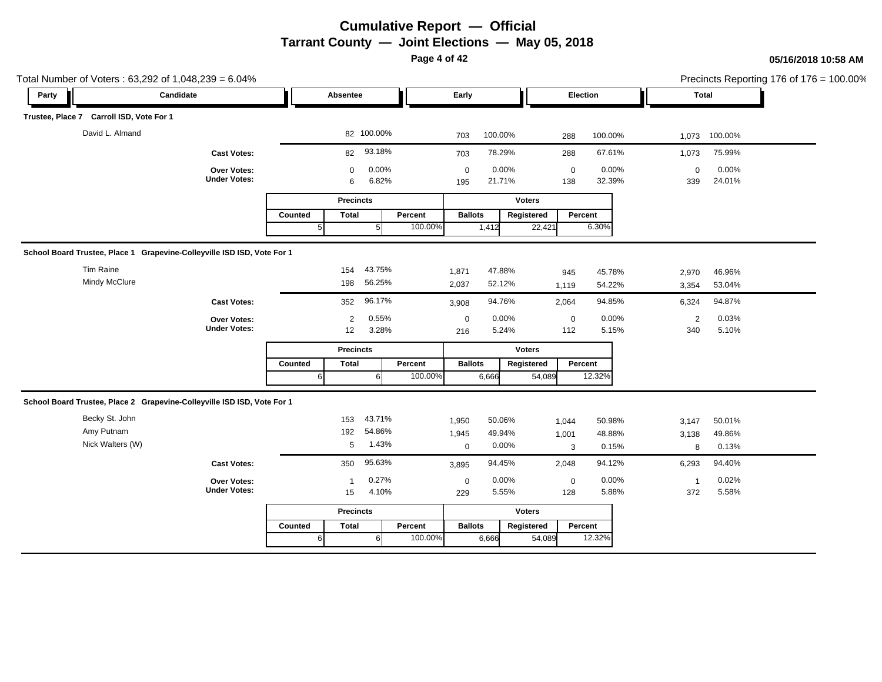# Cumulative Report — Official

## Tarrant County — Joint Elections — May 05, 2018

05/16/2018 10:58 AM

Total Number of Voters : 63,292 of 1,048,239 = 6.04%

Precincts Reporting 176 of 176 = 100.00%

### Trustee, Place 7 Carroll ISD, Vote For 1

| Party | Candidate | Absentee | | Early | | Election | | Total | |
|---|---|---|---|---|---|---|---|---|---|
| | David L. Almand | 82 | 100.00% | 703 | 100.00% | 288 | 100.00% | 1,073 | 100.00% |
| | **Cast Votes:** | 82 | 93.18% | 703 | 78.29% | 288 | 67.61% | 1,073 | 75.99% |
| | **Over Votes:** | 0 | 0.00% | 0 | 0.00% | 0 | 0.00% | 0 | 0.00% |
| | **Under Votes:** | 6 | 6.82% | 195 | 21.71% | 138 | 32.39% | 339 | 24.01% |

| Precincts | | | Voters | | |
|---|---|---|---|---|---|
| Counted | Total | Percent | Ballots | Registered | Percent |
| 5 | 5 | 100.00% | 1,412 | 22,421 | 6.30% |

### School Board Trustee, Place 1 Grapevine-Colleyville ISD ISD, Vote For 1

| Party | Candidate | Absentee | | Early | | Election | | Total | |
|---|---|---|---|---|---|---|---|---|---|
| | Tim Raine | 154 | 43.75% | 1,871 | 47.88% | 945 | 45.78% | 2,970 | 46.96% |
| | Mindy McClure | 198 | 56.25% | 2,037 | 52.12% | 1,119 | 54.22% | 3,354 | 53.04% |
| | **Cast Votes:** | 352 | 96.17% | 3,908 | 94.76% | 2,064 | 94.85% | 6,324 | 94.87% |
| | **Over Votes:** | 2 | 0.55% | 0 | 0.00% | 0 | 0.00% | 2 | 0.03% |
| | **Under Votes:** | 12 | 3.28% | 216 | 5.24% | 112 | 5.15% | 340 | 5.10% |

| Precincts | | | Voters | | |
|---|---|---|---|---|---|
| Counted | Total | Percent | Ballots | Registered | Percent |
| 6 | 6 | 100.00% | 6,666 | 54,089 | 12.32% |

### School Board Trustee, Place 2 Grapevine-Colleyville ISD ISD, Vote For 1

| Party | Candidate | Absentee | | Early | | Election | | Total | |
|---|---|---|---|---|---|---|---|---|---|
| | Becky St. John | 153 | 43.71% | 1,950 | 50.06% | 1,044 | 50.98% | 3,147 | 50.01% |
| | Amy Putnam | 192 | 54.86% | 1,945 | 49.94% | 1,001 | 48.88% | 3,138 | 49.86% |
| | Nick Walters (W) | 5 | 1.43% | 0 | 0.00% | 3 | 0.15% | 8 | 0.13% |
| | **Cast Votes:** | 350 | 95.63% | 3,895 | 94.45% | 2,048 | 94.12% | 6,293 | 94.40% |
| | **Over Votes:** | 1 | 0.27% | 0 | 0.00% | 0 | 0.00% | 1 | 0.02% |
| | **Under Votes:** | 15 | 4.10% | 229 | 5.55% | 128 | 5.88% | 372 | 5.58% |

| Precincts | | | Voters | | |
|---|---|---|---|---|---|
| Counted | Total | Percent | Ballots | Registered | Percent |
| 6 | 6 | 100.00% | 6,666 | 54,089 | 12.32% |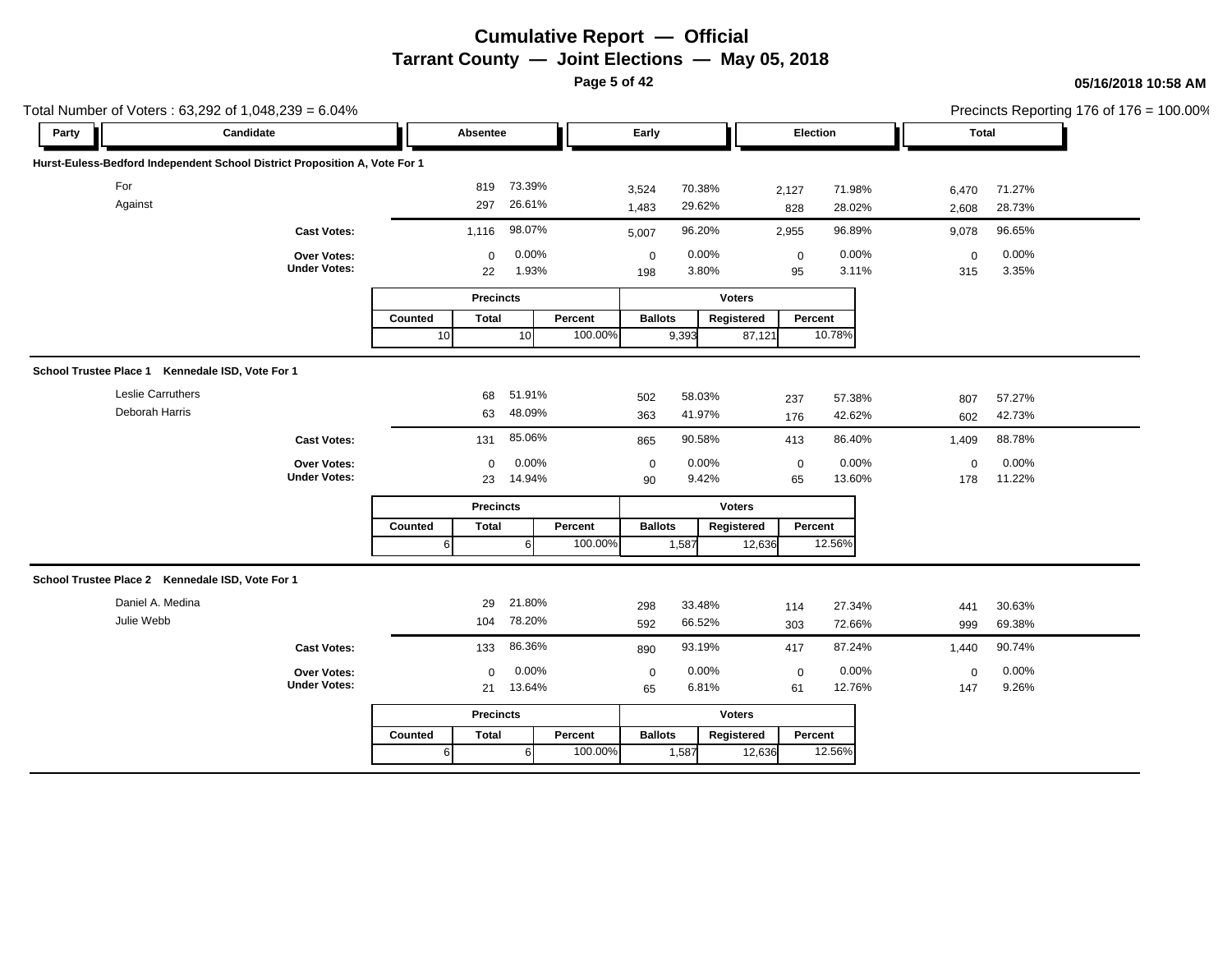# Cumulative Report — Official
## Tarrant County — Joint Elections — May 05, 2018

05/16/2018 10:58 AM

Total Number of Voters : 63,292 of 1,048,239 = 6.04%

Precincts Reporting 176 of 176 = 100.00%

### Hurst-Euless-Bedford Independent School District Proposition A, Vote For 1

| Party | Candidate | Absentee | | Early | | Election | | Total | |
|---|---|---|---|---|---|---|---|---|---|
| | For | 819 | 73.39% | 3,524 | 70.38% | 2,127 | 71.98% | 6,470 | 71.27% |
| | Against | 297 | 26.61% | 1,483 | 29.62% | 828 | 28.02% | 2,608 | 28.73% |
| | **Cast Votes:** | 1,116 | 98.07% | 5,007 | 96.20% | 2,955 | 96.89% | 9,078 | 96.65% |
| | **Over Votes:** | 0 | 0.00% | 0 | 0.00% | 0 | 0.00% | 0 | 0.00% |
| | **Under Votes:** | 22 | 1.93% | 198 | 3.80% | 95 | 3.11% | 315 | 3.35% |

| Precincts | | | Voters | | |
|---|---|---|---|---|---|
| Counted | Total | Percent | Ballots | Registered | Percent |
| 10 | 10 | 100.00% | 9,393 | 87,121 | 10.78% |

### School Trustee Place 1 Kennedale ISD, Vote For 1

| Party | Candidate | Absentee | | Early | | Election | | Total | |
|---|---|---|---|---|---|---|---|---|---|
| | Leslie Carruthers | 68 | 51.91% | 502 | 58.03% | 237 | 57.38% | 807 | 57.27% |
| | Deborah Harris | 63 | 48.09% | 363 | 41.97% | 176 | 42.62% | 602 | 42.73% |
| | **Cast Votes:** | 131 | 85.06% | 865 | 90.58% | 413 | 86.40% | 1,409 | 88.78% |
| | **Over Votes:** | 0 | 0.00% | 0 | 0.00% | 0 | 0.00% | 0 | 0.00% |
| | **Under Votes:** | 23 | 14.94% | 90 | 9.42% | 65 | 13.60% | 178 | 11.22% |

| Precincts | | | Voters | | |
|---|---|---|---|---|---|
| Counted | Total | Percent | Ballots | Registered | Percent |
| 6 | 6 | 100.00% | 1,587 | 12,636 | 12.56% |

### School Trustee Place 2 Kennedale ISD, Vote For 1

| Party | Candidate | Absentee | | Early | | Election | | Total | |
|---|---|---|---|---|---|---|---|---|---|
| | Daniel A. Medina | 29 | 21.80% | 298 | 33.48% | 114 | 27.34% | 441 | 30.63% |
| | Julie Webb | 104 | 78.20% | 592 | 66.52% | 303 | 72.66% | 999 | 69.38% |
| | **Cast Votes:** | 133 | 86.36% | 890 | 93.19% | 417 | 87.24% | 1,440 | 90.74% |
| | **Over Votes:** | 0 | 0.00% | 0 | 0.00% | 0 | 0.00% | 0 | 0.00% |
| | **Under Votes:** | 21 | 13.64% | 65 | 6.81% | 61 | 12.76% | 147 | 9.26% |

| Precincts | | | Voters | | |
|---|---|---|---|---|---|
| Counted | Total | Percent | Ballots | Registered | Percent |
| 6 | 6 | 100.00% | 1,587 | 12,636 | 12.56% |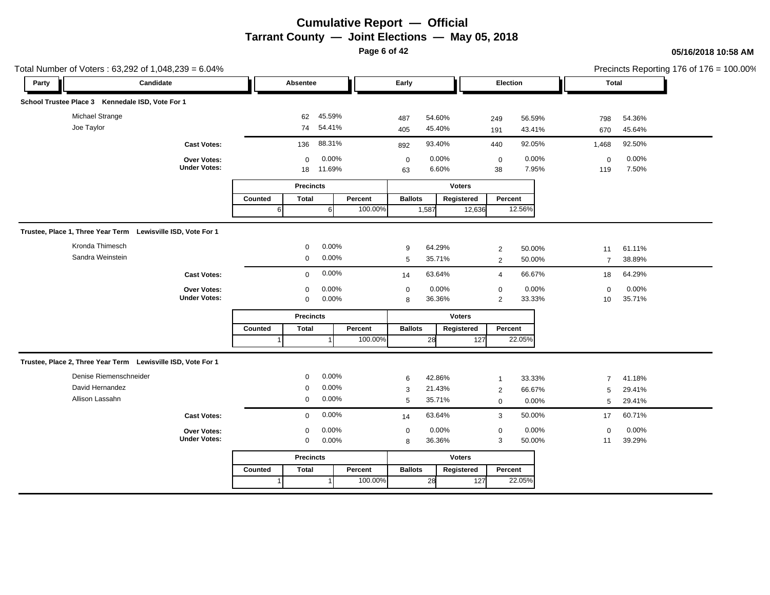# Cumulative Report — Official

## Tarrant County — Joint Elections — May 05, 2018

05/16/2018 10:58 AM

Total Number of Voters : 63,292 of 1,048,239 = 6.04%

Precincts Reporting 176 of 176 = 100.00%

### School Trustee Place 3 Kennedale ISD, Vote For 1

| Party | Candidate | Absentee | | Early | | Election | | Total | |
|---|---|---|---|---|---|---|---|---|---|
| | Michael Strange | 62 | 45.59% | 487 | 54.60% | 249 | 56.59% | 798 | 54.36% |
| | Joe Taylor | 74 | 54.41% | 405 | 45.40% | 191 | 43.41% | 670 | 45.64% |
| | **Cast Votes:** | 136 | 88.31% | 892 | 93.40% | 440 | 92.05% | 1,468 | 92.50% |
| | **Over Votes:** | 0 | 0.00% | 0 | 0.00% | 0 | 0.00% | 0 | 0.00% |
| | **Under Votes:** | 18 | 11.69% | 63 | 6.60% | 38 | 7.95% | 119 | 7.50% |

| Precincts | | | Voters | | |
|---|---|---|---|---|---|
| Counted | Total | Percent | Ballots | Registered | Percent |
| 6 | 6 | 100.00% | 1,587 | 12,636 | 12.56% |

### Trustee, Place 1, Three Year Term Lewisville ISD, Vote For 1

| Party | Candidate | Absentee | | Early | | Election | | Total | |
|---|---|---|---|---|---|---|---|---|---|
| | Kronda Thimesch | 0 | 0.00% | 9 | 64.29% | 2 | 50.00% | 11 | 61.11% |
| | Sandra Weinstein | 0 | 0.00% | 5 | 35.71% | 2 | 50.00% | 7 | 38.89% |
| | **Cast Votes:** | 0 | 0.00% | 14 | 63.64% | 4 | 66.67% | 18 | 64.29% |
| | **Over Votes:** | 0 | 0.00% | 0 | 0.00% | 0 | 0.00% | 0 | 0.00% |
| | **Under Votes:** | 0 | 0.00% | 8 | 36.36% | 2 | 33.33% | 10 | 35.71% |

| Precincts | | | Voters | | |
|---|---|---|---|---|---|
| Counted | Total | Percent | Ballots | Registered | Percent |
| 1 | 1 | 100.00% | 28 | 127 | 22.05% |

### Trustee, Place 2, Three Year Term Lewisville ISD, Vote For 1

| Party | Candidate | Absentee | | Early | | Election | | Total | |
|---|---|---|---|---|---|---|---|---|---|
| | Denise Riemenschneider | 0 | 0.00% | 6 | 42.86% | 1 | 33.33% | 7 | 41.18% |
| | David Hernandez | 0 | 0.00% | 3 | 21.43% | 2 | 66.67% | 5 | 29.41% |
| | Allison Lassahn | 0 | 0.00% | 5 | 35.71% | 0 | 0.00% | 5 | 29.41% |
| | **Cast Votes:** | 0 | 0.00% | 14 | 63.64% | 3 | 50.00% | 17 | 60.71% |
| | **Over Votes:** | 0 | 0.00% | 0 | 0.00% | 0 | 0.00% | 0 | 0.00% |
| | **Under Votes:** | 0 | 0.00% | 8 | 36.36% | 3 | 50.00% | 11 | 39.29% |

| Precincts | | | Voters | | |
|---|---|---|---|---|---|
| Counted | Total | Percent | Ballots | Registered | Percent |
| 1 | 1 | 100.00% | 28 | 127 | 22.05% |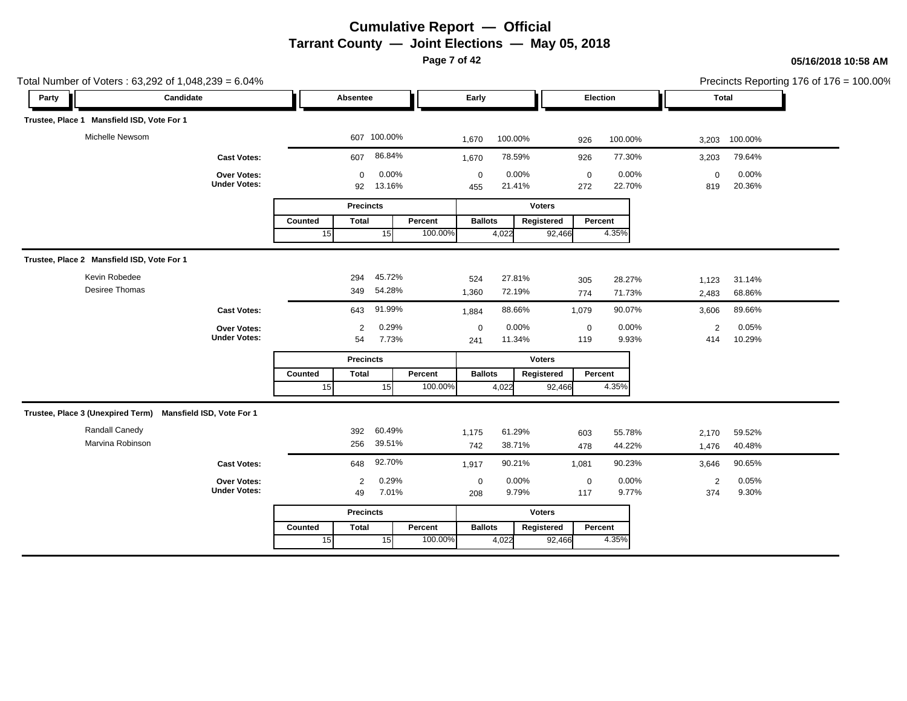# Cumulative Report — Official

## Tarrant County — Joint Elections — May 05, 2018

05/16/2018 10:58 AM

Total Number of Voters : 63,292 of 1,048,239 = 6.04%

Precincts Reporting 176 of 176 = 100.00%

### Trustee, Place 1 Mansfield ISD, Vote For 1

| Party | Candidate | Absentee | | Early | | Election | | Total | |
|---|---|---|---|---|---|---|---|---|---|
| | Michelle Newsom | 607 | 100.00% | 1,670 | 100.00% | 926 | 100.00% | 3,203 | 100.00% |
| | **Cast Votes:** | 607 | 86.84% | 1,670 | 78.59% | 926 | 77.30% | 3,203 | 79.64% |
| | **Over Votes:** | 0 | 0.00% | 0 | 0.00% | 0 | 0.00% | 0 | 0.00% |
| | **Under Votes:** | 92 | 13.16% | 455 | 21.41% | 272 | 22.70% | 819 | 20.36% |

| Precincts | | | Voters | | |
|---|---|---|---|---|---|
| Counted | Total | Percent | Ballots | Registered | Percent |
| 15 | 15 | 100.00% | 4,022 | 92,466 | 4.35% |

### Trustee, Place 2 Mansfield ISD, Vote For 1

| Party | Candidate | Absentee | | Early | | Election | | Total | |
|---|---|---|---|---|---|---|---|---|---|
| | Kevin Robedee | 294 | 45.72% | 524 | 27.81% | 305 | 28.27% | 1,123 | 31.14% |
| | Desiree Thomas | 349 | 54.28% | 1,360 | 72.19% | 774 | 71.73% | 2,483 | 68.86% |
| | **Cast Votes:** | 643 | 91.99% | 1,884 | 88.66% | 1,079 | 90.07% | 3,606 | 89.66% |
| | **Over Votes:** | 2 | 0.29% | 0 | 0.00% | 0 | 0.00% | 2 | 0.05% |
| | **Under Votes:** | 54 | 7.73% | 241 | 11.34% | 119 | 9.93% | 414 | 10.29% |

| Precincts | | | Voters | | |
|---|---|---|---|---|---|
| Counted | Total | Percent | Ballots | Registered | Percent |
| 15 | 15 | 100.00% | 4,022 | 92,466 | 4.35% |

### Trustee, Place 3 (Unexpired Term) Mansfield ISD, Vote For 1

| Party | Candidate | Absentee | | Early | | Election | | Total | |
|---|---|---|---|---|---|---|---|---|---|
| | Randall Canedy | 392 | 60.49% | 1,175 | 61.29% | 603 | 55.78% | 2,170 | 59.52% |
| | Marvina Robinson | 256 | 39.51% | 742 | 38.71% | 478 | 44.22% | 1,476 | 40.48% |
| | **Cast Votes:** | 648 | 92.70% | 1,917 | 90.21% | 1,081 | 90.23% | 3,646 | 90.65% |
| | **Over Votes:** | 2 | 0.29% | 0 | 0.00% | 0 | 0.00% | 2 | 0.05% |
| | **Under Votes:** | 49 | 7.01% | 208 | 9.79% | 117 | 9.77% | 374 | 9.30% |

| Precincts | | | Voters | | |
|---|---|---|---|---|---|
| Counted | Total | Percent | Ballots | Registered | Percent |
| 15 | 15 | 100.00% | 4,022 | 92,466 | 4.35% |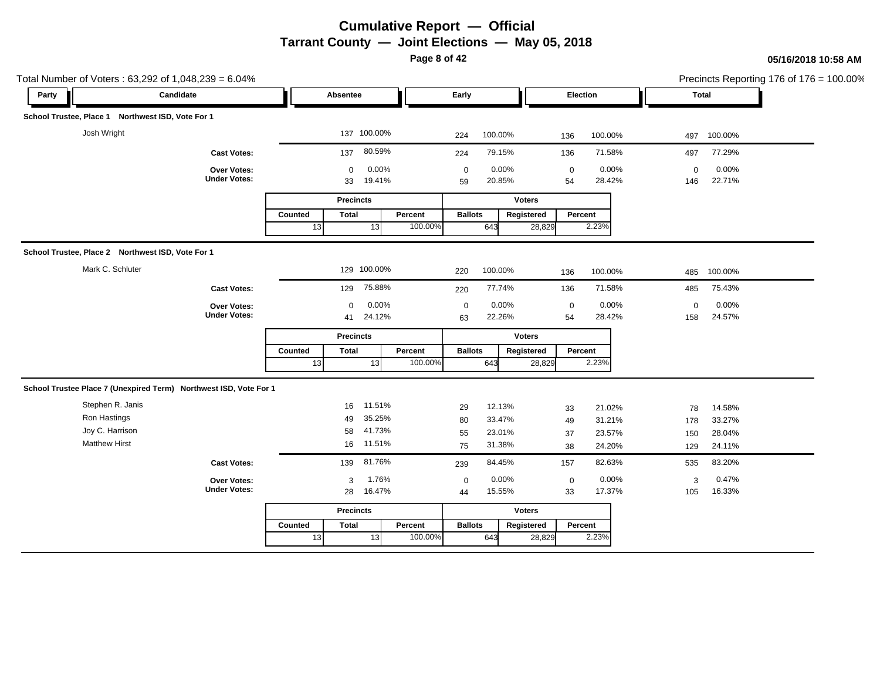# Cumulative Report — Official

## Tarrant County — Joint Elections — May 05, 2018

05/16/2018 10:58 AM

Total Number of Voters : 63,292 of 1,048,239 = 6.04%

Precincts Reporting 176 of 176 = 100.00%

### School Trustee, Place 1 Northwest ISD, Vote For 1

| Party | Candidate | Absentee | | Early | | Election | | Total | |
|---|---|---|---|---|---|---|---|---|---|
| | Josh Wright | 137 | 100.00% | 224 | 100.00% | 136 | 100.00% | 497 | 100.00% |
| | **Cast Votes:** | 137 | 80.59% | 224 | 79.15% | 136 | 71.58% | 497 | 77.29% |
| | **Over Votes:** | 0 | 0.00% | 0 | 0.00% | 0 | 0.00% | 0 | 0.00% |
| | **Under Votes:** | 33 | 19.41% | 59 | 20.85% | 54 | 28.42% | 146 | 22.71% |

| Precincts | | | Voters | | |
|---|---|---|---|---|---|
| Counted | Total | Percent | Ballots | Registered | Percent |
| 13 | 13 | 100.00% | 643 | 28,829 | 2.23% |

### School Trustee, Place 2 Northwest ISD, Vote For 1

| Party | Candidate | Absentee | | Early | | Election | | Total | |
|---|---|---|---|---|---|---|---|---|---|
| | Mark C. Schluter | 129 | 100.00% | 220 | 100.00% | 136 | 100.00% | 485 | 100.00% |
| | **Cast Votes:** | 129 | 75.88% | 220 | 77.74% | 136 | 71.58% | 485 | 75.43% |
| | **Over Votes:** | 0 | 0.00% | 0 | 0.00% | 0 | 0.00% | 0 | 0.00% |
| | **Under Votes:** | 41 | 24.12% | 63 | 22.26% | 54 | 28.42% | 158 | 24.57% |

| Precincts | | | Voters | | |
|---|---|---|---|---|---|
| Counted | Total | Percent | Ballots | Registered | Percent |
| 13 | 13 | 100.00% | 643 | 28,829 | 2.23% |

### School Trustee Place 7 (Unexpired Term) Northwest ISD, Vote For 1

| Party | Candidate | Absentee | | Early | | Election | | Total | |
|---|---|---|---|---|---|---|---|---|---|
| | Stephen R. Janis | 16 | 11.51% | 29 | 12.13% | 33 | 21.02% | 78 | 14.58% |
| | Ron Hastings | 49 | 35.25% | 80 | 33.47% | 49 | 31.21% | 178 | 33.27% |
| | Joy C. Harrison | 58 | 41.73% | 55 | 23.01% | 37 | 23.57% | 150 | 28.04% |
| | Matthew Hirst | 16 | 11.51% | 75 | 31.38% | 38 | 24.20% | 129 | 24.11% |
| | **Cast Votes:** | 139 | 81.76% | 239 | 84.45% | 157 | 82.63% | 535 | 83.20% |
| | **Over Votes:** | 3 | 1.76% | 0 | 0.00% | 0 | 0.00% | 3 | 0.47% |
| | **Under Votes:** | 28 | 16.47% | 44 | 15.55% | 33 | 17.37% | 105 | 16.33% |

| Precincts | | | Voters | | |
|---|---|---|---|---|---|
| Counted | Total | Percent | Ballots | Registered | Percent |
| 13 | 13 | 100.00% | 643 | 28,829 | 2.23% |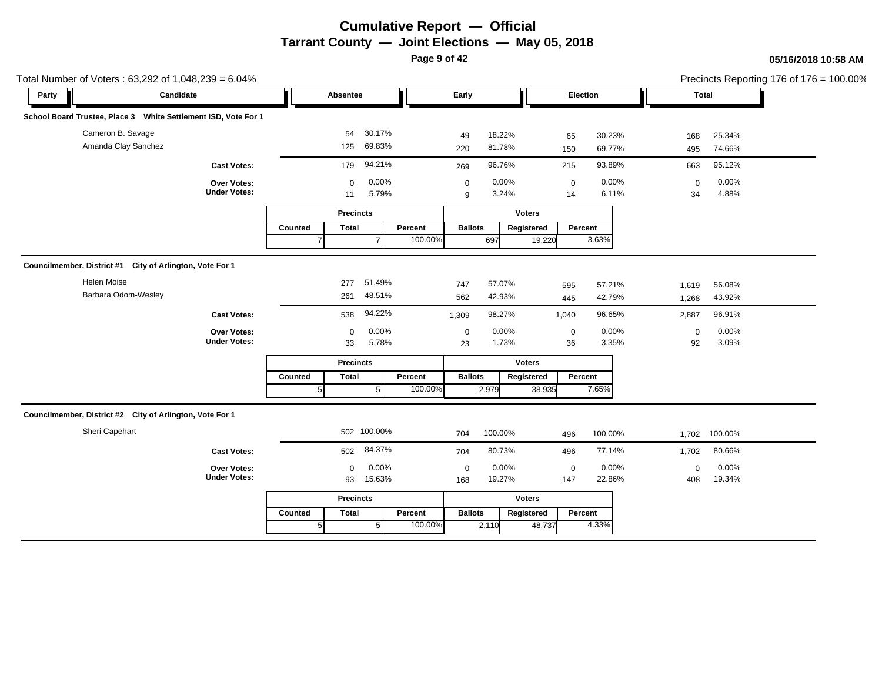# Cumulative Report — Official

## Tarrant County — Joint Elections — May 05, 2018

05/16/2018 10:58 AM

Total Number of Voters : 63,292 of 1,048,239 = 6.04%

Precincts Reporting 176 of 176 = 100.00%

### School Board Trustee, Place 3 White Settlement ISD, Vote For 1

| Party | Candidate | Absentee | | Early | | Election | | Total | |
|---|---|---|---|---|---|---|---|---|---|
| | Cameron B. Savage | 54 | 30.17% | 49 | 18.22% | 65 | 30.23% | 168 | 25.34% |
| | Amanda Clay Sanchez | 125 | 69.83% | 220 | 81.78% | 150 | 69.77% | 495 | 74.66% |
| | **Cast Votes:** | 179 | 94.21% | 269 | 96.76% | 215 | 93.89% | 663 | 95.12% |
| | **Over Votes:** | 0 | 0.00% | 0 | 0.00% | 0 | 0.00% | 0 | 0.00% |
| | **Under Votes:** | 11 | 5.79% | 9 | 3.24% | 14 | 6.11% | 34 | 4.88% |

| Precincts | | | Voters | | |
|---|---|---|---|---|---|
| Counted | Total | Percent | Ballots | Registered | Percent |
| 7 | 7 | 100.00% | 697 | 19,220 | 3.63% |

### Councilmember, District #1 City of Arlington, Vote For 1

| Party | Candidate | Absentee | | Early | | Election | | Total | |
|---|---|---|---|---|---|---|---|---|---|
| | Helen Moise | 277 | 51.49% | 747 | 57.07% | 595 | 57.21% | 1,619 | 56.08% |
| | Barbara Odom-Wesley | 261 | 48.51% | 562 | 42.93% | 445 | 42.79% | 1,268 | 43.92% |
| | **Cast Votes:** | 538 | 94.22% | 1,309 | 98.27% | 1,040 | 96.65% | 2,887 | 96.91% |
| | **Over Votes:** | 0 | 0.00% | 0 | 0.00% | 0 | 0.00% | 0 | 0.00% |
| | **Under Votes:** | 33 | 5.78% | 23 | 1.73% | 36 | 3.35% | 92 | 3.09% |

| Precincts | | | Voters | | |
|---|---|---|---|---|---|
| Counted | Total | Percent | Ballots | Registered | Percent |
| 5 | 5 | 100.00% | 2,979 | 38,935 | 7.65% |

### Councilmember, District #2 City of Arlington, Vote For 1

| Party | Candidate | Absentee | | Early | | Election | | Total | |
|---|---|---|---|---|---|---|---|---|---|
| | Sheri Capehart | 502 | 100.00% | 704 | 100.00% | 496 | 100.00% | 1,702 | 100.00% |
| | **Cast Votes:** | 502 | 84.37% | 704 | 80.73% | 496 | 77.14% | 1,702 | 80.66% |
| | **Over Votes:** | 0 | 0.00% | 0 | 0.00% | 0 | 0.00% | 0 | 0.00% |
| | **Under Votes:** | 93 | 15.63% | 168 | 19.27% | 147 | 22.86% | 408 | 19.34% |

| Precincts | | | Voters | | |
|---|---|---|---|---|---|
| Counted | Total | Percent | Ballots | Registered | Percent |
| 5 | 5 | 100.00% | 2,110 | 48,737 | 4.33% |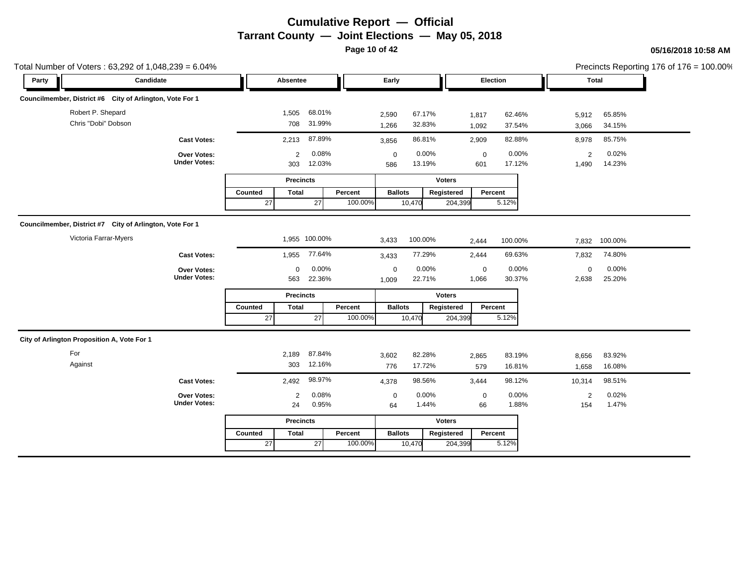# Cumulative Report — Official

## Tarrant County — Joint Elections — May 05, 2018

05/16/2018 10:58 AM

Total Number of Voters : 63,292 of 1,048,239 = 6.04%

Precincts Reporting 176 of 176 = 100.00%

### Councilmember, District #6 City of Arlington, Vote For 1

| Party | Candidate | Absentee | | Early | | Election | | Total | |
|---|---|---|---|---|---|---|---|---|---|
| | Robert P. Shepard | 1,505 | 68.01% | 2,590 | 67.17% | 1,817 | 62.46% | 5,912 | 65.85% |
| | Chris "Dobi" Dobson | 708 | 31.99% | 1,266 | 32.83% | 1,092 | 37.54% | 3,066 | 34.15% |
| | **Cast Votes:** | 2,213 | 87.89% | 3,856 | 86.81% | 2,909 | 82.88% | 8,978 | 85.75% |
| | **Over Votes:** | 2 | 0.08% | 0 | 0.00% | 0 | 0.00% | 2 | 0.02% |
| | **Under Votes:** | 303 | 12.03% | 586 | 13.19% | 601 | 17.12% | 1,490 | 14.23% |

| Precincts | | | Voters | | |
|---|---|---|---|---|---|
| Counted | Total | Percent | Ballots | Registered | Percent |
| 27 | 27 | 100.00% | 10,470 | 204,399 | 5.12% |

### Councilmember, District #7 City of Arlington, Vote For 1

| Party | Candidate | Absentee | | Early | | Election | | Total | |
|---|---|---|---|---|---|---|---|---|---|
| | Victoria Farrar-Myers | 1,955 | 100.00% | 3,433 | 100.00% | 2,444 | 100.00% | 7,832 | 100.00% |
| | **Cast Votes:** | 1,955 | 77.64% | 3,433 | 77.29% | 2,444 | 69.63% | 7,832 | 74.80% |
| | **Over Votes:** | 0 | 0.00% | 0 | 0.00% | 0 | 0.00% | 0 | 0.00% |
| | **Under Votes:** | 563 | 22.36% | 1,009 | 22.71% | 1,066 | 30.37% | 2,638 | 25.20% |

| Precincts | | | Voters | | |
|---|---|---|---|---|---|
| Counted | Total | Percent | Ballots | Registered | Percent |
| 27 | 27 | 100.00% | 10,470 | 204,399 | 5.12% |

### City of Arlington Proposition A, Vote For 1

| Party | Candidate | Absentee | | Early | | Election | | Total | |
|---|---|---|---|---|---|---|---|---|---|
| | For | 2,189 | 87.84% | 3,602 | 82.28% | 2,865 | 83.19% | 8,656 | 83.92% |
| | Against | 303 | 12.16% | 776 | 17.72% | 579 | 16.81% | 1,658 | 16.08% |
| | **Cast Votes:** | 2,492 | 98.97% | 4,378 | 98.56% | 3,444 | 98.12% | 10,314 | 98.51% |
| | **Over Votes:** | 2 | 0.08% | 0 | 0.00% | 0 | 0.00% | 2 | 0.02% |
| | **Under Votes:** | 24 | 0.95% | 64 | 1.44% | 66 | 1.88% | 154 | 1.47% |

| Precincts | | | Voters | | |
|---|---|---|---|---|---|
| Counted | Total | Percent | Ballots | Registered | Percent |
| 27 | 27 | 100.00% | 10,470 | 204,399 | 5.12% |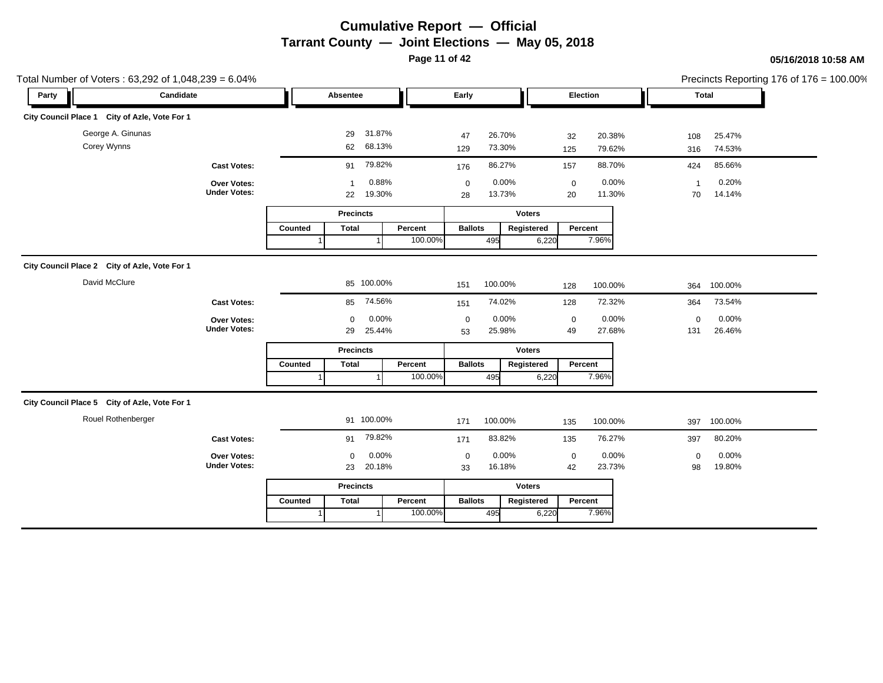# Cumulative Report — Official

## Tarrant County — Joint Elections — May 05, 2018

05/16/2018 10:58 AM

Total Number of Voters : 63,292 of 1,048,239 = 6.04%

Precincts Reporting 176 of 176 = 100.00%

| Party | Candidate | Absentee | | Early | | Election | | Total | |
|---|---|---|---|---|---|---|---|---|---|
| **City Council Place 1 City of Azle, Vote For 1** | | | | | | | | | |
| | George A. Ginunas | 29 | 31.87% | 47 | 26.70% | 32 | 20.38% | 108 | 25.47% |
| | Corey Wynns | 62 | 68.13% | 129 | 73.30% | 125 | 79.62% | 316 | 74.53% |
| | **Cast Votes:** | 91 | 79.82% | 176 | 86.27% | 157 | 88.70% | 424 | 85.66% |
| | **Over Votes:** | 1 | 0.88% | 0 | 0.00% | 0 | 0.00% | 1 | 0.20% |
| | **Under Votes:** | 22 | 19.30% | 28 | 13.73% | 20 | 11.30% | 70 | 14.14% |

| Precincts | | | Voters | | |
|---|---|---|---|---|---|
| Counted | Total | Percent | Ballots | Registered | Percent |
| 1 | 1 | 100.00% | 495 | 6,220 | 7.96% |

| Party | Candidate | Absentee | | Early | | Election | | Total | |
|---|---|---|---|---|---|---|---|---|---|
| **City Council Place 2 City of Azle, Vote For 1** | | | | | | | | | |
| | David McClure | 85 | 100.00% | 151 | 100.00% | 128 | 100.00% | 364 | 100.00% |
| | **Cast Votes:** | 85 | 74.56% | 151 | 74.02% | 128 | 72.32% | 364 | 73.54% |
| | **Over Votes:** | 0 | 0.00% | 0 | 0.00% | 0 | 0.00% | 0 | 0.00% |
| | **Under Votes:** | 29 | 25.44% | 53 | 25.98% | 49 | 27.68% | 131 | 26.46% |

| Precincts | | | Voters | | |
|---|---|---|---|---|---|
| Counted | Total | Percent | Ballots | Registered | Percent |
| 1 | 1 | 100.00% | 495 | 6,220 | 7.96% |

| Party | Candidate | Absentee | | Early | | Election | | Total | |
|---|---|---|---|---|---|---|---|---|---|
| **City Council Place 5 City of Azle, Vote For 1** | | | | | | | | | |
| | Rouel Rothenberger | 91 | 100.00% | 171 | 100.00% | 135 | 100.00% | 397 | 100.00% |
| | **Cast Votes:** | 91 | 79.82% | 171 | 83.82% | 135 | 76.27% | 397 | 80.20% |
| | **Over Votes:** | 0 | 0.00% | 0 | 0.00% | 0 | 0.00% | 0 | 0.00% |
| | **Under Votes:** | 23 | 20.18% | 33 | 16.18% | 42 | 23.73% | 98 | 19.80% |

| Precincts | | | Voters | | |
|---|---|---|---|---|---|
| Counted | Total | Percent | Ballots | Registered | Percent |
| 1 | 1 | 100.00% | 495 | 6,220 | 7.96% |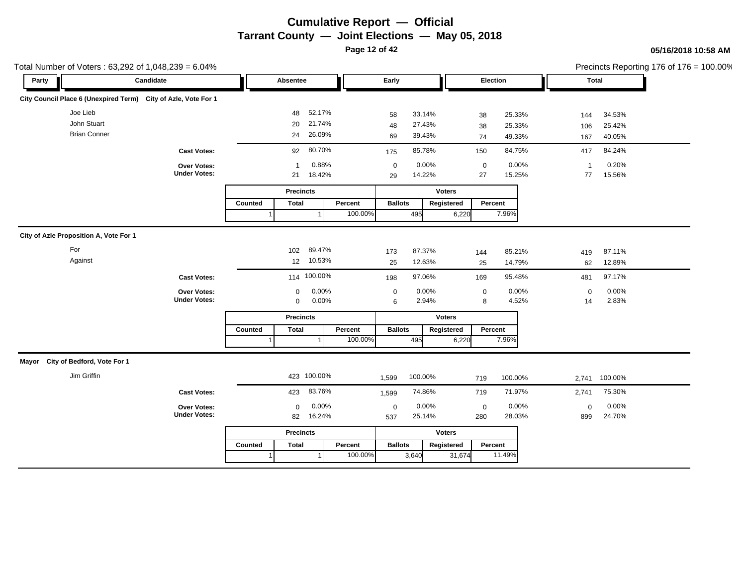# Cumulative Report — Official

## Tarrant County — Joint Elections — May 05, 2018

05/16/2018 10:58 AM

Total Number of Voters : 63,292 of 1,048,239 = 6.04%

Precincts Reporting 176 of 176 = 100.00%

### City Council Place 6 (Unexpired Term) City of Azle, Vote For 1

| Party | Candidate | Absentee | | Early | | Election | | Total | |
|---|---|---|---|---|---|---|---|---|---|
| | Joe Lieb | 48 | 52.17% | 58 | 33.14% | 38 | 25.33% | 144 | 34.53% |
| | John Stuart | 20 | 21.74% | 48 | 27.43% | 38 | 25.33% | 106 | 25.42% |
| | Brian Conner | 24 | 26.09% | 69 | 39.43% | 74 | 49.33% | 167 | 40.05% |
| | **Cast Votes:** | 92 | 80.70% | 175 | 85.78% | 150 | 84.75% | 417 | 84.24% |
| | **Over Votes:** | 1 | 0.88% | 0 | 0.00% | 0 | 0.00% | 1 | 0.20% |
| | **Under Votes:** | 21 | 18.42% | 29 | 14.22% | 27 | 15.25% | 77 | 15.56% |

| Precincts | | | Voters | | |
|---|---|---|---|---|---|
| Counted | Total | Percent | Ballots | Registered | Percent |
| 1 | 1 | 100.00% | 495 | 6,220 | 7.96% |

### City of Azle Proposition A, Vote For 1

| Party | Candidate | Absentee | | Early | | Election | | Total | |
|---|---|---|---|---|---|---|---|---|---|
| | For | 102 | 89.47% | 173 | 87.37% | 144 | 85.21% | 419 | 87.11% |
| | Against | 12 | 10.53% | 25 | 12.63% | 25 | 14.79% | 62 | 12.89% |
| | **Cast Votes:** | 114 | 100.00% | 198 | 97.06% | 169 | 95.48% | 481 | 97.17% |
| | **Over Votes:** | 0 | 0.00% | 0 | 0.00% | 0 | 0.00% | 0 | 0.00% |
| | **Under Votes:** | 0 | 0.00% | 6 | 2.94% | 8 | 4.52% | 14 | 2.83% |

| Precincts | | | Voters | | |
|---|---|---|---|---|---|
| Counted | Total | Percent | Ballots | Registered | Percent |
| 1 | 1 | 100.00% | 495 | 6,220 | 7.96% |

### Mayor City of Bedford, Vote For 1

| Party | Candidate | Absentee | | Early | | Election | | Total | |
|---|---|---|---|---|---|---|---|---|---|
| | Jim Griffin | 423 | 100.00% | 1,599 | 100.00% | 719 | 100.00% | 2,741 | 100.00% |
| | **Cast Votes:** | 423 | 83.76% | 1,599 | 74.86% | 719 | 71.97% | 2,741 | 75.30% |
| | **Over Votes:** | 0 | 0.00% | 0 | 0.00% | 0 | 0.00% | 0 | 0.00% |
| | **Under Votes:** | 82 | 16.24% | 537 | 25.14% | 280 | 28.03% | 899 | 24.70% |

| Precincts | | | Voters | | |
|---|---|---|---|---|---|
| Counted | Total | Percent | Ballots | Registered | Percent |
| 1 | 1 | 100.00% | 3,640 | 31,674 | 11.49% |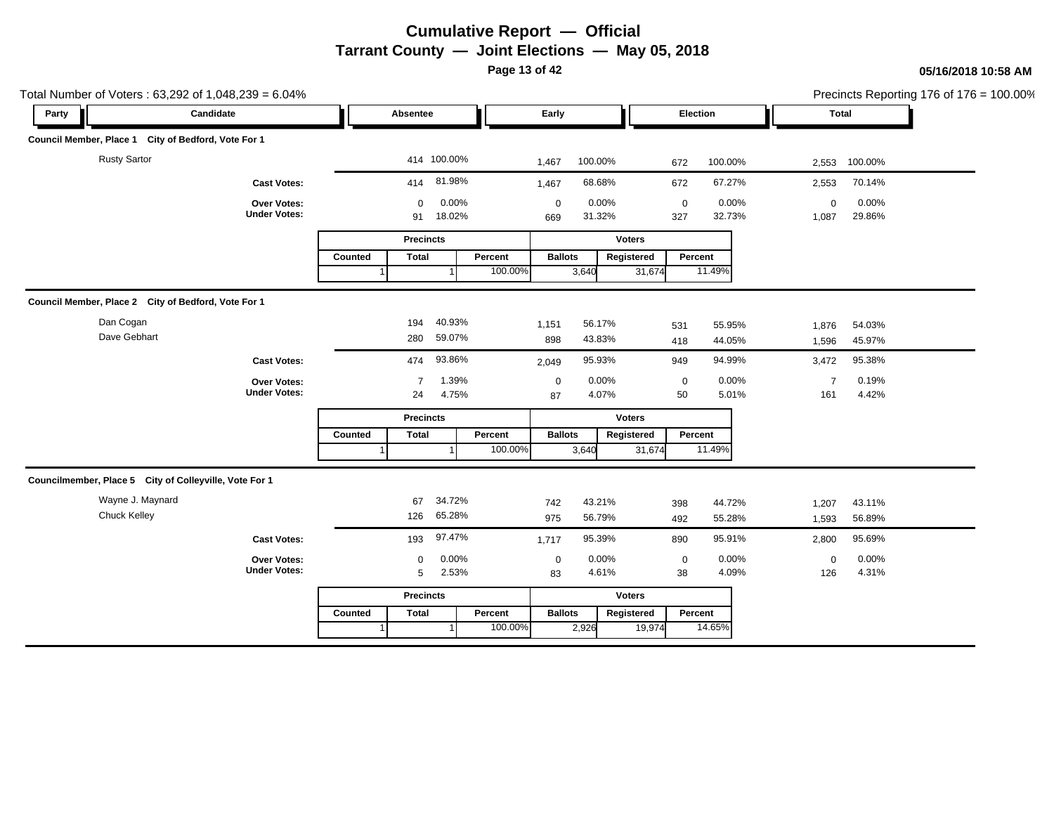# Cumulative Report — Official

## Tarrant County — Joint Elections — May 05, 2018

05/16/2018 10:58 AM

Total Number of Voters : 63,292 of 1,048,239 = 6.04%

Precincts Reporting 176 of 176 = 100.00%

### Council Member, Place 1 City of Bedford, Vote For 1

| Party | Candidate | Absentee | | Early | | Election | | Total | |
|---|---|---|---|---|---|---|---|---|---|
| | Rusty Sartor | 414 | 100.00% | 1,467 | 100.00% | 672 | 100.00% | 2,553 | 100.00% |
| | **Cast Votes:** | 414 | 81.98% | 1,467 | 68.68% | 672 | 67.27% | 2,553 | 70.14% |
| | **Over Votes:** | 0 | 0.00% | 0 | 0.00% | 0 | 0.00% | 0 | 0.00% |
| | **Under Votes:** | 91 | 18.02% | 669 | 31.32% | 327 | 32.73% | 1,087 | 29.86% |

| Precincts | | | Voters | | |
|---|---|---|---|---|---|
| Counted | Total | Percent | Ballots | Registered | Percent |
| 1 | 1 | 100.00% | 3,640 | 31,674 | 11.49% |

### Council Member, Place 2 City of Bedford, Vote For 1

| Party | Candidate | Absentee | | Early | | Election | | Total | |
|---|---|---|---|---|---|---|---|---|---|
| | Dan Cogan | 194 | 40.93% | 1,151 | 56.17% | 531 | 55.95% | 1,876 | 54.03% |
| | Dave Gebhart | 280 | 59.07% | 898 | 43.83% | 418 | 44.05% | 1,596 | 45.97% |
| | **Cast Votes:** | 474 | 93.86% | 2,049 | 95.93% | 949 | 94.99% | 3,472 | 95.38% |
| | **Over Votes:** | 7 | 1.39% | 0 | 0.00% | 0 | 0.00% | 7 | 0.19% |
| | **Under Votes:** | 24 | 4.75% | 87 | 4.07% | 50 | 5.01% | 161 | 4.42% |

| Precincts | | | Voters | | |
|---|---|---|---|---|---|
| Counted | Total | Percent | Ballots | Registered | Percent |
| 1 | 1 | 100.00% | 3,640 | 31,674 | 11.49% |

### Councilmember, Place 5 City of Colleyville, Vote For 1

| Party | Candidate | Absentee | | Early | | Election | | Total | |
|---|---|---|---|---|---|---|---|---|---|
| | Wayne J. Maynard | 67 | 34.72% | 742 | 43.21% | 398 | 44.72% | 1,207 | 43.11% |
| | Chuck Kelley | 126 | 65.28% | 975 | 56.79% | 492 | 55.28% | 1,593 | 56.89% |
| | **Cast Votes:** | 193 | 97.47% | 1,717 | 95.39% | 890 | 95.91% | 2,800 | 95.69% |
| | **Over Votes:** | 0 | 0.00% | 0 | 0.00% | 0 | 0.00% | 0 | 0.00% |
| | **Under Votes:** | 5 | 2.53% | 83 | 4.61% | 38 | 4.09% | 126 | 4.31% |

| Precincts | | | Voters | | |
|---|---|---|---|---|---|
| Counted | Total | Percent | Ballots | Registered | Percent |
| 1 | 1 | 100.00% | 2,926 | 19,974 | 14.65% |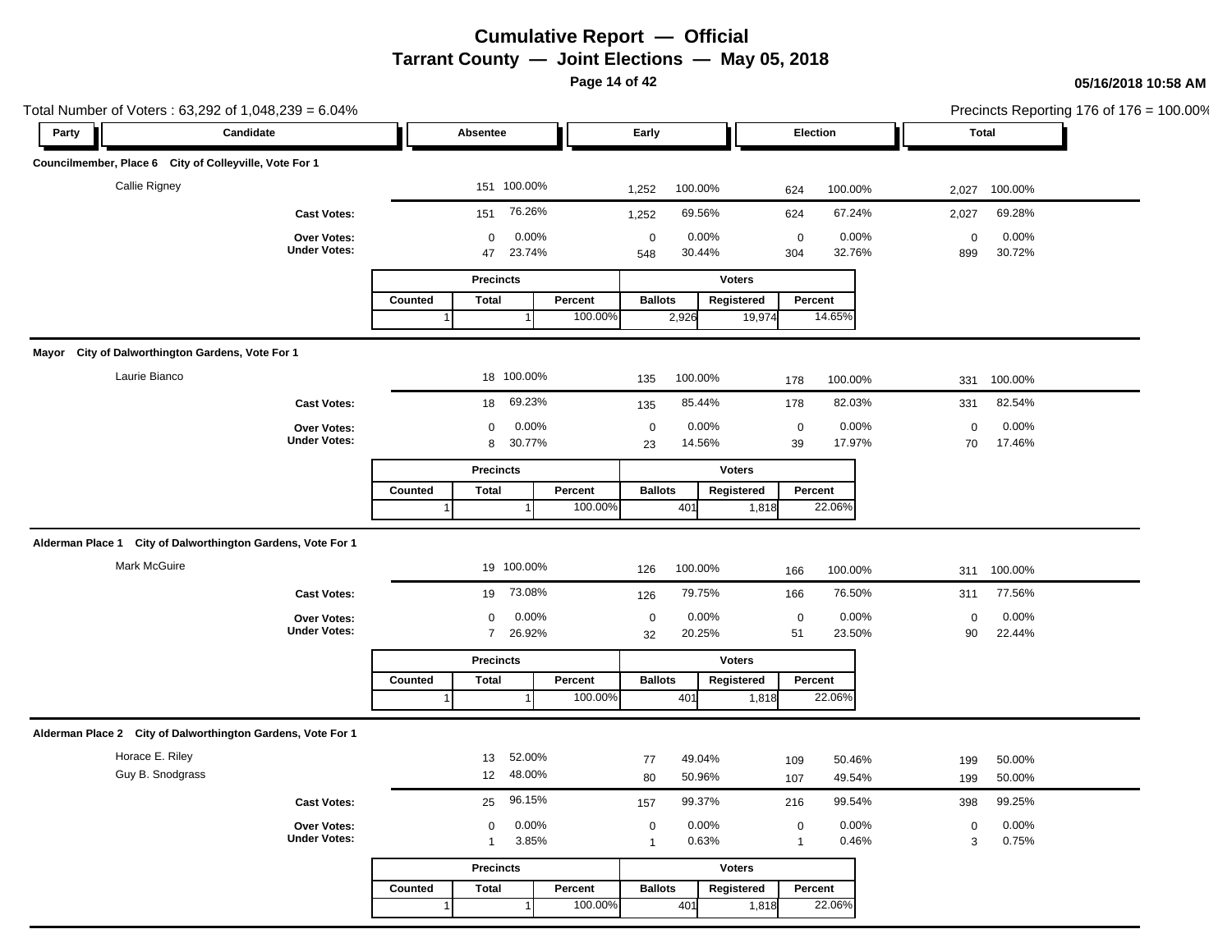# Cumulative Report — Official

## Tarrant County — Joint Elections — May 05, 2018

05/16/2018 10:58 AM

Total Number of Voters : 63,292 of 1,048,239 = 6.04%

Precincts Reporting 176 of 176 = 100.00%

### Councilmember, Place 6 City of Colleyville, Vote For 1

| Party | Candidate | Absentee | | Early | | Election | | Total | |
|---|---|---|---|---|---|---|---|---|---|
| | Callie Rigney | 151 | 100.00% | 1,252 | 100.00% | 624 | 100.00% | 2,027 | 100.00% |
| | **Cast Votes:** | 151 | 76.26% | 1,252 | 69.56% | 624 | 67.24% | 2,027 | 69.28% |
| | **Over Votes:** | 0 | 0.00% | 0 | 0.00% | 0 | 0.00% | 0 | 0.00% |
| | **Under Votes:** | 47 | 23.74% | 548 | 30.44% | 304 | 32.76% | 899 | 30.72% |

| Precincts | | | Voters | | |
|---|---|---|---|---|---|
| Counted | Total | Percent | Ballots | Registered | Percent |
| 1 | 1 | 100.00% | 2,926 | 19,974 | 14.65% |

### Mayor City of Dalworthington Gardens, Vote For 1

| Party | Candidate | Absentee | | Early | | Election | | Total | |
|---|---|---|---|---|---|---|---|---|---|
| | Laurie Bianco | 18 | 100.00% | 135 | 100.00% | 178 | 100.00% | 331 | 100.00% |
| | **Cast Votes:** | 18 | 69.23% | 135 | 85.44% | 178 | 82.03% | 331 | 82.54% |
| | **Over Votes:** | 0 | 0.00% | 0 | 0.00% | 0 | 0.00% | 0 | 0.00% |
| | **Under Votes:** | 8 | 30.77% | 23 | 14.56% | 39 | 17.97% | 70 | 17.46% |

| Precincts | | | Voters | | |
|---|---|---|---|---|---|
| Counted | Total | Percent | Ballots | Registered | Percent |
| 1 | 1 | 100.00% | 401 | 1,818 | 22.06% |

### Alderman Place 1 City of Dalworthington Gardens, Vote For 1

| Party | Candidate | Absentee | | Early | | Election | | Total | |
|---|---|---|---|---|---|---|---|---|---|
| | Mark McGuire | 19 | 100.00% | 126 | 100.00% | 166 | 100.00% | 311 | 100.00% |
| | **Cast Votes:** | 19 | 73.08% | 126 | 79.75% | 166 | 76.50% | 311 | 77.56% |
| | **Over Votes:** | 0 | 0.00% | 0 | 0.00% | 0 | 0.00% | 0 | 0.00% |
| | **Under Votes:** | 7 | 26.92% | 32 | 20.25% | 51 | 23.50% | 90 | 22.44% |

| Precincts | | | Voters | | |
|---|---|---|---|---|---|
| Counted | Total | Percent | Ballots | Registered | Percent |
| 1 | 1 | 100.00% | 401 | 1,818 | 22.06% |

### Alderman Place 2 City of Dalworthington Gardens, Vote For 1

| Party | Candidate | Absentee | | Early | | Election | | Total | |
|---|---|---|---|---|---|---|---|---|---|
| | Horace E. Riley | 13 | 52.00% | 77 | 49.04% | 109 | 50.46% | 199 | 50.00% |
| | Guy B. Snodgrass | 12 | 48.00% | 80 | 50.96% | 107 | 49.54% | 199 | 50.00% |
| | **Cast Votes:** | 25 | 96.15% | 157 | 99.37% | 216 | 99.54% | 398 | 99.25% |
| | **Over Votes:** | 0 | 0.00% | 0 | 0.00% | 0 | 0.00% | 0 | 0.00% |
| | **Under Votes:** | 1 | 3.85% | 1 | 0.63% | 1 | 0.46% | 3 | 0.75% |

| Precincts | | | Voters | | |
|---|---|---|---|---|---|
| Counted | Total | Percent | Ballots | Registered | Percent |
| 1 | 1 | 100.00% | 401 | 1,818 | 22.06% |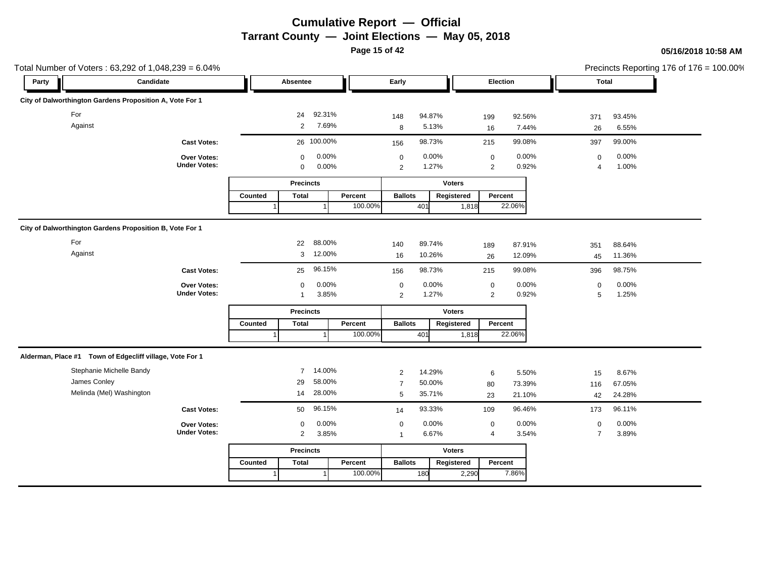# Cumulative Report — Official

## Tarrant County — Joint Elections — May 05, 2018

05/16/2018 10:58 AM

Total Number of Voters : 63,292 of 1,048,239 = 6.04%

Precincts Reporting 176 of 176 = 100.00%

### City of Dalworthington Gardens Proposition A, Vote For 1

| Party | Candidate | Absentee | | Early | | Election | | Total | |
|---|---|---|---|---|---|---|---|---|---|
| | For | 24 | 92.31% | 148 | 94.87% | 199 | 92.56% | 371 | 93.45% |
| | Against | 2 | 7.69% | 8 | 5.13% | 16 | 7.44% | 26 | 6.55% |
| | **Cast Votes:** | 26 | 100.00% | 156 | 98.73% | 215 | 99.08% | 397 | 99.00% |
| | **Over Votes:** | 0 | 0.00% | 0 | 0.00% | 0 | 0.00% | 0 | 0.00% |
| | **Under Votes:** | 0 | 0.00% | 2 | 1.27% | 2 | 0.92% | 4 | 1.00% |

| Precincts | | | Voters | | |
|---|---|---|---|---|---|
| Counted | Total | Percent | Ballots | Registered | Percent |
| 1 | 1 | 100.00% | 401 | 1,818 | 22.06% |

### City of Dalworthington Gardens Proposition B, Vote For 1

| Party | Candidate | Absentee | | Early | | Election | | Total | |
|---|---|---|---|---|---|---|---|---|---|
| | For | 22 | 88.00% | 140 | 89.74% | 189 | 87.91% | 351 | 88.64% |
| | Against | 3 | 12.00% | 16 | 10.26% | 26 | 12.09% | 45 | 11.36% |
| | **Cast Votes:** | 25 | 96.15% | 156 | 98.73% | 215 | 99.08% | 396 | 98.75% |
| | **Over Votes:** | 0 | 0.00% | 0 | 0.00% | 0 | 0.00% | 0 | 0.00% |
| | **Under Votes:** | 1 | 3.85% | 2 | 1.27% | 2 | 0.92% | 5 | 1.25% |

| Precincts | | | Voters | | |
|---|---|---|---|---|---|
| Counted | Total | Percent | Ballots | Registered | Percent |
| 1 | 1 | 100.00% | 401 | 1,818 | 22.06% |

### Alderman, Place #1 Town of Edgecliff village, Vote For 1

| Party | Candidate | Absentee | | Early | | Election | | Total | |
|---|---|---|---|---|---|---|---|---|---|
| | Stephanie Michelle Bandy | 7 | 14.00% | 2 | 14.29% | 6 | 5.50% | 15 | 8.67% |
| | James Conley | 29 | 58.00% | 7 | 50.00% | 80 | 73.39% | 116 | 67.05% |
| | Melinda (Mel) Washington | 14 | 28.00% | 5 | 35.71% | 23 | 21.10% | 42 | 24.28% |
| | **Cast Votes:** | 50 | 96.15% | 14 | 93.33% | 109 | 96.46% | 173 | 96.11% |
| | **Over Votes:** | 0 | 0.00% | 0 | 0.00% | 0 | 0.00% | 0 | 0.00% |
| | **Under Votes:** | 2 | 3.85% | 1 | 6.67% | 4 | 3.54% | 7 | 3.89% |

| Precincts | | | Voters | | |
|---|---|---|---|---|---|
| Counted | Total | Percent | Ballots | Registered | Percent |
| 1 | 1 | 100.00% | 180 | 2,290 | 7.86% |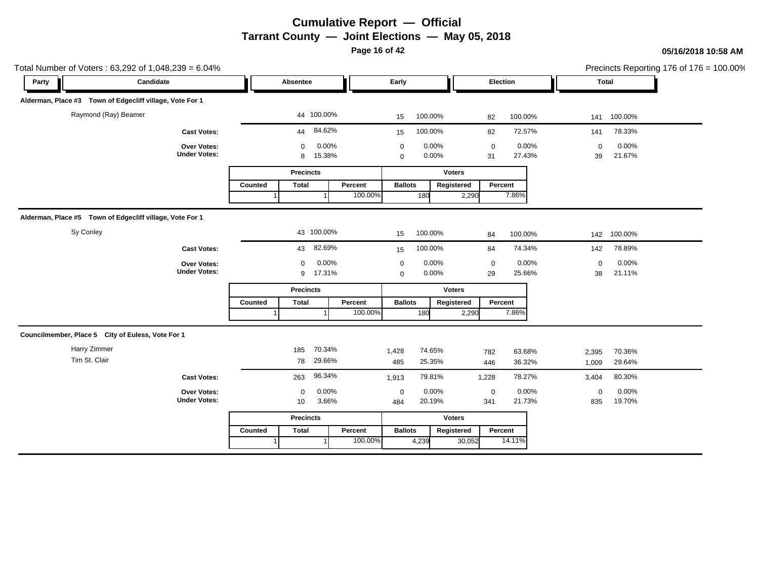# Cumulative Report — Official
## Tarrant County — Joint Elections — May 05, 2018

05/16/2018 10:58 AM

Total Number of Voters : 63,292 of 1,048,239 = 6.04%

Precincts Reporting 176 of 176 = 100.00%

### Alderman, Place #3 Town of Edgecliff village, Vote For 1

| Party | Candidate | Absentee | | Early | | Election | | Total | |
|---|---|---|---|---|---|---|---|---|---|
| | Raymond (Ray) Beamer | 44 | 100.00% | 15 | 100.00% | 82 | 100.00% | 141 | 100.00% |
| | Cast Votes: | 44 | 84.62% | 15 | 100.00% | 82 | 72.57% | 141 | 78.33% |
| | Over Votes: | 0 | 0.00% | 0 | 0.00% | 0 | 0.00% | 0 | 0.00% |
| | Under Votes: | 8 | 15.38% | 0 | 0.00% | 31 | 27.43% | 39 | 21.67% |

| Precincts | | | Voters | | |
|---|---|---|---|---|---|
| Counted | Total | Percent | Ballots | Registered | Percent |
| 1 | 1 | 100.00% | 180 | 2,290 | 7.86% |

### Alderman, Place #5 Town of Edgecliff village, Vote For 1

| Party | Candidate | Absentee | | Early | | Election | | Total | |
|---|---|---|---|---|---|---|---|---|---|
| | Sy Conley | 43 | 100.00% | 15 | 100.00% | 84 | 100.00% | 142 | 100.00% |
| | Cast Votes: | 43 | 82.69% | 15 | 100.00% | 84 | 74.34% | 142 | 78.89% |
| | Over Votes: | 0 | 0.00% | 0 | 0.00% | 0 | 0.00% | 0 | 0.00% |
| | Under Votes: | 9 | 17.31% | 0 | 0.00% | 29 | 25.66% | 38 | 21.11% |

| Precincts | | | Voters | | |
|---|---|---|---|---|---|
| Counted | Total | Percent | Ballots | Registered | Percent |
| 1 | 1 | 100.00% | 180 | 2,290 | 7.86% |

### Councilmember, Place 5 City of Euless, Vote For 1

| Party | Candidate | Absentee | | Early | | Election | | Total | |
|---|---|---|---|---|---|---|---|---|---|
| | Harry Zimmer | 185 | 70.34% | 1,428 | 74.65% | 782 | 63.68% | 2,395 | 70.36% |
| | Tim St. Clair | 78 | 29.66% | 485 | 25.35% | 446 | 36.32% | 1,009 | 29.64% |
| | Cast Votes: | 263 | 96.34% | 1,913 | 79.81% | 1,228 | 78.27% | 3,404 | 80.30% |
| | Over Votes: | 0 | 0.00% | 0 | 0.00% | 0 | 0.00% | 0 | 0.00% |
| | Under Votes: | 10 | 3.66% | 484 | 20.19% | 341 | 21.73% | 835 | 19.70% |

| Precincts | | | Voters | | |
|---|---|---|---|---|---|
| Counted | Total | Percent | Ballots | Registered | Percent |
| 1 | 1 | 100.00% | 4,239 | 30,052 | 14.11% |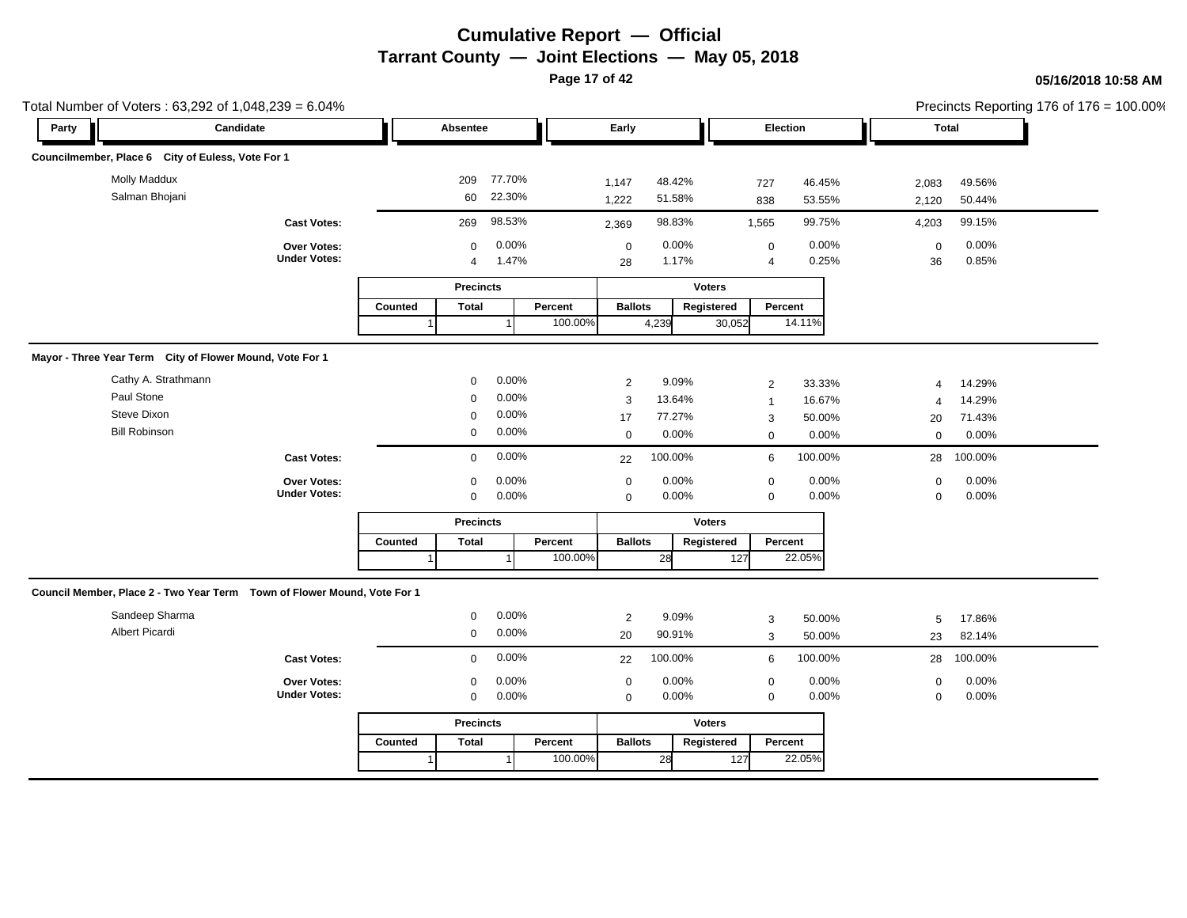# Cumulative Report — Official

## Tarrant County — Joint Elections — May 05, 2018

05/16/2018 10:58 AM

Total Number of Voters : 63,292 of 1,048,239 = 6.04%

Precincts Reporting 176 of 176 = 100.00%

### Councilmember, Place 6 City of Euless, Vote For 1

| Party | Candidate | Absentee | | Early | | Election | | Total | |
|---|---|---|---|---|---|---|---|---|---|
| | Molly Maddux | 209 | 77.70% | 1,147 | 48.42% | 727 | 46.45% | 2,083 | 49.56% |
| | Salman Bhojani | 60 | 22.30% | 1,222 | 51.58% | 838 | 53.55% | 2,120 | 50.44% |
| | **Cast Votes:** | 269 | 98.53% | 2,369 | 98.83% | 1,565 | 99.75% | 4,203 | 99.15% |
| | **Over Votes:** | 0 | 0.00% | 0 | 0.00% | 0 | 0.00% | 0 | 0.00% |
| | **Under Votes:** | 4 | 1.47% | 28 | 1.17% | 4 | 0.25% | 36 | 0.85% |

| Precincts | | | Voters | | |
|---|---|---|---|---|---|
| Counted | Total | Percent | Ballots | Registered | Percent |
| 1 | 1 | 100.00% | 4,239 | 30,052 | 14.11% |

### Mayor - Three Year Term City of Flower Mound, Vote For 1

| Party | Candidate | Absentee | | Early | | Election | | Total | |
|---|---|---|---|---|---|---|---|---|---|
| | Cathy A. Strathmann | 0 | 0.00% | 2 | 9.09% | 2 | 33.33% | 4 | 14.29% |
| | Paul Stone | 0 | 0.00% | 3 | 13.64% | 1 | 16.67% | 4 | 14.29% |
| | Steve Dixon | 0 | 0.00% | 17 | 77.27% | 3 | 50.00% | 20 | 71.43% |
| | Bill Robinson | 0 | 0.00% | 0 | 0.00% | 0 | 0.00% | 0 | 0.00% |
| | **Cast Votes:** | 0 | 0.00% | 22 | 100.00% | 6 | 100.00% | 28 | 100.00% |
| | **Over Votes:** | 0 | 0.00% | 0 | 0.00% | 0 | 0.00% | 0 | 0.00% |
| | **Under Votes:** | 0 | 0.00% | 0 | 0.00% | 0 | 0.00% | 0 | 0.00% |

| Precincts | | | Voters | | |
|---|---|---|---|---|---|
| Counted | Total | Percent | Ballots | Registered | Percent |
| 1 | 1 | 100.00% | 28 | 127 | 22.05% |

### Council Member, Place 2 - Two Year Term Town of Flower Mound, Vote For 1

| Party | Candidate | Absentee | | Early | | Election | | Total | |
|---|---|---|---|---|---|---|---|---|---|
| | Sandeep Sharma | 0 | 0.00% | 2 | 9.09% | 3 | 50.00% | 5 | 17.86% |
| | Albert Picardi | 0 | 0.00% | 20 | 90.91% | 3 | 50.00% | 23 | 82.14% |
| | **Cast Votes:** | 0 | 0.00% | 22 | 100.00% | 6 | 100.00% | 28 | 100.00% |
| | **Over Votes:** | 0 | 0.00% | 0 | 0.00% | 0 | 0.00% | 0 | 0.00% |
| | **Under Votes:** | 0 | 0.00% | 0 | 0.00% | 0 | 0.00% | 0 | 0.00% |

| Precincts | | | Voters | | |
|---|---|---|---|---|---|
| Counted | Total | Percent | Ballots | Registered | Percent |
| 1 | 1 | 100.00% | 28 | 127 | 22.05% |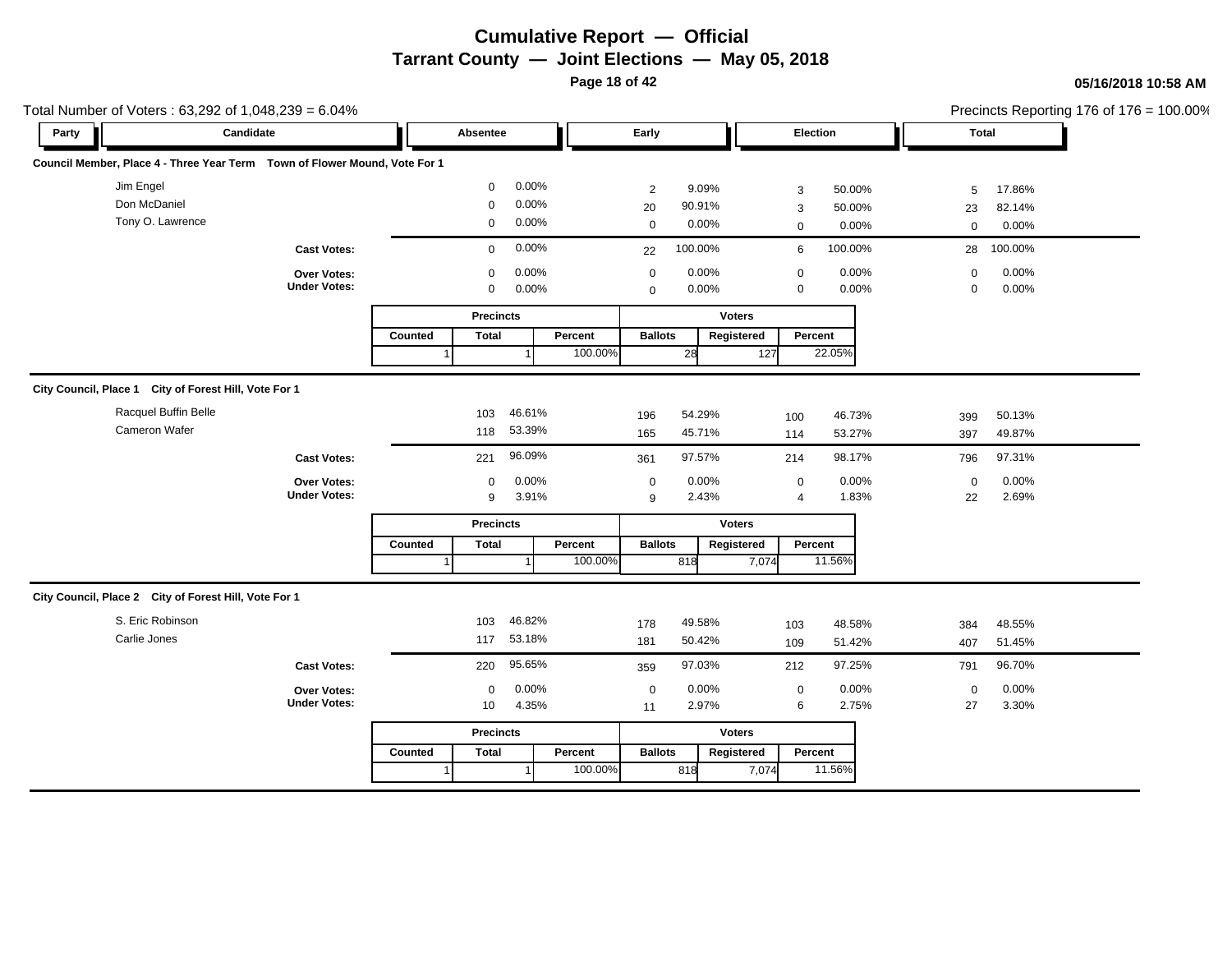# Cumulative Report — Official

## Tarrant County — Joint Elections — May 05, 2018

05/16/2018 10:58 AM

Total Number of Voters : 63,292 of 1,048,239 = 6.04%

Precincts Reporting 176 of 176 = 100.00%

### Council Member, Place 4 - Three Year Term Town of Flower Mound, Vote For 1

| Party | Candidate | Absentee | | Early | | Election | | Total | |
|---|---|---|---|---|---|---|---|---|---|
| | Jim Engel | 0 | 0.00% | 2 | 9.09% | 3 | 50.00% | 5 | 17.86% |
| | Don McDaniel | 0 | 0.00% | 20 | 90.91% | 3 | 50.00% | 23 | 82.14% |
| | Tony O. Lawrence | 0 | 0.00% | 0 | 0.00% | 0 | 0.00% | 0 | 0.00% |
| | **Cast Votes:** | 0 | 0.00% | 22 | 100.00% | 6 | 100.00% | 28 | 100.00% |
| | **Over Votes:** | 0 | 0.00% | 0 | 0.00% | 0 | 0.00% | 0 | 0.00% |
| | **Under Votes:** | 0 | 0.00% | 0 | 0.00% | 0 | 0.00% | 0 | 0.00% |

| Precincts | | | Voters | | |
|---|---|---|---|---|---|
| Counted | Total | Percent | Ballots | Registered | Percent |
| 1 | 1 | 100.00% | 28 | 127 | 22.05% |

### City Council, Place 1 City of Forest Hill, Vote For 1

| Party | Candidate | Absentee | | Early | | Election | | Total | |
|---|---|---|---|---|---|---|---|---|---|
| | Racquel Buffin Belle | 103 | 46.61% | 196 | 54.29% | 100 | 46.73% | 399 | 50.13% |
| | Cameron Wafer | 118 | 53.39% | 165 | 45.71% | 114 | 53.27% | 397 | 49.87% |
| | **Cast Votes:** | 221 | 96.09% | 361 | 97.57% | 214 | 98.17% | 796 | 97.31% |
| | **Over Votes:** | 0 | 0.00% | 0 | 0.00% | 0 | 0.00% | 0 | 0.00% |
| | **Under Votes:** | 9 | 3.91% | 9 | 2.43% | 4 | 1.83% | 22 | 2.69% |

| Precincts | | | Voters | | |
|---|---|---|---|---|---|
| Counted | Total | Percent | Ballots | Registered | Percent |
| 1 | 1 | 100.00% | 818 | 7,074 | 11.56% |

### City Council, Place 2 City of Forest Hill, Vote For 1

| Party | Candidate | Absentee | | Early | | Election | | Total | |
|---|---|---|---|---|---|---|---|---|---|
| | S. Eric Robinson | 103 | 46.82% | 178 | 49.58% | 103 | 48.58% | 384 | 48.55% |
| | Carlie Jones | 117 | 53.18% | 181 | 50.42% | 109 | 51.42% | 407 | 51.45% |
| | **Cast Votes:** | 220 | 95.65% | 359 | 97.03% | 212 | 97.25% | 791 | 96.70% |
| | **Over Votes:** | 0 | 0.00% | 0 | 0.00% | 0 | 0.00% | 0 | 0.00% |
| | **Under Votes:** | 10 | 4.35% | 11 | 2.97% | 6 | 2.75% | 27 | 3.30% |

| Precincts | | | Voters | | |
|---|---|---|---|---|---|
| Counted | Total | Percent | Ballots | Registered | Percent |
| 1 | 1 | 100.00% | 818 | 7,074 | 11.56% |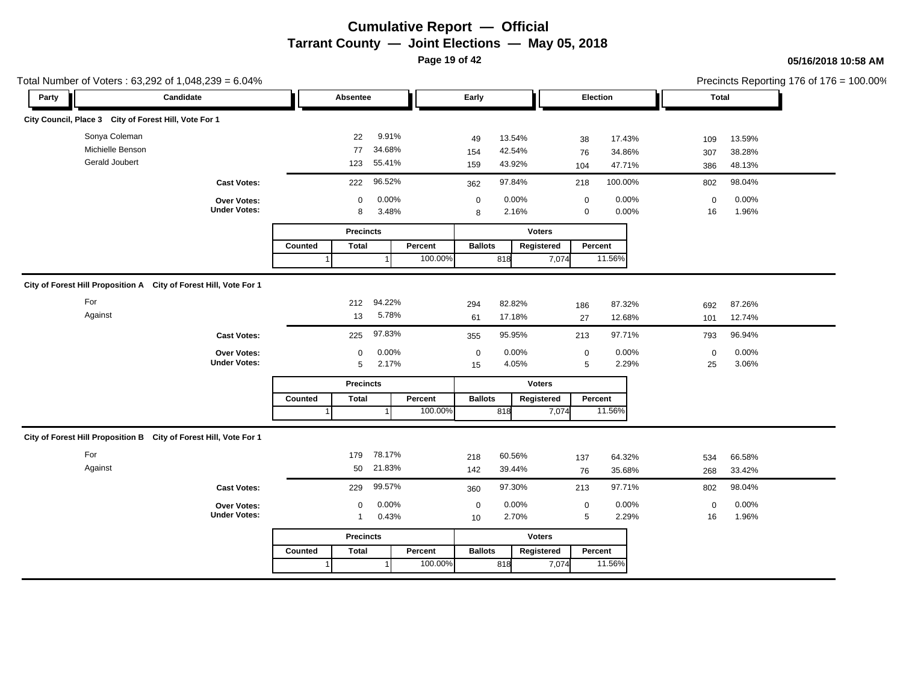# Cumulative Report — Official

## Tarrant County — Joint Elections — May 05, 2018

05/16/2018 10:58 AM

Total Number of Voters : 63,292 of 1,048,239 = 6.04%

Precincts Reporting 176 of 176 = 100.00%

### City Council, Place 3 City of Forest Hill, Vote For 1

| Party | Candidate | Absentee | | Early | | Election | | Total | |
|---|---|---|---|---|---|---|---|---|---|
| | Sonya Coleman | 22 | 9.91% | 49 | 13.54% | 38 | 17.43% | 109 | 13.59% |
| | Michielle Benson | 77 | 34.68% | 154 | 42.54% | 76 | 34.86% | 307 | 38.28% |
| | Gerald Joubert | 123 | 55.41% | 159 | 43.92% | 104 | 47.71% | 386 | 48.13% |
| | **Cast Votes:** | 222 | 96.52% | 362 | 97.84% | 218 | 100.00% | 802 | 98.04% |
| | **Over Votes:** | 0 | 0.00% | 0 | 0.00% | 0 | 0.00% | 0 | 0.00% |
| | **Under Votes:** | 8 | 3.48% | 8 | 2.16% | 0 | 0.00% | 16 | 1.96% |

| Precincts | | | Voters | | |
|---|---|---|---|---|---|
| Counted | Total | Percent | Ballots | Registered | Percent |
| 1 | 1 | 100.00% | 818 | 7,074 | 11.56% |

### City of Forest Hill Proposition A City of Forest Hill, Vote For 1

| Party | Candidate | Absentee | | Early | | Election | | Total | |
|---|---|---|---|---|---|---|---|---|---|
| | For | 212 | 94.22% | 294 | 82.82% | 186 | 87.32% | 692 | 87.26% |
| | Against | 13 | 5.78% | 61 | 17.18% | 27 | 12.68% | 101 | 12.74% |
| | **Cast Votes:** | 225 | 97.83% | 355 | 95.95% | 213 | 97.71% | 793 | 96.94% |
| | **Over Votes:** | 0 | 0.00% | 0 | 0.00% | 0 | 0.00% | 0 | 0.00% |
| | **Under Votes:** | 5 | 2.17% | 15 | 4.05% | 5 | 2.29% | 25 | 3.06% |

| Precincts | | | Voters | | |
|---|---|---|---|---|---|
| Counted | Total | Percent | Ballots | Registered | Percent |
| 1 | 1 | 100.00% | 818 | 7,074 | 11.56% |

### City of Forest Hill Proposition B City of Forest Hill, Vote For 1

| Party | Candidate | Absentee | | Early | | Election | | Total | |
|---|---|---|---|---|---|---|---|---|---|
| | For | 179 | 78.17% | 218 | 60.56% | 137 | 64.32% | 534 | 66.58% |
| | Against | 50 | 21.83% | 142 | 39.44% | 76 | 35.68% | 268 | 33.42% |
| | **Cast Votes:** | 229 | 99.57% | 360 | 97.30% | 213 | 97.71% | 802 | 98.04% |
| | **Over Votes:** | 0 | 0.00% | 0 | 0.00% | 0 | 0.00% | 0 | 0.00% |
| | **Under Votes:** | 1 | 0.43% | 10 | 2.70% | 5 | 2.29% | 16 | 1.96% |

| Precincts | | | Voters | | |
|---|---|---|---|---|---|
| Counted | Total | Percent | Ballots | Registered | Percent |
| 1 | 1 | 100.00% | 818 | 7,074 | 11.56% |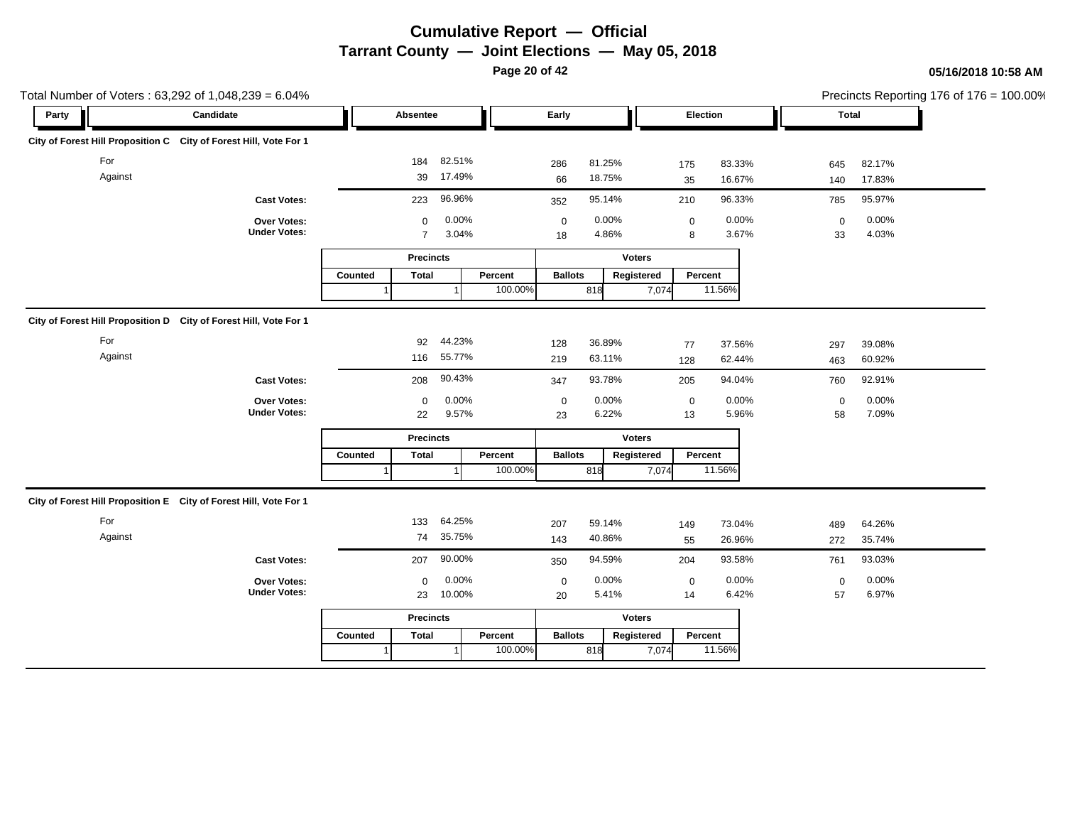# Cumulative Report — Official

## Tarrant County — Joint Elections — May 05, 2018

05/16/2018 10:58 AM

Total Number of Voters : 63,292 of 1,048,239 = 6.04%

Precincts Reporting 176 of 176 = 100.00%

### City of Forest Hill Proposition C — City of Forest Hill, Vote For 1

| Party | Candidate | Absentee | | Early | | Election | | Total | |
|---|---|---|---|---|---|---|---|---|---|
| | For | 184 | 82.51% | 286 | 81.25% | 175 | 83.33% | 645 | 82.17% |
| | Against | 39 | 17.49% | 66 | 18.75% | 35 | 16.67% | 140 | 17.83% |
| | **Cast Votes:** | 223 | 96.96% | 352 | 95.14% | 210 | 96.33% | 785 | 95.97% |
| | **Over Votes:** | 0 | 0.00% | 0 | 0.00% | 0 | 0.00% | 0 | 0.00% |
| | **Under Votes:** | 7 | 3.04% | 18 | 4.86% | 8 | 3.67% | 33 | 4.03% |

| Precincts | | | Voters | | |
|---|---|---|---|---|---|
| Counted | Total | Percent | Ballots | Registered | Percent |
| 1 | 1 | 100.00% | 818 | 7,074 | 11.56% |

### City of Forest Hill Proposition D — City of Forest Hill, Vote For 1

| Party | Candidate | Absentee | | Early | | Election | | Total | |
|---|---|---|---|---|---|---|---|---|---|
| | For | 92 | 44.23% | 128 | 36.89% | 77 | 37.56% | 297 | 39.08% |
| | Against | 116 | 55.77% | 219 | 63.11% | 128 | 62.44% | 463 | 60.92% |
| | **Cast Votes:** | 208 | 90.43% | 347 | 93.78% | 205 | 94.04% | 760 | 92.91% |
| | **Over Votes:** | 0 | 0.00% | 0 | 0.00% | 0 | 0.00% | 0 | 0.00% |
| | **Under Votes:** | 22 | 9.57% | 23 | 6.22% | 13 | 5.96% | 58 | 7.09% |

| Precincts | | | Voters | | |
|---|---|---|---|---|---|
| Counted | Total | Percent | Ballots | Registered | Percent |
| 1 | 1 | 100.00% | 818 | 7,074 | 11.56% |

### City of Forest Hill Proposition E — City of Forest Hill, Vote For 1

| Party | Candidate | Absentee | | Early | | Election | | Total | |
|---|---|---|---|---|---|---|---|---|---|
| | For | 133 | 64.25% | 207 | 59.14% | 149 | 73.04% | 489 | 64.26% |
| | Against | 74 | 35.75% | 143 | 40.86% | 55 | 26.96% | 272 | 35.74% |
| | **Cast Votes:** | 207 | 90.00% | 350 | 94.59% | 204 | 93.58% | 761 | 93.03% |
| | **Over Votes:** | 0 | 0.00% | 0 | 0.00% | 0 | 0.00% | 0 | 0.00% |
| | **Under Votes:** | 23 | 10.00% | 20 | 5.41% | 14 | 6.42% | 57 | 6.97% |

| Precincts | | | Voters | | |
|---|---|---|---|---|---|
| Counted | Total | Percent | Ballots | Registered | Percent |
| 1 | 1 | 100.00% | 818 | 7,074 | 11.56% |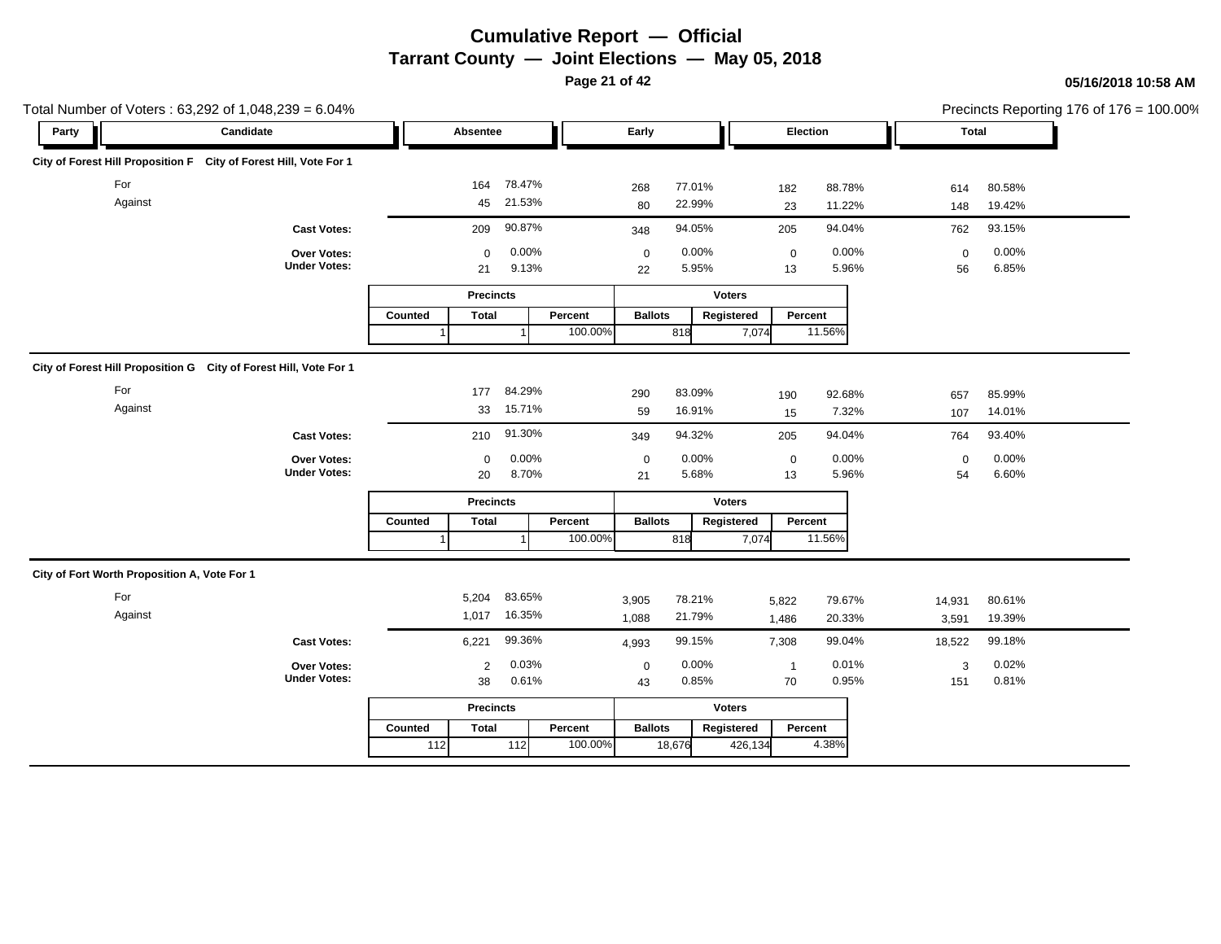# Cumulative Report — Official

## Tarrant County — Joint Elections — May 05, 2018

05/16/2018 10:58 AM

Total Number of Voters : 63,292 of 1,048,239 = 6.04%

Precincts Reporting 176 of 176 = 100.00%

### City of Forest Hill Proposition F — City of Forest Hill, Vote For 1

| Party | Candidate | Absentee | | Early | | Election | | Total | |
|---|---|---|---|---|---|---|---|---|---|
| | For | 164 | 78.47% | 268 | 77.01% | 182 | 88.78% | 614 | 80.58% |
| | Against | 45 | 21.53% | 80 | 22.99% | 23 | 11.22% | 148 | 19.42% |
| | **Cast Votes:** | 209 | 90.87% | 348 | 94.05% | 205 | 94.04% | 762 | 93.15% |
| | **Over Votes:** | 0 | 0.00% | 0 | 0.00% | 0 | 0.00% | 0 | 0.00% |
| | **Under Votes:** | 21 | 9.13% | 22 | 5.95% | 13 | 5.96% | 56 | 6.85% |

| Precincts | | | Voters | | |
|---|---|---|---|---|---|
| Counted | Total | Percent | Ballots | Registered | Percent |
| 1 | 1 | 100.00% | 818 | 7,074 | 11.56% |

### City of Forest Hill Proposition G — City of Forest Hill, Vote For 1

| Party | Candidate | Absentee | | Early | | Election | | Total | |
|---|---|---|---|---|---|---|---|---|---|
| | For | 177 | 84.29% | 290 | 83.09% | 190 | 92.68% | 657 | 85.99% |
| | Against | 33 | 15.71% | 59 | 16.91% | 15 | 7.32% | 107 | 14.01% |
| | **Cast Votes:** | 210 | 91.30% | 349 | 94.32% | 205 | 94.04% | 764 | 93.40% |
| | **Over Votes:** | 0 | 0.00% | 0 | 0.00% | 0 | 0.00% | 0 | 0.00% |
| | **Under Votes:** | 20 | 8.70% | 21 | 5.68% | 13 | 5.96% | 54 | 6.60% |

| Precincts | | | Voters | | |
|---|---|---|---|---|---|
| Counted | Total | Percent | Ballots | Registered | Percent |
| 1 | 1 | 100.00% | 818 | 7,074 | 11.56% |

### City of Fort Worth Proposition A, Vote For 1

| Party | Candidate | Absentee | | Early | | Election | | Total | |
|---|---|---|---|---|---|---|---|---|---|
| | For | 5,204 | 83.65% | 3,905 | 78.21% | 5,822 | 79.67% | 14,931 | 80.61% |
| | Against | 1,017 | 16.35% | 1,088 | 21.79% | 1,486 | 20.33% | 3,591 | 19.39% |
| | **Cast Votes:** | 6,221 | 99.36% | 4,993 | 99.15% | 7,308 | 99.04% | 18,522 | 99.18% |
| | **Over Votes:** | 2 | 0.03% | 0 | 0.00% | 1 | 0.01% | 3 | 0.02% |
| | **Under Votes:** | 38 | 0.61% | 43 | 0.85% | 70 | 0.95% | 151 | 0.81% |

| Precincts | | | Voters | | |
|---|---|---|---|---|---|
| Counted | Total | Percent | Ballots | Registered | Percent |
| 112 | 112 | 100.00% | 18,676 | 426,134 | 4.38% |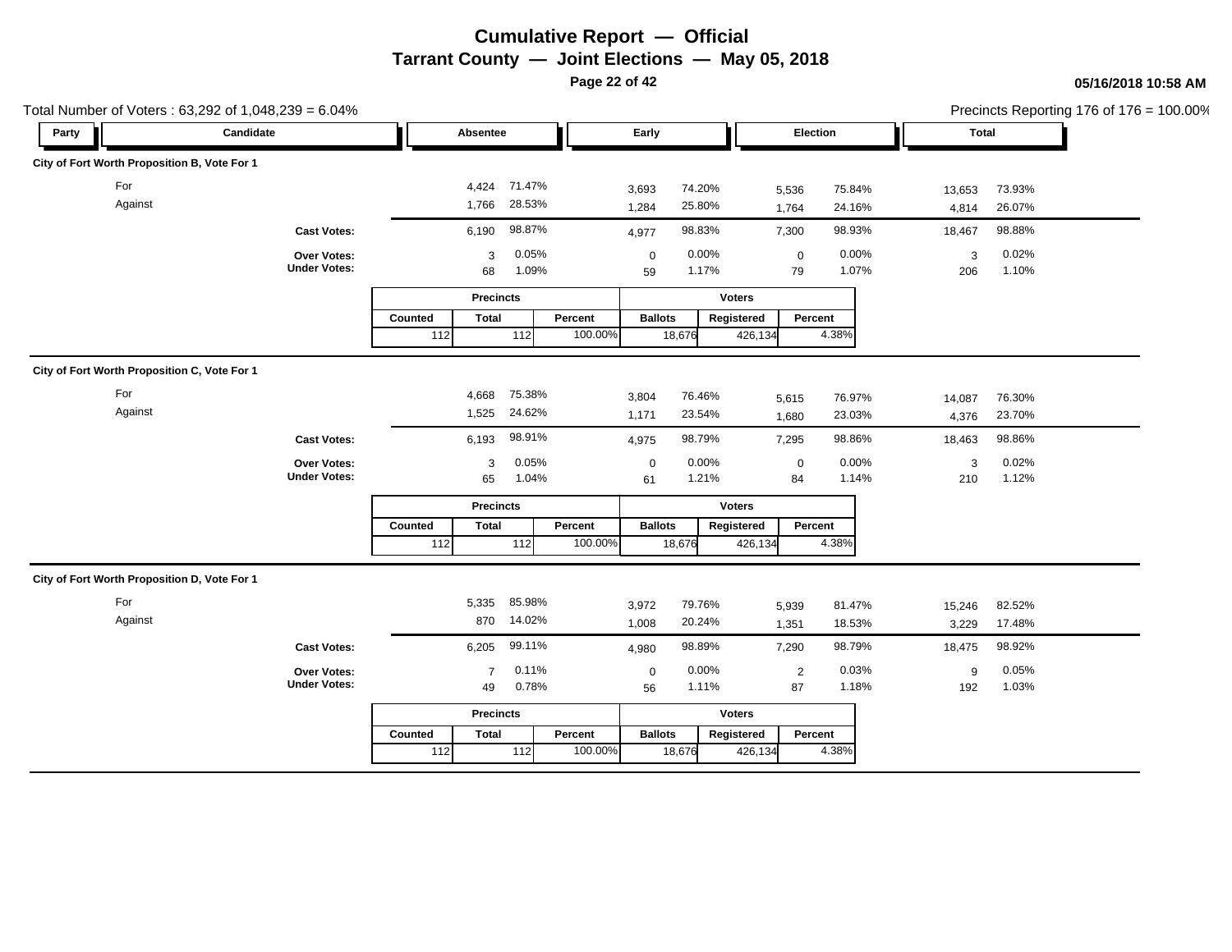# Cumulative Report — Official

## Tarrant County — Joint Elections — May 05, 2018

05/16/2018 10:58 AM

Total Number of Voters : 63,292 of 1,048,239 = 6.04%

Precincts Reporting 176 of 176 = 100.00%

### City of Fort Worth Proposition B, Vote For 1

| Party | Candidate | Absentee | | Early | | Election | | Total | |
|---|---|---|---|---|---|---|---|---|---|
| | For | 4,424 | 71.47% | 3,693 | 74.20% | 5,536 | 75.84% | 13,653 | 73.93% |
| | Against | 1,766 | 28.53% | 1,284 | 25.80% | 1,764 | 24.16% | 4,814 | 26.07% |
| | **Cast Votes:** | 6,190 | 98.87% | 4,977 | 98.83% | 7,300 | 98.93% | 18,467 | 98.88% |
| | **Over Votes:** | 3 | 0.05% | 0 | 0.00% | 0 | 0.00% | 3 | 0.02% |
| | **Under Votes:** | 68 | 1.09% | 59 | 1.17% | 79 | 1.07% | 206 | 1.10% |

| Precincts | | | Voters | | |
|---|---|---|---|---|---|
| Counted | Total | Percent | Ballots | Registered | Percent |
| 112 | 112 | 100.00% | 18,676 | 426,134 | 4.38% |

### City of Fort Worth Proposition C, Vote For 1

| Party | Candidate | Absentee | | Early | | Election | | Total | |
|---|---|---|---|---|---|---|---|---|---|
| | For | 4,668 | 75.38% | 3,804 | 76.46% | 5,615 | 76.97% | 14,087 | 76.30% |
| | Against | 1,525 | 24.62% | 1,171 | 23.54% | 1,680 | 23.03% | 4,376 | 23.70% |
| | **Cast Votes:** | 6,193 | 98.91% | 4,975 | 98.79% | 7,295 | 98.86% | 18,463 | 98.86% |
| | **Over Votes:** | 3 | 0.05% | 0 | 0.00% | 0 | 0.00% | 3 | 0.02% |
| | **Under Votes:** | 65 | 1.04% | 61 | 1.21% | 84 | 1.14% | 210 | 1.12% |

| Precincts | | | Voters | | |
|---|---|---|---|---|---|
| Counted | Total | Percent | Ballots | Registered | Percent |
| 112 | 112 | 100.00% | 18,676 | 426,134 | 4.38% |

### City of Fort Worth Proposition D, Vote For 1

| Party | Candidate | Absentee | | Early | | Election | | Total | |
|---|---|---|---|---|---|---|---|---|---|
| | For | 5,335 | 85.98% | 3,972 | 79.76% | 5,939 | 81.47% | 15,246 | 82.52% |
| | Against | 870 | 14.02% | 1,008 | 20.24% | 1,351 | 18.53% | 3,229 | 17.48% |
| | **Cast Votes:** | 6,205 | 99.11% | 4,980 | 98.89% | 7,290 | 98.79% | 18,475 | 98.92% |
| | **Over Votes:** | 7 | 0.11% | 0 | 0.00% | 2 | 0.03% | 9 | 0.05% |
| | **Under Votes:** | 49 | 0.78% | 56 | 1.11% | 87 | 1.18% | 192 | 1.03% |

| Precincts | | | Voters | | |
|---|---|---|---|---|---|
| Counted | Total | Percent | Ballots | Registered | Percent |
| 112 | 112 | 100.00% | 18,676 | 426,134 | 4.38% |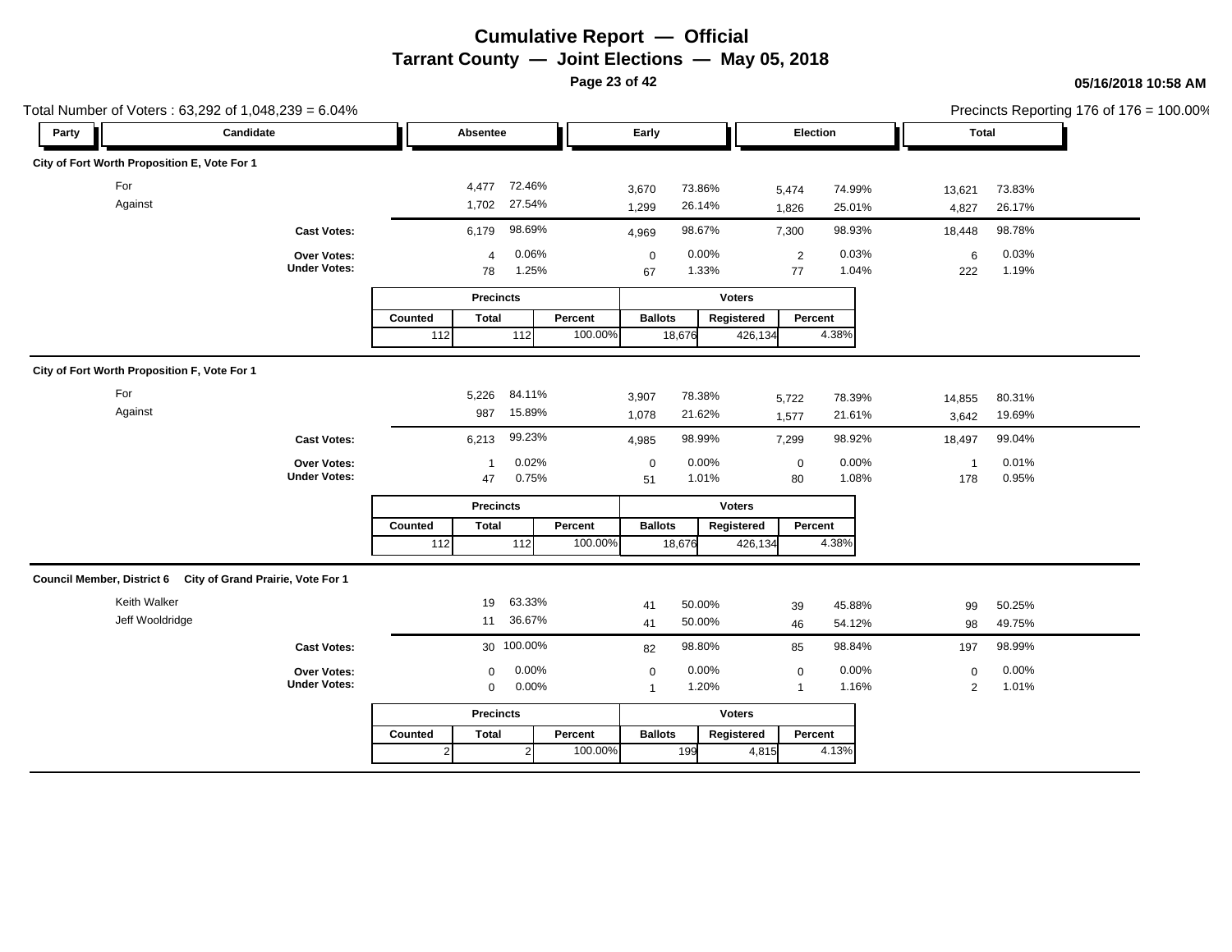# Cumulative Report — Official

## Tarrant County — Joint Elections — May 05, 2018

05/16/2018 10:58 AM

Total Number of Voters : 63,292 of 1,048,239 = 6.04%

Precincts Reporting 176 of 176 = 100.00%

### City of Fort Worth Proposition E, Vote For 1

| Party | Candidate | Absentee | | Early | | Election | | Total | |
|---|---|---|---|---|---|---|---|---|---|
| | For | 4,477 | 72.46% | 3,670 | 73.86% | 5,474 | 74.99% | 13,621 | 73.83% |
| | Against | 1,702 | 27.54% | 1,299 | 26.14% | 1,826 | 25.01% | 4,827 | 26.17% |
| | **Cast Votes:** | 6,179 | 98.69% | 4,969 | 98.67% | 7,300 | 98.93% | 18,448 | 98.78% |
| | **Over Votes:** | 4 | 0.06% | 0 | 0.00% | 2 | 0.03% | 6 | 0.03% |
| | **Under Votes:** | 78 | 1.25% | 67 | 1.33% | 77 | 1.04% | 222 | 1.19% |

| Precincts | | | Voters | | |
|---|---|---|---|---|---|
| Counted | Total | Percent | Ballots | Registered | Percent |
| 112 | 112 | 100.00% | 18,676 | 426,134 | 4.38% |

### City of Fort Worth Proposition F, Vote For 1

| Party | Candidate | Absentee | | Early | | Election | | Total | |
|---|---|---|---|---|---|---|---|---|---|
| | For | 5,226 | 84.11% | 3,907 | 78.38% | 5,722 | 78.39% | 14,855 | 80.31% |
| | Against | 987 | 15.89% | 1,078 | 21.62% | 1,577 | 21.61% | 3,642 | 19.69% |
| | **Cast Votes:** | 6,213 | 99.23% | 4,985 | 98.99% | 7,299 | 98.92% | 18,497 | 99.04% |
| | **Over Votes:** | 1 | 0.02% | 0 | 0.00% | 0 | 0.00% | 1 | 0.01% |
| | **Under Votes:** | 47 | 0.75% | 51 | 1.01% | 80 | 1.08% | 178 | 0.95% |

| Precincts | | | Voters | | |
|---|---|---|---|---|---|
| Counted | Total | Percent | Ballots | Registered | Percent |
| 112 | 112 | 100.00% | 18,676 | 426,134 | 4.38% |

### Council Member, District 6 City of Grand Prairie, Vote For 1

| Party | Candidate | Absentee | | Early | | Election | | Total | |
|---|---|---|---|---|---|---|---|---|---|
| | Keith Walker | 19 | 63.33% | 41 | 50.00% | 39 | 45.88% | 99 | 50.25% |
| | Jeff Wooldridge | 11 | 36.67% | 41 | 50.00% | 46 | 54.12% | 98 | 49.75% |
| | **Cast Votes:** | 30 | 100.00% | 82 | 98.80% | 85 | 98.84% | 197 | 98.99% |
| | **Over Votes:** | 0 | 0.00% | 0 | 0.00% | 0 | 0.00% | 0 | 0.00% |
| | **Under Votes:** | 0 | 0.00% | 1 | 1.20% | 1 | 1.16% | 2 | 1.01% |

| Precincts | | | Voters | | |
|---|---|---|---|---|---|
| Counted | Total | Percent | Ballots | Registered | Percent |
| 2 | 2 | 100.00% | 199 | 4,815 | 4.13% |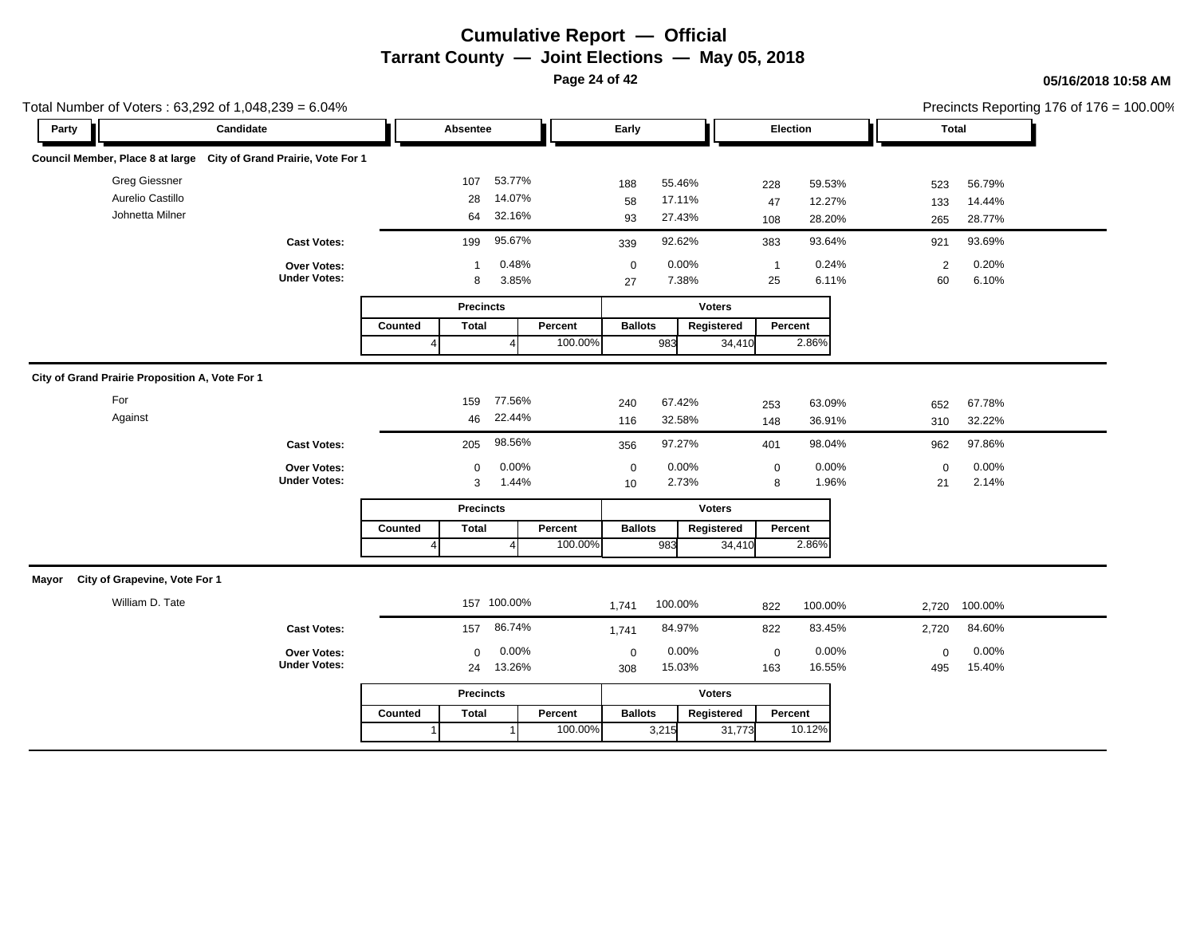# Cumulative Report — Official
## Tarrant County — Joint Elections — May 05, 2018

05/16/2018 10:58 AM

Total Number of Voters : 63,292 of 1,048,239 = 6.04%

Precincts Reporting 176 of 176 = 100.00%

### Council Member, Place 8 at large City of Grand Prairie, Vote For 1

| Party | Candidate | Absentee | | Early | | Election | | Total | |
|---|---|---|---|---|---|---|---|---|---|
| | Greg Giessner | 107 | 53.77% | 188 | 55.46% | 228 | 59.53% | 523 | 56.79% |
| | Aurelio Castillo | 28 | 14.07% | 58 | 17.11% | 47 | 12.27% | 133 | 14.44% |
| | Johnetta Milner | 64 | 32.16% | 93 | 27.43% | 108 | 28.20% | 265 | 28.77% |
| | **Cast Votes:** | 199 | 95.67% | 339 | 92.62% | 383 | 93.64% | 921 | 93.69% |
| | **Over Votes:** | 1 | 0.48% | 0 | 0.00% | 1 | 0.24% | 2 | 0.20% |
| | **Under Votes:** | 8 | 3.85% | 27 | 7.38% | 25 | 6.11% | 60 | 6.10% |

| Precincts | | | Voters | | |
|---|---|---|---|---|---|
| Counted | Total | Percent | Ballots | Registered | Percent |
| 4 | 4 | 100.00% | 983 | 34,410 | 2.86% |

### City of Grand Prairie Proposition A, Vote For 1

| Party | Candidate | Absentee | | Early | | Election | | Total | |
|---|---|---|---|---|---|---|---|---|---|
| | For | 159 | 77.56% | 240 | 67.42% | 253 | 63.09% | 652 | 67.78% |
| | Against | 46 | 22.44% | 116 | 32.58% | 148 | 36.91% | 310 | 32.22% |
| | **Cast Votes:** | 205 | 98.56% | 356 | 97.27% | 401 | 98.04% | 962 | 97.86% |
| | **Over Votes:** | 0 | 0.00% | 0 | 0.00% | 0 | 0.00% | 0 | 0.00% |
| | **Under Votes:** | 3 | 1.44% | 10 | 2.73% | 8 | 1.96% | 21 | 2.14% |

| Precincts | | | Voters | | |
|---|---|---|---|---|---|
| Counted | Total | Percent | Ballots | Registered | Percent |
| 4 | 4 | 100.00% | 983 | 34,410 | 2.86% |

### Mayor City of Grapevine, Vote For 1

| Party | Candidate | Absentee | | Early | | Election | | Total | |
|---|---|---|---|---|---|---|---|---|---|
| | William D. Tate | 157 | 100.00% | 1,741 | 100.00% | 822 | 100.00% | 2,720 | 100.00% |
| | **Cast Votes:** | 157 | 86.74% | 1,741 | 84.97% | 822 | 83.45% | 2,720 | 84.60% |
| | **Over Votes:** | 0 | 0.00% | 0 | 0.00% | 0 | 0.00% | 0 | 0.00% |
| | **Under Votes:** | 24 | 13.26% | 308 | 15.03% | 163 | 16.55% | 495 | 15.40% |

| Precincts | | | Voters | | |
|---|---|---|---|---|---|
| Counted | Total | Percent | Ballots | Registered | Percent |
| 1 | 1 | 100.00% | 3,215 | 31,773 | 10.12% |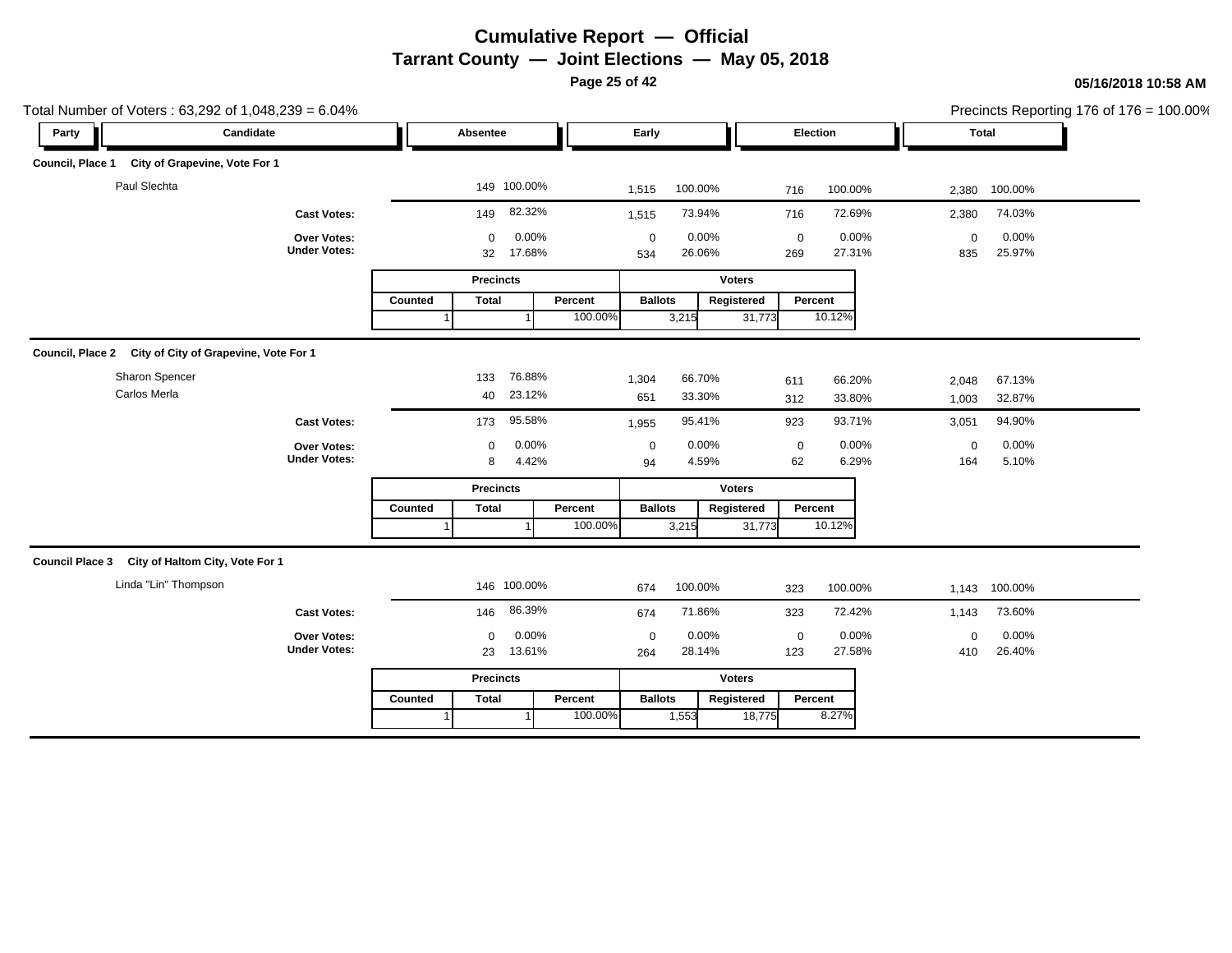# Cumulative Report — Official

## Tarrant County — Joint Elections — May 05, 2018

05/16/2018 10:58 AM

Total Number of Voters : 63,292 of 1,048,239 = 6.04%

Precincts Reporting 176 of 176 = 100.00%

### Council, Place 1 City of Grapevine, Vote For 1

| Party | Candidate | Absentee | | Early | | Election | | Total | |
|---|---|---|---|---|---|---|---|---|---|
| | Paul Slechta | 149 | 100.00% | 1,515 | 100.00% | 716 | 100.00% | 2,380 | 100.00% |
| | **Cast Votes:** | 149 | 82.32% | 1,515 | 73.94% | 716 | 72.69% | 2,380 | 74.03% |
| | **Over Votes:** | 0 | 0.00% | 0 | 0.00% | 0 | 0.00% | 0 | 0.00% |
| | **Under Votes:** | 32 | 17.68% | 534 | 26.06% | 269 | 27.31% | 835 | 25.97% |

| Precincts | | | Voters | | |
|---|---|---|---|---|---|
| Counted | Total | Percent | Ballots | Registered | Percent |
| 1 | 1 | 100.00% | 3,215 | 31,773 | 10.12% |

### Council, Place 2 City of City of Grapevine, Vote For 1

| Party | Candidate | Absentee | | Early | | Election | | Total | |
|---|---|---|---|---|---|---|---|---|---|
| | Sharon Spencer | 133 | 76.88% | 1,304 | 66.70% | 611 | 66.20% | 2,048 | 67.13% |
| | Carlos Merla | 40 | 23.12% | 651 | 33.30% | 312 | 33.80% | 1,003 | 32.87% |
| | **Cast Votes:** | 173 | 95.58% | 1,955 | 95.41% | 923 | 93.71% | 3,051 | 94.90% |
| | **Over Votes:** | 0 | 0.00% | 0 | 0.00% | 0 | 0.00% | 0 | 0.00% |
| | **Under Votes:** | 8 | 4.42% | 94 | 4.59% | 62 | 6.29% | 164 | 5.10% |

| Precincts | | | Voters | | |
|---|---|---|---|---|---|
| Counted | Total | Percent | Ballots | Registered | Percent |
| 1 | 1 | 100.00% | 3,215 | 31,773 | 10.12% |

### Council Place 3 City of Haltom City, Vote For 1

| Party | Candidate | Absentee | | Early | | Election | | Total | |
|---|---|---|---|---|---|---|---|---|---|
| | Linda "Lin" Thompson | 146 | 100.00% | 674 | 100.00% | 323 | 100.00% | 1,143 | 100.00% |
| | **Cast Votes:** | 146 | 86.39% | 674 | 71.86% | 323 | 72.42% | 1,143 | 73.60% |
| | **Over Votes:** | 0 | 0.00% | 0 | 0.00% | 0 | 0.00% | 0 | 0.00% |
| | **Under Votes:** | 23 | 13.61% | 264 | 28.14% | 123 | 27.58% | 410 | 26.40% |

| Precincts | | | Voters | | |
|---|---|---|---|---|---|
| Counted | Total | Percent | Ballots | Registered | Percent |
| 1 | 1 | 100.00% | 1,553 | 18,775 | 8.27% |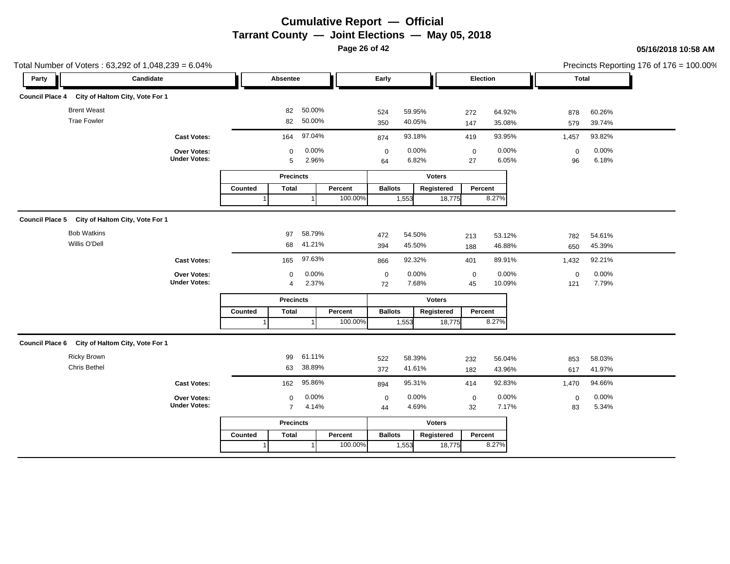# Cumulative Report — Official

## Tarrant County — Joint Elections — May 05, 2018

05/16/2018 10:58 AM

Total Number of Voters : 63,292 of 1,048,239 = 6.04%

Precincts Reporting 176 of 176 = 100.00%

### Council Place 4 City of Haltom City, Vote For 1

| Party | Candidate | Absentee | | Early | | Election | | Total | |
|---|---|---|---|---|---|---|---|---|---|
| | Brent Weast | 82 | 50.00% | 524 | 59.95% | 272 | 64.92% | 878 | 60.26% |
| | Trae Fowler | 82 | 50.00% | 350 | 40.05% | 147 | 35.08% | 579 | 39.74% |
| | Cast Votes: | 164 | 97.04% | 874 | 93.18% | 419 | 93.95% | 1,457 | 93.82% |
| | Over Votes: | 0 | 0.00% | 0 | 0.00% | 0 | 0.00% | 0 | 0.00% |
| | Under Votes: | 5 | 2.96% | 64 | 6.82% | 27 | 6.05% | 96 | 6.18% |

| Precincts | | | Voters | | |
|---|---|---|---|---|---|
| Counted | Total | Percent | Ballots | Registered | Percent |
| 1 | 1 | 100.00% | 1,553 | 18,775 | 8.27% |

### Council Place 5 City of Haltom City, Vote For 1

| Party | Candidate | Absentee | | Early | | Election | | Total | |
|---|---|---|---|---|---|---|---|---|---|
| | Bob Watkins | 97 | 58.79% | 472 | 54.50% | 213 | 53.12% | 782 | 54.61% |
| | Willis O'Dell | 68 | 41.21% | 394 | 45.50% | 188 | 46.88% | 650 | 45.39% |
| | Cast Votes: | 165 | 97.63% | 866 | 92.32% | 401 | 89.91% | 1,432 | 92.21% |
| | Over Votes: | 0 | 0.00% | 0 | 0.00% | 0 | 0.00% | 0 | 0.00% |
| | Under Votes: | 4 | 2.37% | 72 | 7.68% | 45 | 10.09% | 121 | 7.79% |

| Precincts | | | Voters | | |
|---|---|---|---|---|---|
| Counted | Total | Percent | Ballots | Registered | Percent |
| 1 | 1 | 100.00% | 1,553 | 18,775 | 8.27% |

### Council Place 6 City of Haltom City, Vote For 1

| Party | Candidate | Absentee | | Early | | Election | | Total | |
|---|---|---|---|---|---|---|---|---|---|
| | Ricky Brown | 99 | 61.11% | 522 | 58.39% | 232 | 56.04% | 853 | 58.03% |
| | Chris Bethel | 63 | 38.89% | 372 | 41.61% | 182 | 43.96% | 617 | 41.97% |
| | Cast Votes: | 162 | 95.86% | 894 | 95.31% | 414 | 92.83% | 1,470 | 94.66% |
| | Over Votes: | 0 | 0.00% | 0 | 0.00% | 0 | 0.00% | 0 | 0.00% |
| | Under Votes: | 7 | 4.14% | 44 | 4.69% | 32 | 7.17% | 83 | 5.34% |

| Precincts | | | Voters | | |
|---|---|---|---|---|---|
| Counted | Total | Percent | Ballots | Registered | Percent |
| 1 | 1 | 100.00% | 1,553 | 18,775 | 8.27% |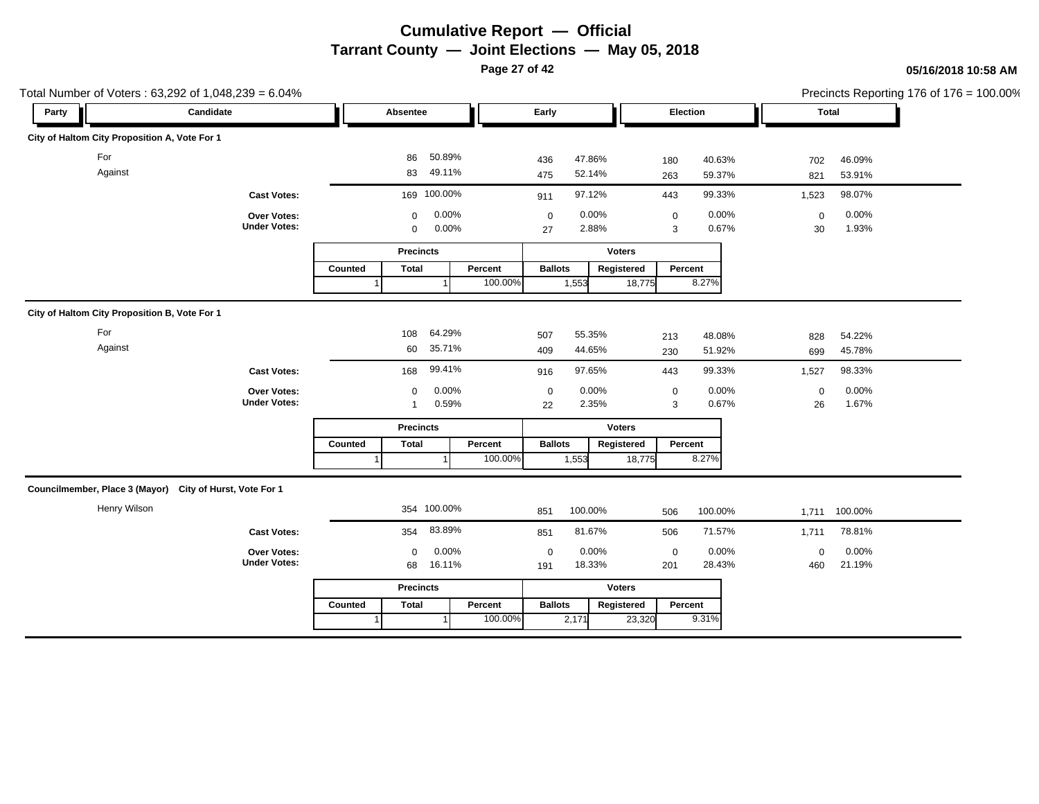# Cumulative Report — Official

## Tarrant County — Joint Elections — May 05, 2018

05/16/2018 10:58 AM

Total Number of Voters : 63,292 of 1,048,239 = 6.04%

Precincts Reporting 176 of 176 = 100.00%

### City of Haltom City Proposition A, Vote For 1

| Party | Candidate | Absentee | | Early | | Election | | Total | |
|---|---|---|---|---|---|---|---|---|---|
| | For | 86 | 50.89% | 436 | 47.86% | 180 | 40.63% | 702 | 46.09% |
| | Against | 83 | 49.11% | 475 | 52.14% | 263 | 59.37% | 821 | 53.91% |
| | **Cast Votes:** | 169 | 100.00% | 911 | 97.12% | 443 | 99.33% | 1,523 | 98.07% |
| | **Over Votes:** | 0 | 0.00% | 0 | 0.00% | 0 | 0.00% | 0 | 0.00% |
| | **Under Votes:** | 0 | 0.00% | 27 | 2.88% | 3 | 0.67% | 30 | 1.93% |

| Precincts | | | Voters | | |
|---|---|---|---|---|---|
| Counted | Total | Percent | Ballots | Registered | Percent |
| 1 | 1 | 100.00% | 1,553 | 18,775 | 8.27% |

### City of Haltom City Proposition B, Vote For 1

| Party | Candidate | Absentee | | Early | | Election | | Total | |
|---|---|---|---|---|---|---|---|---|---|
| | For | 108 | 64.29% | 507 | 55.35% | 213 | 48.08% | 828 | 54.22% |
| | Against | 60 | 35.71% | 409 | 44.65% | 230 | 51.92% | 699 | 45.78% |
| | **Cast Votes:** | 168 | 99.41% | 916 | 97.65% | 443 | 99.33% | 1,527 | 98.33% |
| | **Over Votes:** | 0 | 0.00% | 0 | 0.00% | 0 | 0.00% | 0 | 0.00% |
| | **Under Votes:** | 1 | 0.59% | 22 | 2.35% | 3 | 0.67% | 26 | 1.67% |

| Precincts | | | Voters | | |
|---|---|---|---|---|---|
| Counted | Total | Percent | Ballots | Registered | Percent |
| 1 | 1 | 100.00% | 1,553 | 18,775 | 8.27% |

### Councilmember, Place 3 (Mayor) City of Hurst, Vote For 1

| Party | Candidate | Absentee | | Early | | Election | | Total | |
|---|---|---|---|---|---|---|---|---|---|
| | Henry Wilson | 354 | 100.00% | 851 | 100.00% | 506 | 100.00% | 1,711 | 100.00% |
| | **Cast Votes:** | 354 | 83.89% | 851 | 81.67% | 506 | 71.57% | 1,711 | 78.81% |
| | **Over Votes:** | 0 | 0.00% | 0 | 0.00% | 0 | 0.00% | 0 | 0.00% |
| | **Under Votes:** | 68 | 16.11% | 191 | 18.33% | 201 | 28.43% | 460 | 21.19% |

| Precincts | | | Voters | | |
|---|---|---|---|---|---|
| Counted | Total | Percent | Ballots | Registered | Percent |
| 1 | 1 | 100.00% | 2,171 | 23,320 | 9.31% |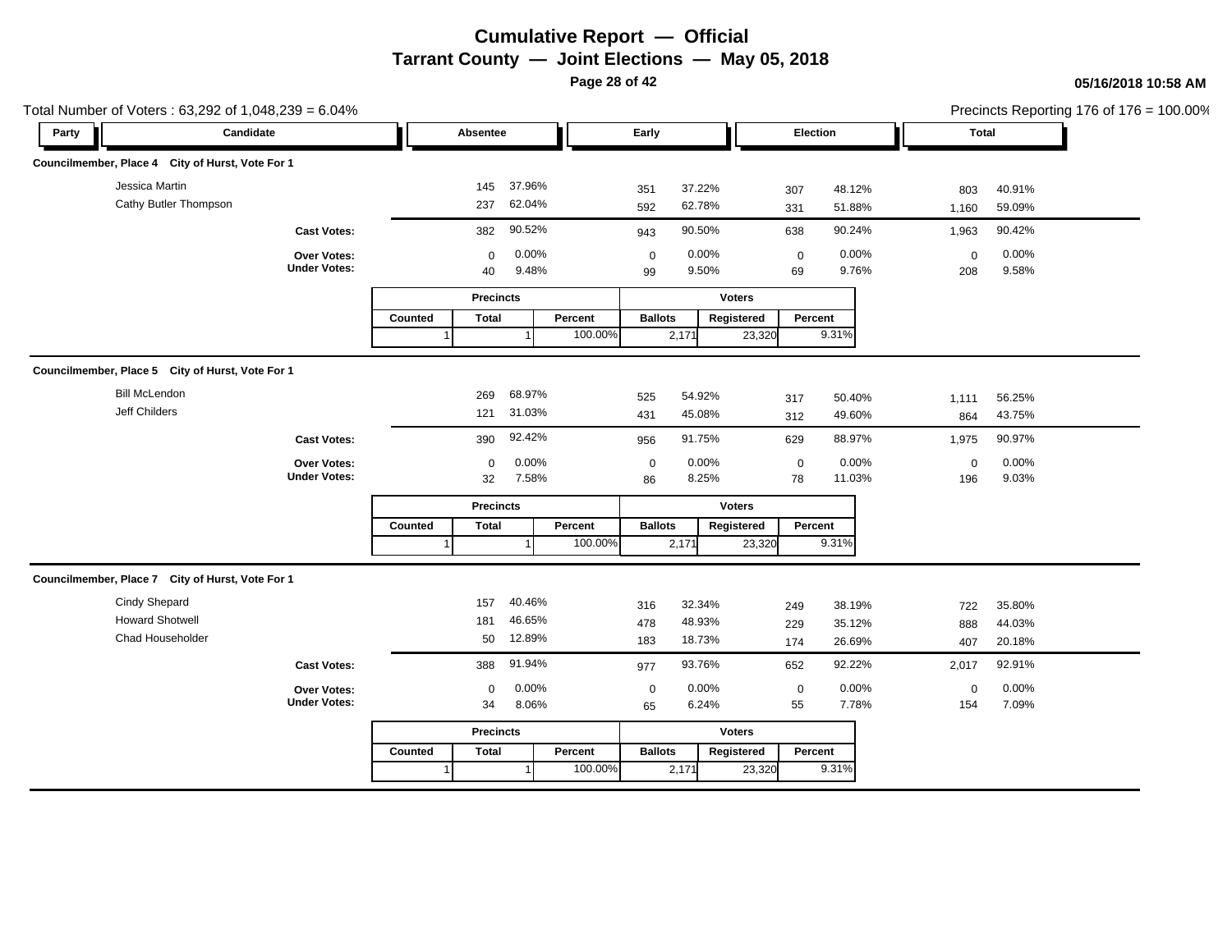# Cumulative Report — Official

## Tarrant County — Joint Elections — May 05, 2018

05/16/2018 10:58 AM

Total Number of Voters : 63,292 of 1,048,239 = 6.04%

Precincts Reporting 176 of 176 = 100.00%

### Councilmember, Place 4 City of Hurst, Vote For 1

| Party | Candidate | Absentee | | Early | | Election | | Total | |
|---|---|---|---|---|---|---|---|---|---|
| | Jessica Martin | 145 | 37.96% | 351 | 37.22% | 307 | 48.12% | 803 | 40.91% |
| | Cathy Butler Thompson | 237 | 62.04% | 592 | 62.78% | 331 | 51.88% | 1,160 | 59.09% |
| | **Cast Votes:** | 382 | 90.52% | 943 | 90.50% | 638 | 90.24% | 1,963 | 90.42% |
| | **Over Votes:** | 0 | 0.00% | 0 | 0.00% | 0 | 0.00% | 0 | 0.00% |
| | **Under Votes:** | 40 | 9.48% | 99 | 9.50% | 69 | 9.76% | 208 | 9.58% |

| Precincts | | | Voters | | |
|---|---|---|---|---|---|
| Counted | Total | Percent | Ballots | Registered | Percent |
| 1 | 1 | 100.00% | 2,171 | 23,320 | 9.31% |

### Councilmember, Place 5 City of Hurst, Vote For 1

| Party | Candidate | Absentee | | Early | | Election | | Total | |
|---|---|---|---|---|---|---|---|---|---|
| | Bill McLendon | 269 | 68.97% | 525 | 54.92% | 317 | 50.40% | 1,111 | 56.25% |
| | Jeff Childers | 121 | 31.03% | 431 | 45.08% | 312 | 49.60% | 864 | 43.75% |
| | **Cast Votes:** | 390 | 92.42% | 956 | 91.75% | 629 | 88.97% | 1,975 | 90.97% |
| | **Over Votes:** | 0 | 0.00% | 0 | 0.00% | 0 | 0.00% | 0 | 0.00% |
| | **Under Votes:** | 32 | 7.58% | 86 | 8.25% | 78 | 11.03% | 196 | 9.03% |

| Precincts | | | Voters | | |
|---|---|---|---|---|---|
| Counted | Total | Percent | Ballots | Registered | Percent |
| 1 | 1 | 100.00% | 2,171 | 23,320 | 9.31% |

### Councilmember, Place 7 City of Hurst, Vote For 1

| Party | Candidate | Absentee | | Early | | Election | | Total | |
|---|---|---|---|---|---|---|---|---|---|
| | Cindy Shepard | 157 | 40.46% | 316 | 32.34% | 249 | 38.19% | 722 | 35.80% |
| | Howard Shotwell | 181 | 46.65% | 478 | 48.93% | 229 | 35.12% | 888 | 44.03% |
| | Chad Householder | 50 | 12.89% | 183 | 18.73% | 174 | 26.69% | 407 | 20.18% |
| | **Cast Votes:** | 388 | 91.94% | 977 | 93.76% | 652 | 92.22% | 2,017 | 92.91% |
| | **Over Votes:** | 0 | 0.00% | 0 | 0.00% | 0 | 0.00% | 0 | 0.00% |
| | **Under Votes:** | 34 | 8.06% | 65 | 6.24% | 55 | 7.78% | 154 | 7.09% |

| Precincts | | | Voters | | |
|---|---|---|---|---|---|
| Counted | Total | Percent | Ballots | Registered | Percent |
| 1 | 1 | 100.00% | 2,171 | 23,320 | 9.31% |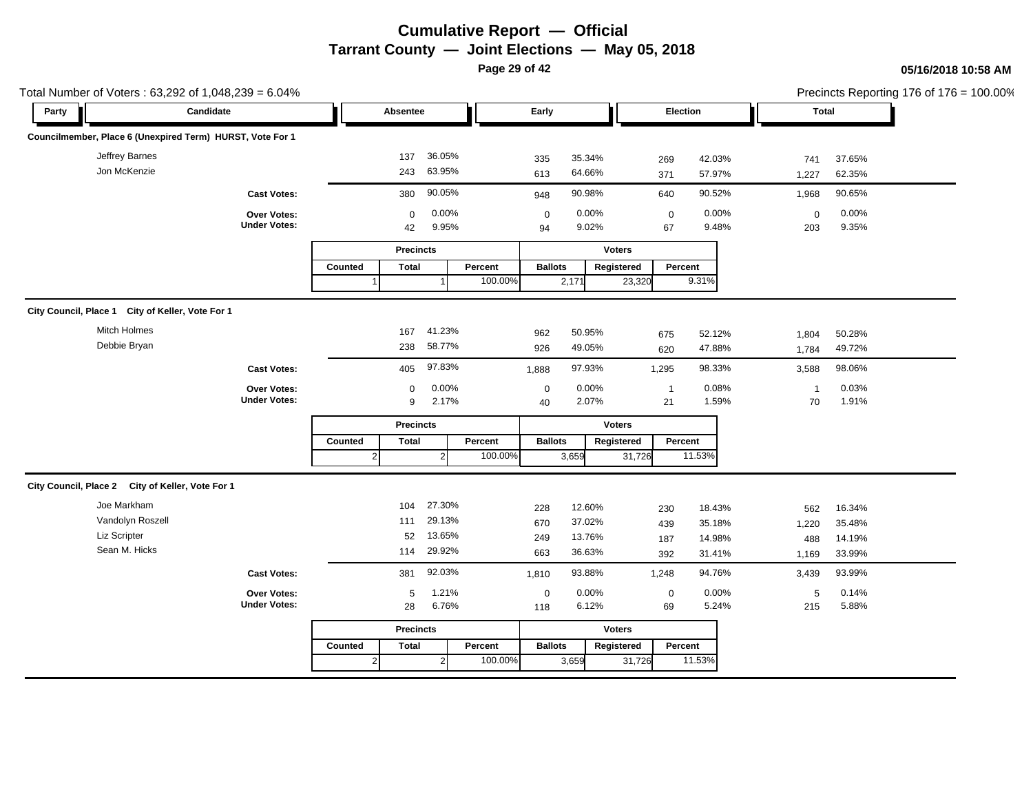# Cumulative Report — Official

## Tarrant County — Joint Elections — May 05, 2018

05/16/2018 10:58 AM

Total Number of Voters : 63,292 of 1,048,239 = 6.04%

Precincts Reporting 176 of 176 = 100.00%

### Councilmember, Place 6 (Unexpired Term) HURST, Vote For 1

| Party | Candidate | Absentee | | Early | | Election | | Total | |
|---|---|---|---|---|---|---|---|---|---|
| | Jeffrey Barnes | 137 | 36.05% | 335 | 35.34% | 269 | 42.03% | 741 | 37.65% |
| | Jon McKenzie | 243 | 63.95% | 613 | 64.66% | 371 | 57.97% | 1,227 | 62.35% |
| | **Cast Votes:** | 380 | 90.05% | 948 | 90.98% | 640 | 90.52% | 1,968 | 90.65% |
| | **Over Votes:** | 0 | 0.00% | 0 | 0.00% | 0 | 0.00% | 0 | 0.00% |
| | **Under Votes:** | 42 | 9.95% | 94 | 9.02% | 67 | 9.48% | 203 | 9.35% |

| Precincts | | | Voters | | |
|---|---|---|---|---|---|
| Counted | Total | Percent | Ballots | Registered | Percent |
| 1 | 1 | 100.00% | 2,171 | 23,320 | 9.31% |

### City Council, Place 1 City of Keller, Vote For 1

| Party | Candidate | Absentee | | Early | | Election | | Total | |
|---|---|---|---|---|---|---|---|---|---|
| | Mitch Holmes | 167 | 41.23% | 962 | 50.95% | 675 | 52.12% | 1,804 | 50.28% |
| | Debbie Bryan | 238 | 58.77% | 926 | 49.05% | 620 | 47.88% | 1,784 | 49.72% |
| | **Cast Votes:** | 405 | 97.83% | 1,888 | 97.93% | 1,295 | 98.33% | 3,588 | 98.06% |
| | **Over Votes:** | 0 | 0.00% | 0 | 0.00% | 1 | 0.08% | 1 | 0.03% |
| | **Under Votes:** | 9 | 2.17% | 40 | 2.07% | 21 | 1.59% | 70 | 1.91% |

| Precincts | | | Voters | | |
|---|---|---|---|---|---|
| Counted | Total | Percent | Ballots | Registered | Percent |
| 2 | 2 | 100.00% | 3,659 | 31,726 | 11.53% |

### City Council, Place 2 City of Keller, Vote For 1

| Party | Candidate | Absentee | | Early | | Election | | Total | |
|---|---|---|---|---|---|---|---|---|---|
| | Joe Markham | 104 | 27.30% | 228 | 12.60% | 230 | 18.43% | 562 | 16.34% |
| | Vandolyn Roszell | 111 | 29.13% | 670 | 37.02% | 439 | 35.18% | 1,220 | 35.48% |
| | Liz Scripter | 52 | 13.65% | 249 | 13.76% | 187 | 14.98% | 488 | 14.19% |
| | Sean M. Hicks | 114 | 29.92% | 663 | 36.63% | 392 | 31.41% | 1,169 | 33.99% |
| | **Cast Votes:** | 381 | 92.03% | 1,810 | 93.88% | 1,248 | 94.76% | 3,439 | 93.99% |
| | **Over Votes:** | 5 | 1.21% | 0 | 0.00% | 0 | 0.00% | 5 | 0.14% |
| | **Under Votes:** | 28 | 6.76% | 118 | 6.12% | 69 | 5.24% | 215 | 5.88% |

| Precincts | | | Voters | | |
|---|---|---|---|---|---|
| Counted | Total | Percent | Ballots | Registered | Percent |
| 2 | 2 | 100.00% | 3,659 | 31,726 | 11.53% |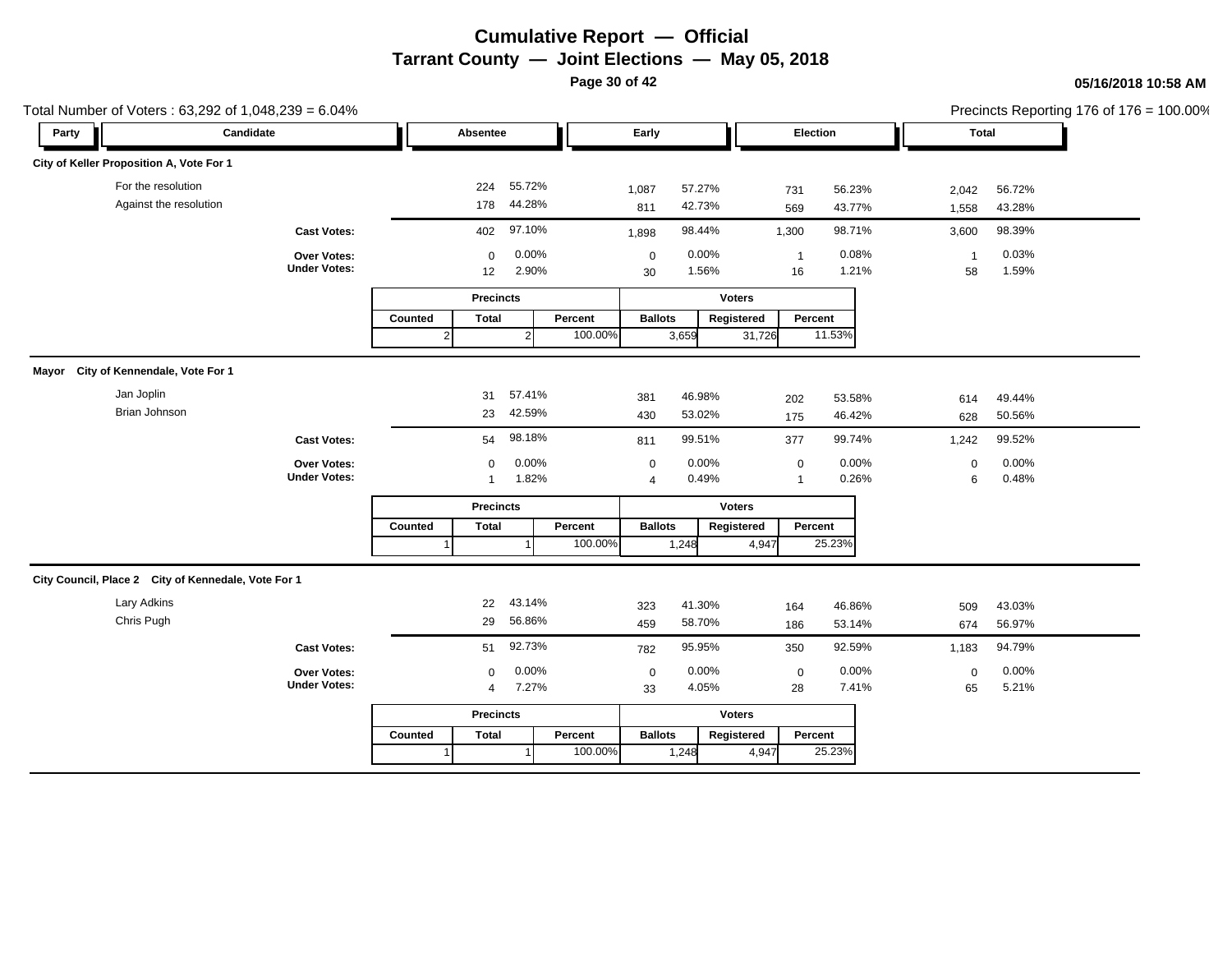# Cumulative Report — Official

## Tarrant County — Joint Elections — May 05, 2018

05/16/2018 10:58 AM

Total Number of Voters : 63,292 of 1,048,239 = 6.04%

Precincts Reporting 176 of 176 = 100.00%

### City of Keller Proposition A, Vote For 1

| Party | Candidate | Absentee | | Early | | Election | | Total | |
|---|---|---|---|---|---|---|---|---|---|
| | For the resolution | 224 | 55.72% | 1,087 | 57.27% | 731 | 56.23% | 2,042 | 56.72% |
| | Against the resolution | 178 | 44.28% | 811 | 42.73% | 569 | 43.77% | 1,558 | 43.28% |
| | **Cast Votes:** | 402 | 97.10% | 1,898 | 98.44% | 1,300 | 98.71% | 3,600 | 98.39% |
| | **Over Votes:** | 0 | 0.00% | 0 | 0.00% | 1 | 0.08% | 1 | 0.03% |
| | **Under Votes:** | 12 | 2.90% | 30 | 1.56% | 16 | 1.21% | 58 | 1.59% |

| Precincts | | | Voters | | |
|---|---|---|---|---|---|
| Counted | Total | Percent | Ballots | Registered | Percent |
| 2 | 2 | 100.00% | 3,659 | 31,726 | 11.53% |

### Mayor City of Kennedale, Vote For 1

| Party | Candidate | Absentee | | Early | | Election | | Total | |
|---|---|---|---|---|---|---|---|---|---|
| | Jan Joplin | 31 | 57.41% | 381 | 46.98% | 202 | 53.58% | 614 | 49.44% |
| | Brian Johnson | 23 | 42.59% | 430 | 53.02% | 175 | 46.42% | 628 | 50.56% |
| | **Cast Votes:** | 54 | 98.18% | 811 | 99.51% | 377 | 99.74% | 1,242 | 99.52% |
| | **Over Votes:** | 0 | 0.00% | 0 | 0.00% | 0 | 0.00% | 0 | 0.00% |
| | **Under Votes:** | 1 | 1.82% | 4 | 0.49% | 1 | 0.26% | 6 | 0.48% |

| Precincts | | | Voters | | |
|---|---|---|---|---|---|
| Counted | Total | Percent | Ballots | Registered | Percent |
| 1 | 1 | 100.00% | 1,248 | 4,947 | 25.23% |

### City Council, Place 2 City of Kennedale, Vote For 1

| Party | Candidate | Absentee | | Early | | Election | | Total | |
|---|---|---|---|---|---|---|---|---|---|
| | Lary Adkins | 22 | 43.14% | 323 | 41.30% | 164 | 46.86% | 509 | 43.03% |
| | Chris Pugh | 29 | 56.86% | 459 | 58.70% | 186 | 53.14% | 674 | 56.97% |
| | **Cast Votes:** | 51 | 92.73% | 782 | 95.95% | 350 | 92.59% | 1,183 | 94.79% |
| | **Over Votes:** | 0 | 0.00% | 0 | 0.00% | 0 | 0.00% | 0 | 0.00% |
| | **Under Votes:** | 4 | 7.27% | 33 | 4.05% | 28 | 7.41% | 65 | 5.21% |

| Precincts | | | Voters | | |
|---|---|---|---|---|---|
| Counted | Total | Percent | Ballots | Registered | Percent |
| 1 | 1 | 100.00% | 1,248 | 4,947 | 25.23% |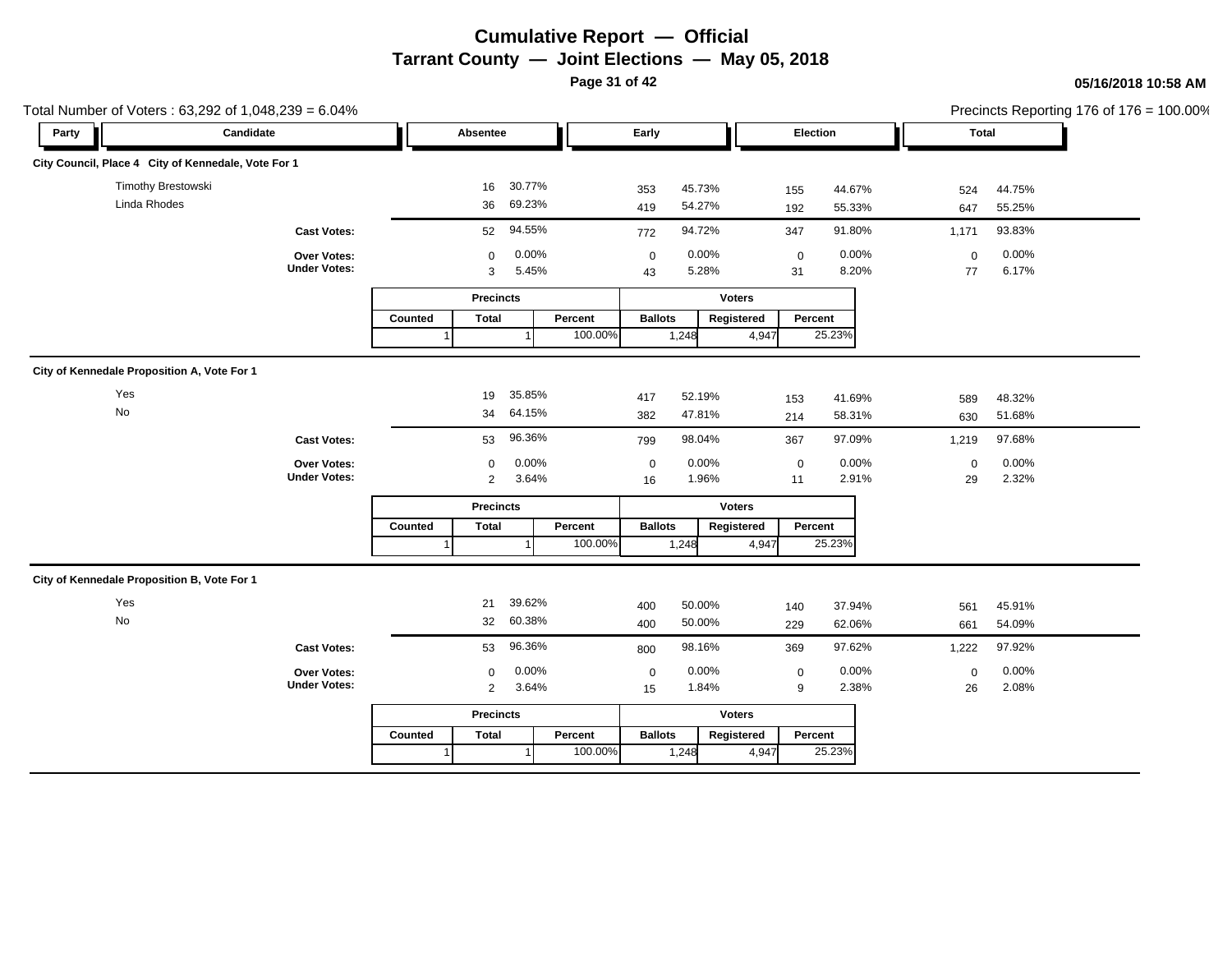# Cumulative Report — Official

## Tarrant County — Joint Elections — May 05, 2018

05/16/2018 10:58 AM

Total Number of Voters : 63,292 of 1,048,239 = 6.04%

Precincts Reporting 176 of 176 = 100.00%

### City Council, Place 4 City of Kennedale, Vote For 1

| Party | Candidate | Absentee | | Early | | Election | | Total | |
|---|---|---|---|---|---|---|---|---|---|
| | Timothy Brestowski | 16 | 30.77% | 353 | 45.73% | 155 | 44.67% | 524 | 44.75% |
| | Linda Rhodes | 36 | 69.23% | 419 | 54.27% | 192 | 55.33% | 647 | 55.25% |
| | **Cast Votes:** | 52 | 94.55% | 772 | 94.72% | 347 | 91.80% | 1,171 | 93.83% |
| | **Over Votes:** | 0 | 0.00% | 0 | 0.00% | 0 | 0.00% | 0 | 0.00% |
| | **Under Votes:** | 3 | 5.45% | 43 | 5.28% | 31 | 8.20% | 77 | 6.17% |

| Precincts | | | Voters | | |
|---|---|---|---|---|---|
| Counted | Total | Percent | Ballots | Registered | Percent |
| 1 | 1 | 100.00% | 1,248 | 4,947 | 25.23% |

### City of Kennedale Proposition A, Vote For 1

| Party | Candidate | Absentee | | Early | | Election | | Total | |
|---|---|---|---|---|---|---|---|---|---|
| | Yes | 19 | 35.85% | 417 | 52.19% | 153 | 41.69% | 589 | 48.32% |
| | No | 34 | 64.15% | 382 | 47.81% | 214 | 58.31% | 630 | 51.68% |
| | **Cast Votes:** | 53 | 96.36% | 799 | 98.04% | 367 | 97.09% | 1,219 | 97.68% |
| | **Over Votes:** | 0 | 0.00% | 0 | 0.00% | 0 | 0.00% | 0 | 0.00% |
| | **Under Votes:** | 2 | 3.64% | 16 | 1.96% | 11 | 2.91% | 29 | 2.32% |

| Precincts | | | Voters | | |
|---|---|---|---|---|---|
| Counted | Total | Percent | Ballots | Registered | Percent |
| 1 | 1 | 100.00% | 1,248 | 4,947 | 25.23% |

### City of Kennedale Proposition B, Vote For 1

| Party | Candidate | Absentee | | Early | | Election | | Total | |
|---|---|---|---|---|---|---|---|---|---|
| | Yes | 21 | 39.62% | 400 | 50.00% | 140 | 37.94% | 561 | 45.91% |
| | No | 32 | 60.38% | 400 | 50.00% | 229 | 62.06% | 661 | 54.09% |
| | **Cast Votes:** | 53 | 96.36% | 800 | 98.16% | 369 | 97.62% | 1,222 | 97.92% |
| | **Over Votes:** | 0 | 0.00% | 0 | 0.00% | 0 | 0.00% | 0 | 0.00% |
| | **Under Votes:** | 2 | 3.64% | 15 | 1.84% | 9 | 2.38% | 26 | 2.08% |

| Precincts | | | Voters | | |
|---|---|---|---|---|---|
| Counted | Total | Percent | Ballots | Registered | Percent |
| 1 | 1 | 100.00% | 1,248 | 4,947 | 25.23% |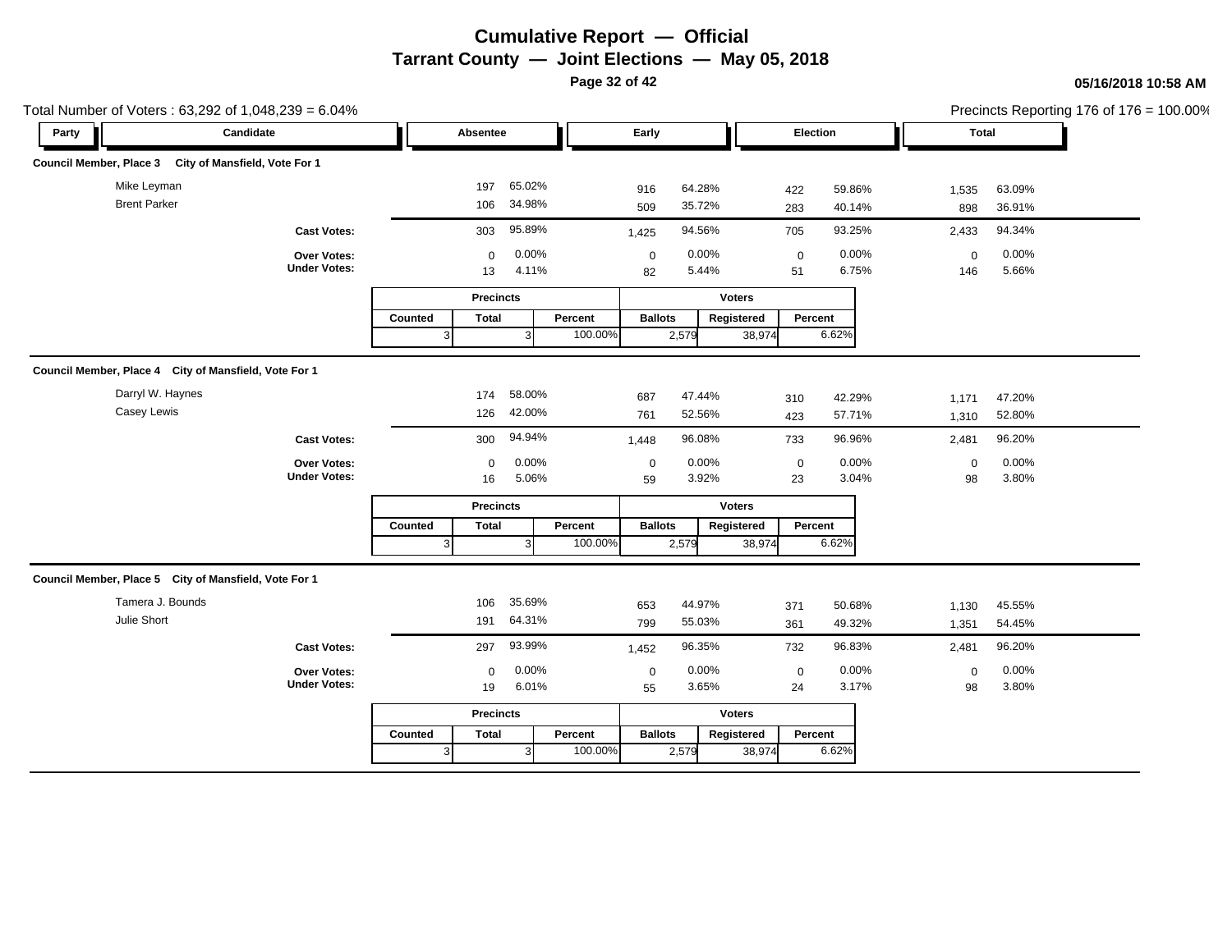# Cumulative Report — Official

## Tarrant County — Joint Elections — May 05, 2018

05/16/2018 10:58 AM

Total Number of Voters : 63,292 of 1,048,239 = 6.04%

Precincts Reporting 176 of 176 = 100.00%

### Council Member, Place 3 City of Mansfield, Vote For 1

| Party | Candidate | Absentee | | Early | | Election | | Total | |
|---|---|---|---|---|---|---|---|---|---|
| | Mike Leyman | 197 | 65.02% | 916 | 64.28% | 422 | 59.86% | 1,535 | 63.09% |
| | Brent Parker | 106 | 34.98% | 509 | 35.72% | 283 | 40.14% | 898 | 36.91% |
| | **Cast Votes:** | 303 | 95.89% | 1,425 | 94.56% | 705 | 93.25% | 2,433 | 94.34% |
| | **Over Votes:** | 0 | 0.00% | 0 | 0.00% | 0 | 0.00% | 0 | 0.00% |
| | **Under Votes:** | 13 | 4.11% | 82 | 5.44% | 51 | 6.75% | 146 | 5.66% |

| Precincts | | | Voters | | |
|---|---|---|---|---|---|
| Counted | Total | Percent | Ballots | Registered | Percent |
| 3 | 3 | 100.00% | 2,579 | 38,974 | 6.62% |

### Council Member, Place 4 City of Mansfield, Vote For 1

| Party | Candidate | Absentee | | Early | | Election | | Total | |
|---|---|---|---|---|---|---|---|---|---|
| | Darryl W. Haynes | 174 | 58.00% | 687 | 47.44% | 310 | 42.29% | 1,171 | 47.20% |
| | Casey Lewis | 126 | 42.00% | 761 | 52.56% | 423 | 57.71% | 1,310 | 52.80% |
| | **Cast Votes:** | 300 | 94.94% | 1,448 | 96.08% | 733 | 96.96% | 2,481 | 96.20% |
| | **Over Votes:** | 0 | 0.00% | 0 | 0.00% | 0 | 0.00% | 0 | 0.00% |
| | **Under Votes:** | 16 | 5.06% | 59 | 3.92% | 23 | 3.04% | 98 | 3.80% |

| Precincts | | | Voters | | |
|---|---|---|---|---|---|
| Counted | Total | Percent | Ballots | Registered | Percent |
| 3 | 3 | 100.00% | 2,579 | 38,974 | 6.62% |

### Council Member, Place 5 City of Mansfield, Vote For 1

| Party | Candidate | Absentee | | Early | | Election | | Total | |
|---|---|---|---|---|---|---|---|---|---|
| | Tamera J. Bounds | 106 | 35.69% | 653 | 44.97% | 371 | 50.68% | 1,130 | 45.55% |
| | Julie Short | 191 | 64.31% | 799 | 55.03% | 361 | 49.32% | 1,351 | 54.45% |
| | **Cast Votes:** | 297 | 93.99% | 1,452 | 96.35% | 732 | 96.83% | 2,481 | 96.20% |
| | **Over Votes:** | 0 | 0.00% | 0 | 0.00% | 0 | 0.00% | 0 | 0.00% |
| | **Under Votes:** | 19 | 6.01% | 55 | 3.65% | 24 | 3.17% | 98 | 3.80% |

| Precincts | | | Voters | | |
|---|---|---|---|---|---|
| Counted | Total | Percent | Ballots | Registered | Percent |
| 3 | 3 | 100.00% | 2,579 | 38,974 | 6.62% |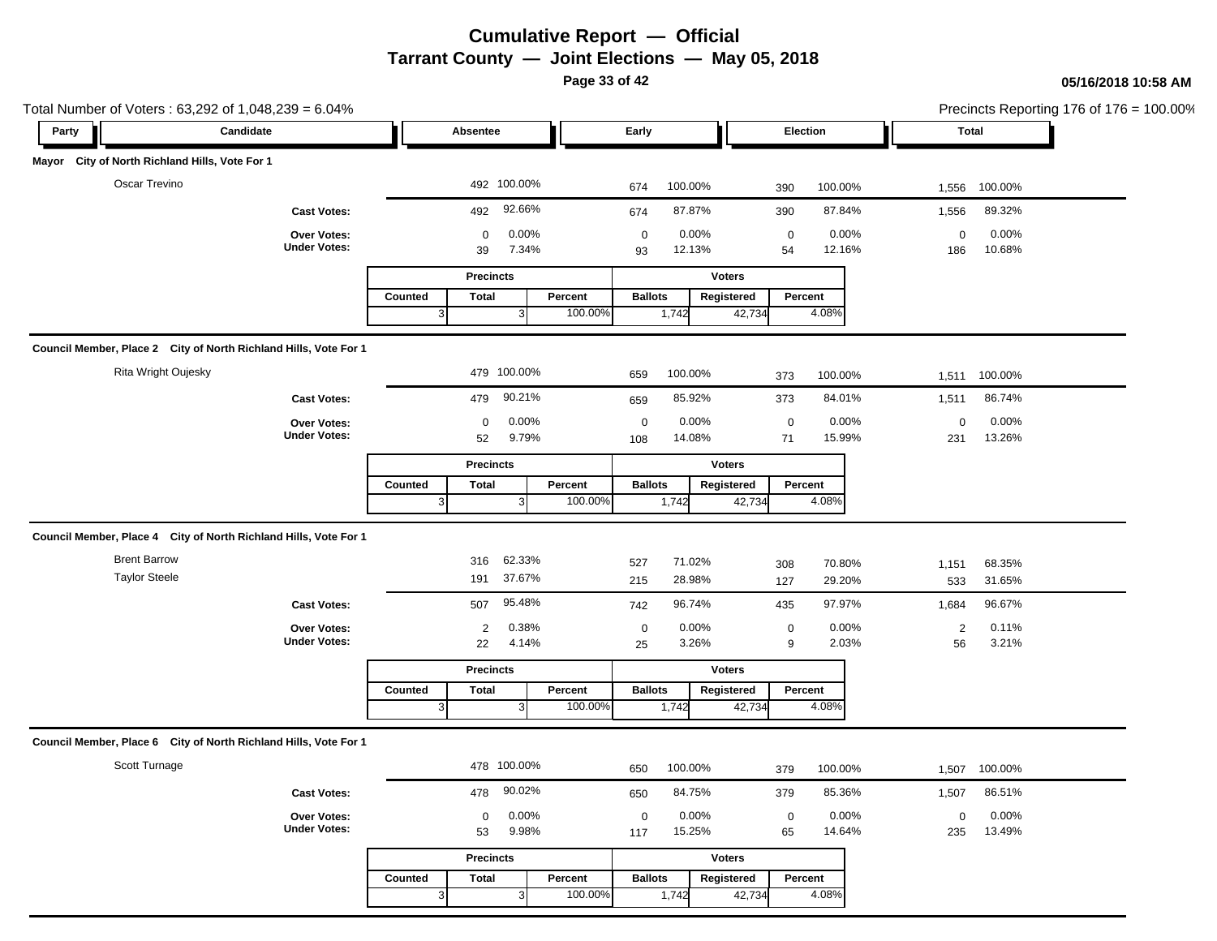# Cumulative Report — Official

## Tarrant County — Joint Elections — May 05, 2018

05/16/2018 10:58 AM

Total Number of Voters : 63,292 of 1,048,239 = 6.04%

Precincts Reporting 176 of 176 = 100.00%

| Party | Candidate | Absentee | | Early | | Election | | Total | |
|---|---|---|---|---|---|---|---|---|---|

### Mayor City of North Richland Hills, Vote For 1

| Candidate | Absentee | | Early | | Election | | Total | |
|---|---|---|---|---|---|---|---|---|
| Oscar Trevino | 492 | 100.00% | 674 | 100.00% | 390 | 100.00% | 1,556 | 100.00% |
| Cast Votes: | 492 | 92.66% | 674 | 87.87% | 390 | 87.84% | 1,556 | 89.32% |
| Over Votes: | 0 | 0.00% | 0 | 0.00% | 0 | 0.00% | 0 | 0.00% |
| Under Votes: | 39 | 7.34% | 93 | 12.13% | 54 | 12.16% | 186 | 10.68% |

| Precincts | | | Voters | | |
|---|---|---|---|---|---|
| Counted | Total | Percent | Ballots | Registered | Percent |
| 3 | 3 | 100.00% | 1,742 | 42,734 | 4.08% |

### Council Member, Place 2 City of North Richland Hills, Vote For 1

| Candidate | Absentee | | Early | | Election | | Total | |
|---|---|---|---|---|---|---|---|---|
| Rita Wright Oujesky | 479 | 100.00% | 659 | 100.00% | 373 | 100.00% | 1,511 | 100.00% |
| Cast Votes: | 479 | 90.21% | 659 | 85.92% | 373 | 84.01% | 1,511 | 86.74% |
| Over Votes: | 0 | 0.00% | 0 | 0.00% | 0 | 0.00% | 0 | 0.00% |
| Under Votes: | 52 | 9.79% | 108 | 14.08% | 71 | 15.99% | 231 | 13.26% |

| Precincts | | | Voters | | |
|---|---|---|---|---|---|
| Counted | Total | Percent | Ballots | Registered | Percent |
| 3 | 3 | 100.00% | 1,742 | 42,734 | 4.08% |

### Council Member, Place 4 City of North Richland Hills, Vote For 1

| Candidate | Absentee | | Early | | Election | | Total | |
|---|---|---|---|---|---|---|---|---|
| Brent Barrow | 316 | 62.33% | 527 | 71.02% | 308 | 70.80% | 1,151 | 68.35% |
| Taylor Steele | 191 | 37.67% | 215 | 28.98% | 127 | 29.20% | 533 | 31.65% |
| Cast Votes: | 507 | 95.48% | 742 | 96.74% | 435 | 97.97% | 1,684 | 96.67% |
| Over Votes: | 2 | 0.38% | 0 | 0.00% | 0 | 0.00% | 2 | 0.11% |
| Under Votes: | 22 | 4.14% | 25 | 3.26% | 9 | 2.03% | 56 | 3.21% |

| Precincts | | | Voters | | |
|---|---|---|---|---|---|
| Counted | Total | Percent | Ballots | Registered | Percent |
| 3 | 3 | 100.00% | 1,742 | 42,734 | 4.08% |

### Council Member, Place 6 City of North Richland Hills, Vote For 1

| Candidate | Absentee | | Early | | Election | | Total | |
|---|---|---|---|---|---|---|---|---|
| Scott Turnage | 478 | 100.00% | 650 | 100.00% | 379 | 100.00% | 1,507 | 100.00% |
| Cast Votes: | 478 | 90.02% | 650 | 84.75% | 379 | 85.36% | 1,507 | 86.51% |
| Over Votes: | 0 | 0.00% | 0 | 0.00% | 0 | 0.00% | 0 | 0.00% |
| Under Votes: | 53 | 9.98% | 117 | 15.25% | 65 | 14.64% | 235 | 13.49% |

| Precincts | | | Voters | | |
|---|---|---|---|---|---|
| Counted | Total | Percent | Ballots | Registered | Percent |
| 3 | 3 | 100.00% | 1,742 | 42,734 | 4.08% |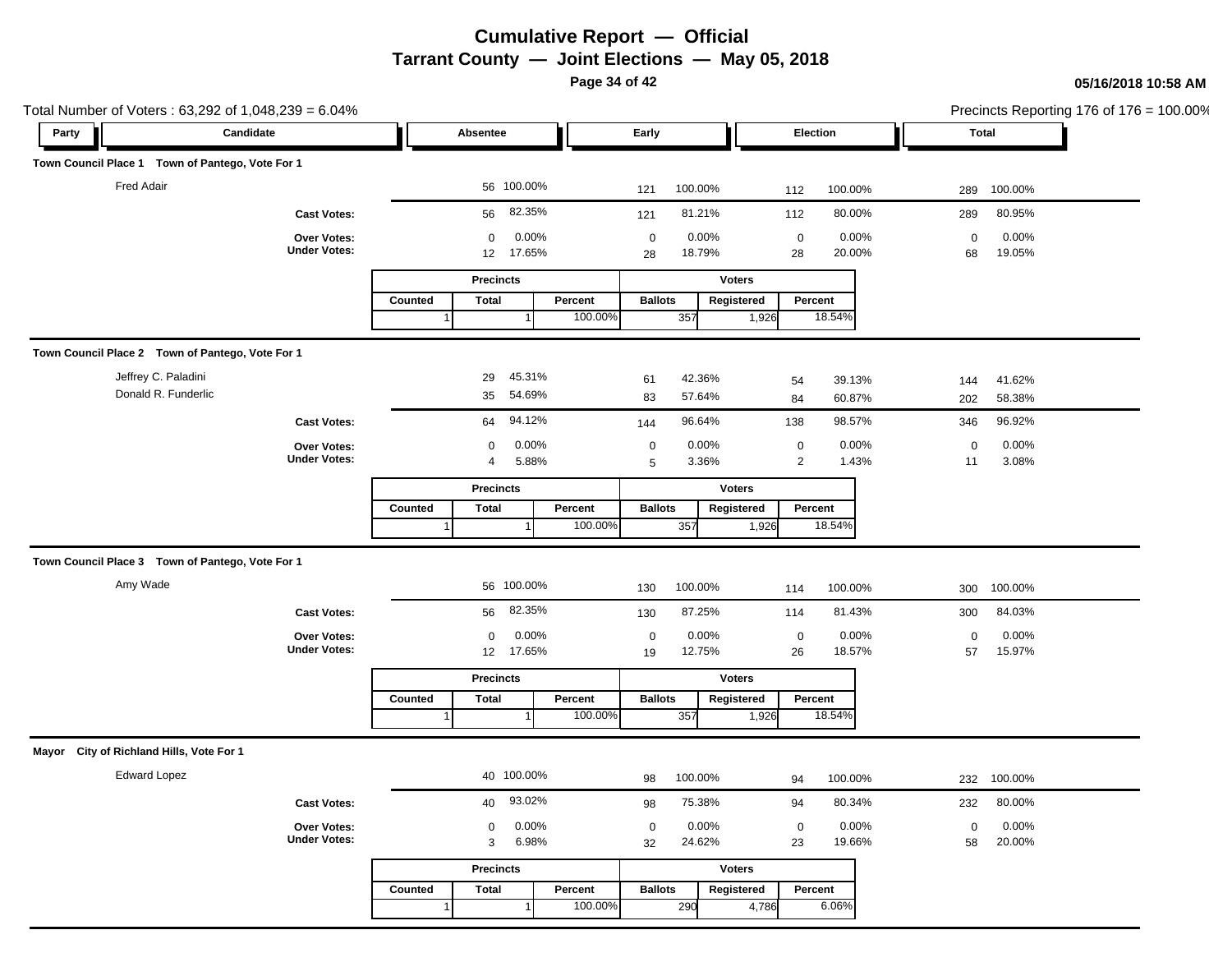# Cumulative Report — Official

## Tarrant County — Joint Elections — May 05, 2018

05/16/2018 10:58 AM

Total Number of Voters : 63,292 of 1,048,239 = 6.04%

Precincts Reporting 176 of 176 = 100.00%

| Party | Candidate | Absentee | | Early | | Election | | Total | |
|---|---|---|---|---|---|---|---|---|---|

### Town Council Place 1 Town of Pantego, Vote For 1

| Candidate | Absentee | | Early | | Election | | Total | |
|---|---|---|---|---|---|---|---|---|
| Fred Adair | 56 | 100.00% | 121 | 100.00% | 112 | 100.00% | 289 | 100.00% |
| **Cast Votes:** | 56 | 82.35% | 121 | 81.21% | 112 | 80.00% | 289 | 80.95% |
| **Over Votes:** | 0 | 0.00% | 0 | 0.00% | 0 | 0.00% | 0 | 0.00% |
| **Under Votes:** | 12 | 17.65% | 28 | 18.79% | 28 | 20.00% | 68 | 19.05% |

| Precincts | | | Voters | | |
|---|---|---|---|---|---|
| Counted | Total | Percent | Ballots | Registered | Percent |
| 1 | 1 | 100.00% | 357 | 1,926 | 18.54% |

### Town Council Place 2 Town of Pantego, Vote For 1

| Candidate | Absentee | | Early | | Election | | Total | |
|---|---|---|---|---|---|---|---|---|
| Jeffrey C. Paladini | 29 | 45.31% | 61 | 42.36% | 54 | 39.13% | 144 | 41.62% |
| Donald R. Funderlic | 35 | 54.69% | 83 | 57.64% | 84 | 60.87% | 202 | 58.38% |
| **Cast Votes:** | 64 | 94.12% | 144 | 96.64% | 138 | 98.57% | 346 | 96.92% |
| **Over Votes:** | 0 | 0.00% | 0 | 0.00% | 0 | 0.00% | 0 | 0.00% |
| **Under Votes:** | 4 | 5.88% | 5 | 3.36% | 2 | 1.43% | 11 | 3.08% |

| Precincts | | | Voters | | |
|---|---|---|---|---|---|
| Counted | Total | Percent | Ballots | Registered | Percent |
| 1 | 1 | 100.00% | 357 | 1,926 | 18.54% |

### Town Council Place 3 Town of Pantego, Vote For 1

| Candidate | Absentee | | Early | | Election | | Total | |
|---|---|---|---|---|---|---|---|---|
| Amy Wade | 56 | 100.00% | 130 | 100.00% | 114 | 100.00% | 300 | 100.00% |
| **Cast Votes:** | 56 | 82.35% | 130 | 87.25% | 114 | 81.43% | 300 | 84.03% |
| **Over Votes:** | 0 | 0.00% | 0 | 0.00% | 0 | 0.00% | 0 | 0.00% |
| **Under Votes:** | 12 | 17.65% | 19 | 12.75% | 26 | 18.57% | 57 | 15.97% |

| Precincts | | | Voters | | |
|---|---|---|---|---|---|
| Counted | Total | Percent | Ballots | Registered | Percent |
| 1 | 1 | 100.00% | 357 | 1,926 | 18.54% |

### Mayor City of Richland Hills, Vote For 1

| Candidate | Absentee | | Early | | Election | | Total | |
|---|---|---|---|---|---|---|---|---|
| Edward Lopez | 40 | 100.00% | 98 | 100.00% | 94 | 100.00% | 232 | 100.00% |
| **Cast Votes:** | 40 | 93.02% | 98 | 75.38% | 94 | 80.34% | 232 | 80.00% |
| **Over Votes:** | 0 | 0.00% | 0 | 0.00% | 0 | 0.00% | 0 | 0.00% |
| **Under Votes:** | 3 | 6.98% | 32 | 24.62% | 23 | 19.66% | 58 | 20.00% |

| Precincts | | | Voters | | |
|---|---|---|---|---|---|
| Counted | Total | Percent | Ballots | Registered | Percent |
| 1 | 1 | 100.00% | 290 | 4,786 | 6.06% |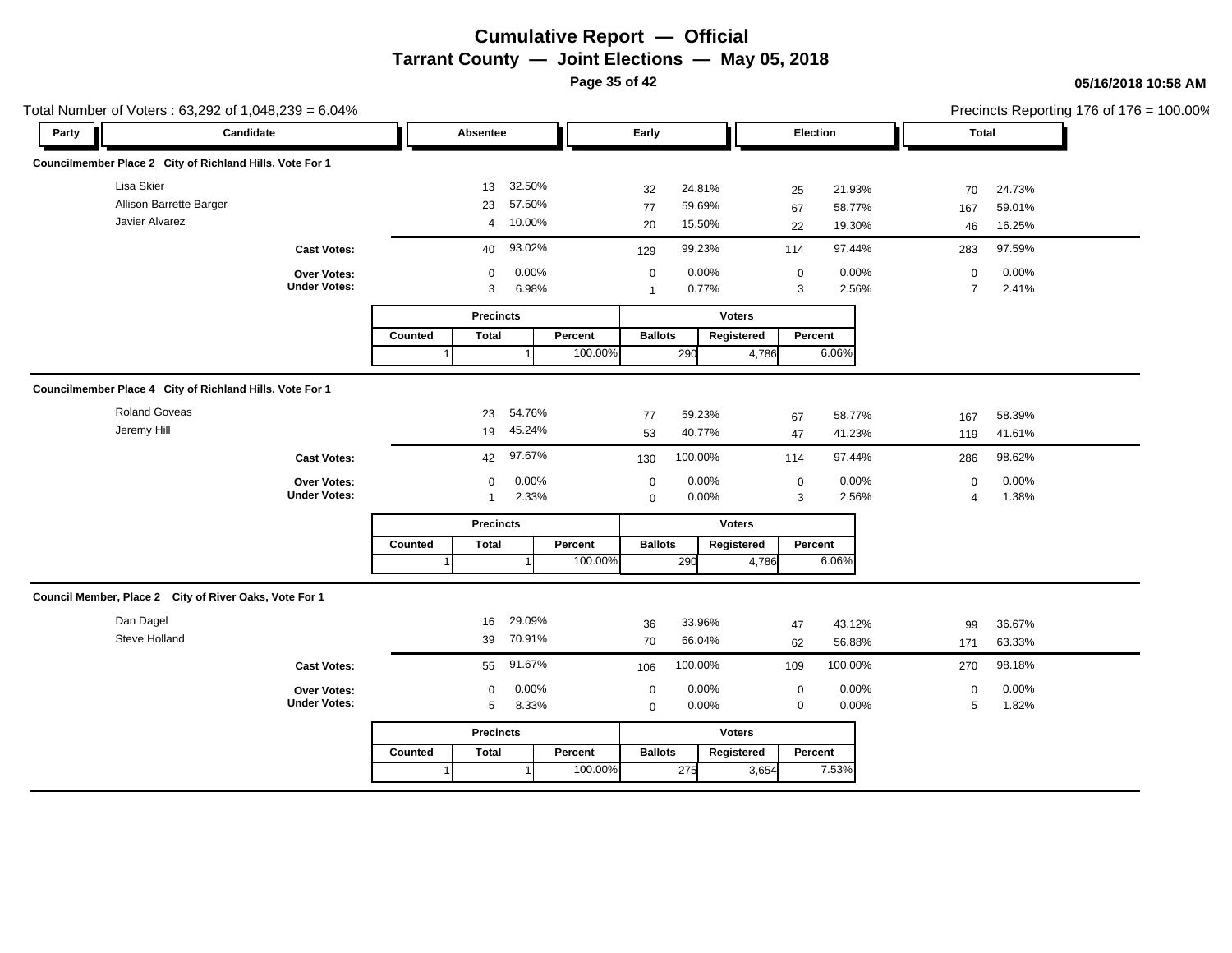# Cumulative Report — Official

## Tarrant County — Joint Elections — May 05, 2018

05/16/2018 10:58 AM

Total Number of Voters : 63,292 of 1,048,239 = 6.04%

Precincts Reporting 176 of 176 = 100.00%

### Councilmember Place 2 City of Richland Hills, Vote For 1

| Party | Candidate | Absentee | | Early | | Election | | Total | |
|---|---|---|---|---|---|---|---|---|---|
| | Lisa Skier | 13 | 32.50% | 32 | 24.81% | 25 | 21.93% | 70 | 24.73% |
| | Allison Barrette Barger | 23 | 57.50% | 77 | 59.69% | 67 | 58.77% | 167 | 59.01% |
| | Javier Alvarez | 4 | 10.00% | 20 | 15.50% | 22 | 19.30% | 46 | 16.25% |
| | **Cast Votes:** | 40 | 93.02% | 129 | 99.23% | 114 | 97.44% | 283 | 97.59% |
| | **Over Votes:** | 0 | 0.00% | 0 | 0.00% | 0 | 0.00% | 0 | 0.00% |
| | **Under Votes:** | 3 | 6.98% | 1 | 0.77% | 3 | 2.56% | 7 | 2.41% |

| Precincts | | | Voters | | |
|---|---|---|---|---|---|
| Counted | Total | Percent | Ballots | Registered | Percent |
| 1 | 1 | 100.00% | 290 | 4,786 | 6.06% |

### Councilmember Place 4 City of Richland Hills, Vote For 1

| Party | Candidate | Absentee | | Early | | Election | | Total | |
|---|---|---|---|---|---|---|---|---|---|
| | Roland Goveas | 23 | 54.76% | 77 | 59.23% | 67 | 58.77% | 167 | 58.39% |
| | Jeremy Hill | 19 | 45.24% | 53 | 40.77% | 47 | 41.23% | 119 | 41.61% |
| | **Cast Votes:** | 42 | 97.67% | 130 | 100.00% | 114 | 97.44% | 286 | 98.62% |
| | **Over Votes:** | 0 | 0.00% | 0 | 0.00% | 0 | 0.00% | 0 | 0.00% |
| | **Under Votes:** | 1 | 2.33% | 0 | 0.00% | 3 | 2.56% | 4 | 1.38% |

| Precincts | | | Voters | | |
|---|---|---|---|---|---|
| Counted | Total | Percent | Ballots | Registered | Percent |
| 1 | 1 | 100.00% | 290 | 4,786 | 6.06% |

### Council Member, Place 2 City of River Oaks, Vote For 1

| Party | Candidate | Absentee | | Early | | Election | | Total | |
|---|---|---|---|---|---|---|---|---|---|
| | Dan Dagel | 16 | 29.09% | 36 | 33.96% | 47 | 43.12% | 99 | 36.67% |
| | Steve Holland | 39 | 70.91% | 70 | 66.04% | 62 | 56.88% | 171 | 63.33% |
| | **Cast Votes:** | 55 | 91.67% | 106 | 100.00% | 109 | 100.00% | 270 | 98.18% |
| | **Over Votes:** | 0 | 0.00% | 0 | 0.00% | 0 | 0.00% | 0 | 0.00% |
| | **Under Votes:** | 5 | 8.33% | 0 | 0.00% | 0 | 0.00% | 5 | 1.82% |

| Precincts | | | Voters | | |
|---|---|---|---|---|---|
| Counted | Total | Percent | Ballots | Registered | Percent |
| 1 | 1 | 100.00% | 275 | 3,654 | 7.53% |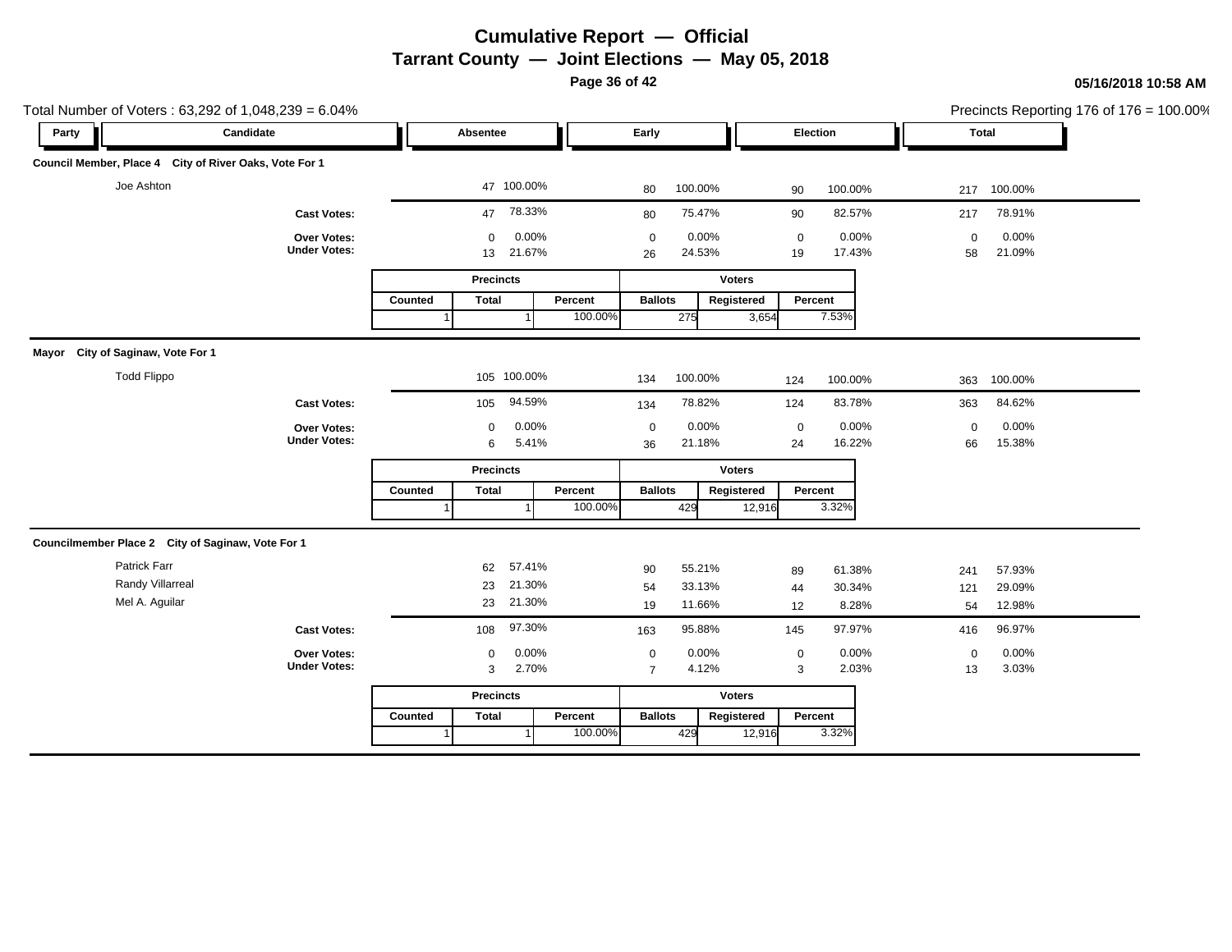# Cumulative Report — Official

## Tarrant County — Joint Elections — May 05, 2018

05/16/2018 10:58 AM

Total Number of Voters : 63,292 of 1,048,239 = 6.04%

Precincts Reporting 176 of 176 = 100.00%

### Council Member, Place 4 City of River Oaks, Vote For 1

| Party | Candidate | Absentee | | Early | | Election | | Total | |
|---|---|---|---|---|---|---|---|---|---|
| | Joe Ashton | 47 | 100.00% | 80 | 100.00% | 90 | 100.00% | 217 | 100.00% |
| | **Cast Votes:** | 47 | 78.33% | 80 | 75.47% | 90 | 82.57% | 217 | 78.91% |
| | **Over Votes:** | 0 | 0.00% | 0 | 0.00% | 0 | 0.00% | 0 | 0.00% |
| | **Under Votes:** | 13 | 21.67% | 26 | 24.53% | 19 | 17.43% | 58 | 21.09% |

| Precincts | | | Voters | | |
|---|---|---|---|---|---|
| Counted | Total | Percent | Ballots | Registered | Percent |
| 1 | 1 | 100.00% | 275 | 3,654 | 7.53% |

### Mayor City of Saginaw, Vote For 1

| Party | Candidate | Absentee | | Early | | Election | | Total | |
|---|---|---|---|---|---|---|---|---|---|
| | Todd Flippo | 105 | 100.00% | 134 | 100.00% | 124 | 100.00% | 363 | 100.00% |
| | **Cast Votes:** | 105 | 94.59% | 134 | 78.82% | 124 | 83.78% | 363 | 84.62% |
| | **Over Votes:** | 0 | 0.00% | 0 | 0.00% | 0 | 0.00% | 0 | 0.00% |
| | **Under Votes:** | 6 | 5.41% | 36 | 21.18% | 24 | 16.22% | 66 | 15.38% |

| Precincts | | | Voters | | |
|---|---|---|---|---|---|
| Counted | Total | Percent | Ballots | Registered | Percent |
| 1 | 1 | 100.00% | 429 | 12,916 | 3.32% |

### Councilmember Place 2 City of Saginaw, Vote For 1

| Party | Candidate | Absentee | | Early | | Election | | Total | |
|---|---|---|---|---|---|---|---|---|---|
| | Patrick Farr | 62 | 57.41% | 90 | 55.21% | 89 | 61.38% | 241 | 57.93% |
| | Randy Villarreal | 23 | 21.30% | 54 | 33.13% | 44 | 30.34% | 121 | 29.09% |
| | Mel A. Aguilar | 23 | 21.30% | 19 | 11.66% | 12 | 8.28% | 54 | 12.98% |
| | **Cast Votes:** | 108 | 97.30% | 163 | 95.88% | 145 | 97.97% | 416 | 96.97% |
| | **Over Votes:** | 0 | 0.00% | 0 | 0.00% | 0 | 0.00% | 0 | 0.00% |
| | **Under Votes:** | 3 | 2.70% | 7 | 4.12% | 3 | 2.03% | 13 | 3.03% |

| Precincts | | | Voters | | |
|---|---|---|---|---|---|
| Counted | Total | Percent | Ballots | Registered | Percent |
| 1 | 1 | 100.00% | 429 | 12,916 | 3.32% |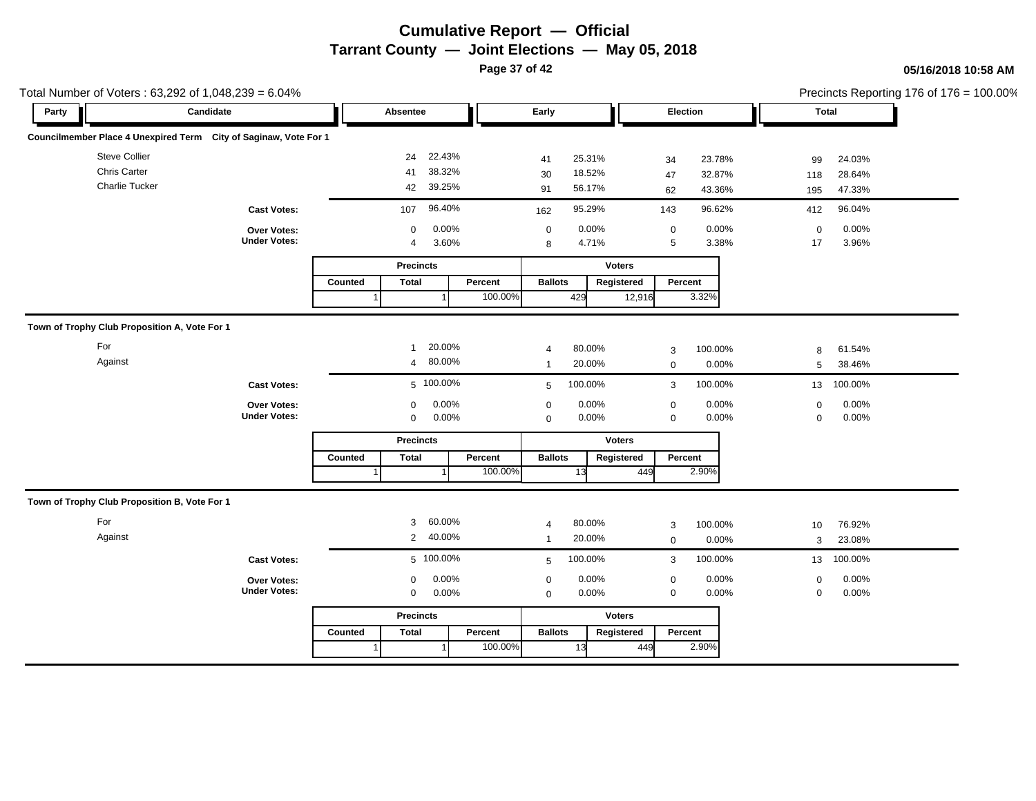# Cumulative Report — Official

## Tarrant County — Joint Elections — May 05, 2018

05/16/2018 10:58 AM

Total Number of Voters : 63,292 of 1,048,239 = 6.04%

Precincts Reporting 176 of 176 = 100.00%

### Councilmember Place 4 Unexpired Term City of Saginaw, Vote For 1

| Party | Candidate | Absentee | | Early | | Election | | Total | |
|---|---|---|---|---|---|---|---|---|---|
| | Steve Collier | 24 | 22.43% | 41 | 25.31% | 34 | 23.78% | 99 | 24.03% |
| | Chris Carter | 41 | 38.32% | 30 | 18.52% | 47 | 32.87% | 118 | 28.64% |
| | Charlie Tucker | 42 | 39.25% | 91 | 56.17% | 62 | 43.36% | 195 | 47.33% |
| | **Cast Votes:** | 107 | 96.40% | 162 | 95.29% | 143 | 96.62% | 412 | 96.04% |
| | **Over Votes:** | 0 | 0.00% | 0 | 0.00% | 0 | 0.00% | 0 | 0.00% |
| | **Under Votes:** | 4 | 3.60% | 8 | 4.71% | 5 | 3.38% | 17 | 3.96% |

| Precincts | | | Voters | | |
|---|---|---|---|---|---|
| Counted | Total | Percent | Ballots | Registered | Percent |
| 1 | 1 | 100.00% | 429 | 12,916 | 3.32% |

### Town of Trophy Club Proposition A, Vote For 1

| Party | Candidate | Absentee | | Early | | Election | | Total | |
|---|---|---|---|---|---|---|---|---|---|
| | For | 1 | 20.00% | 4 | 80.00% | 3 | 100.00% | 8 | 61.54% |
| | Against | 4 | 80.00% | 1 | 20.00% | 0 | 0.00% | 5 | 38.46% |
| | **Cast Votes:** | 5 | 100.00% | 5 | 100.00% | 3 | 100.00% | 13 | 100.00% |
| | **Over Votes:** | 0 | 0.00% | 0 | 0.00% | 0 | 0.00% | 0 | 0.00% |
| | **Under Votes:** | 0 | 0.00% | 0 | 0.00% | 0 | 0.00% | 0 | 0.00% |

| Precincts | | | Voters | | |
|---|---|---|---|---|---|
| Counted | Total | Percent | Ballots | Registered | Percent |
| 1 | 1 | 100.00% | 13 | 449 | 2.90% |

### Town of Trophy Club Proposition B, Vote For 1

| Party | Candidate | Absentee | | Early | | Election | | Total | |
|---|---|---|---|---|---|---|---|---|---|
| | For | 3 | 60.00% | 4 | 80.00% | 3 | 100.00% | 10 | 76.92% |
| | Against | 2 | 40.00% | 1 | 20.00% | 0 | 0.00% | 3 | 23.08% |
| | **Cast Votes:** | 5 | 100.00% | 5 | 100.00% | 3 | 100.00% | 13 | 100.00% |
| | **Over Votes:** | 0 | 0.00% | 0 | 0.00% | 0 | 0.00% | 0 | 0.00% |
| | **Under Votes:** | 0 | 0.00% | 0 | 0.00% | 0 | 0.00% | 0 | 0.00% |

| Precincts | | | Voters | | |
|---|---|---|---|---|---|
| Counted | Total | Percent | Ballots | Registered | Percent |
| 1 | 1 | 100.00% | 13 | 449 | 2.90% |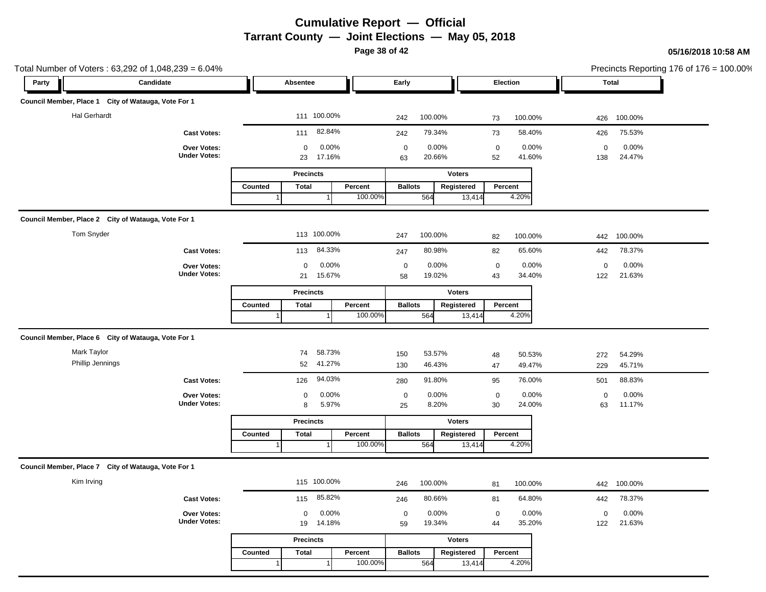# Cumulative Report — Official

## Tarrant County — Joint Elections — May 05, 2018

05/16/2018 10:58 AM

Total Number of Voters : 63,292 of 1,048,239 = 6.04%

Precincts Reporting 176 of 176 = 100.00%

### Council Member, Place 1 City of Watauga, Vote For 1

| Party | Candidate | Absentee | | Early | | Election | | Total | |
|---|---|---|---|---|---|---|---|---|---|
| | Hal Gerhardt | 111 | 100.00% | 242 | 100.00% | 73 | 100.00% | 426 | 100.00% |
| | **Cast Votes:** | 111 | 82.84% | 242 | 79.34% | 73 | 58.40% | 426 | 75.53% |
| | **Over Votes:** | 0 | 0.00% | 0 | 0.00% | 0 | 0.00% | 0 | 0.00% |
| | **Under Votes:** | 23 | 17.16% | 63 | 20.66% | 52 | 41.60% | 138 | 24.47% |

| Precincts | | | Voters | | |
|---|---|---|---|---|---|
| Counted | Total | Percent | Ballots | Registered | Percent |
| 1 | 1 | 100.00% | 564 | 13,414 | 4.20% |

### Council Member, Place 2 City of Watauga, Vote For 1

| Party | Candidate | Absentee | | Early | | Election | | Total | |
|---|---|---|---|---|---|---|---|---|---|
| | Tom Snyder | 113 | 100.00% | 247 | 100.00% | 82 | 100.00% | 442 | 100.00% |
| | **Cast Votes:** | 113 | 84.33% | 247 | 80.98% | 82 | 65.60% | 442 | 78.37% |
| | **Over Votes:** | 0 | 0.00% | 0 | 0.00% | 0 | 0.00% | 0 | 0.00% |
| | **Under Votes:** | 21 | 15.67% | 58 | 19.02% | 43 | 34.40% | 122 | 21.63% |

| Precincts | | | Voters | | |
|---|---|---|---|---|---|
| Counted | Total | Percent | Ballots | Registered | Percent |
| 1 | 1 | 100.00% | 564 | 13,414 | 4.20% |

### Council Member, Place 6 City of Watauga, Vote For 1

| Party | Candidate | Absentee | | Early | | Election | | Total | |
|---|---|---|---|---|---|---|---|---|---|
| | Mark Taylor | 74 | 58.73% | 150 | 53.57% | 48 | 50.53% | 272 | 54.29% |
| | Phillip Jennings | 52 | 41.27% | 130 | 46.43% | 47 | 49.47% | 229 | 45.71% |
| | **Cast Votes:** | 126 | 94.03% | 280 | 91.80% | 95 | 76.00% | 501 | 88.83% |
| | **Over Votes:** | 0 | 0.00% | 0 | 0.00% | 0 | 0.00% | 0 | 0.00% |
| | **Under Votes:** | 8 | 5.97% | 25 | 8.20% | 30 | 24.00% | 63 | 11.17% |

| Precincts | | | Voters | | |
|---|---|---|---|---|---|
| Counted | Total | Percent | Ballots | Registered | Percent |
| 1 | 1 | 100.00% | 564 | 13,414 | 4.20% |

### Council Member, Place 7 City of Watauga, Vote For 1

| Party | Candidate | Absentee | | Early | | Election | | Total | |
|---|---|---|---|---|---|---|---|---|---|
| | Kim Irving | 115 | 100.00% | 246 | 100.00% | 81 | 100.00% | 442 | 100.00% |
| | **Cast Votes:** | 115 | 85.82% | 246 | 80.66% | 81 | 64.80% | 442 | 78.37% |
| | **Over Votes:** | 0 | 0.00% | 0 | 0.00% | 0 | 0.00% | 0 | 0.00% |
| | **Under Votes:** | 19 | 14.18% | 59 | 19.34% | 44 | 35.20% | 122 | 21.63% |

| Precincts | | | Voters | | |
|---|---|---|---|---|---|
| Counted | Total | Percent | Ballots | Registered | Percent |
| 1 | 1 | 100.00% | 564 | 13,414 | 4.20% |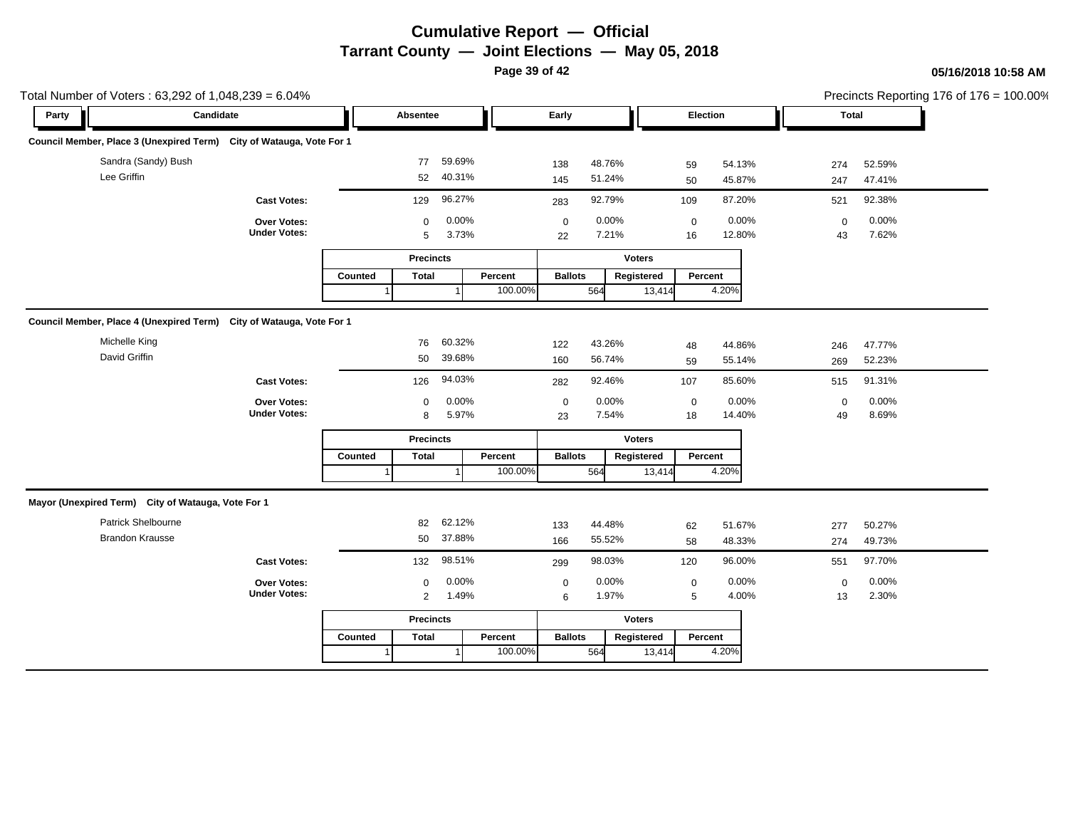# Cumulative Report — Official

## Tarrant County — Joint Elections — May 05, 2018

05/16/2018 10:58 AM

Total Number of Voters : 63,292 of 1,048,239 = 6.04%

Precincts Reporting 176 of 176 = 100.00%

### Council Member, Place 3 (Unexpired Term) City of Watauga, Vote For 1

| Party | Candidate | Absentee | | Early | | Election | | Total | |
|---|---|---|---|---|---|---|---|---|---|
| | Sandra (Sandy) Bush | 77 | 59.69% | 138 | 48.76% | 59 | 54.13% | 274 | 52.59% |
| | Lee Griffin | 52 | 40.31% | 145 | 51.24% | 50 | 45.87% | 247 | 47.41% |
| | **Cast Votes:** | 129 | 96.27% | 283 | 92.79% | 109 | 87.20% | 521 | 92.38% |
| | **Over Votes:** | 0 | 0.00% | 0 | 0.00% | 0 | 0.00% | 0 | 0.00% |
| | **Under Votes:** | 5 | 3.73% | 22 | 7.21% | 16 | 12.80% | 43 | 7.62% |

| Precincts | | | Voters | | |
|---|---|---|---|---|---|
| Counted | Total | Percent | Ballots | Registered | Percent |
| 1 | 1 | 100.00% | 564 | 13,414 | 4.20% |

### Council Member, Place 4 (Unexpired Term) City of Watauga, Vote For 1

| Party | Candidate | Absentee | | Early | | Election | | Total | |
|---|---|---|---|---|---|---|---|---|---|
| | Michelle King | 76 | 60.32% | 122 | 43.26% | 48 | 44.86% | 246 | 47.77% |
| | David Griffin | 50 | 39.68% | 160 | 56.74% | 59 | 55.14% | 269 | 52.23% |
| | **Cast Votes:** | 126 | 94.03% | 282 | 92.46% | 107 | 85.60% | 515 | 91.31% |
| | **Over Votes:** | 0 | 0.00% | 0 | 0.00% | 0 | 0.00% | 0 | 0.00% |
| | **Under Votes:** | 8 | 5.97% | 23 | 7.54% | 18 | 14.40% | 49 | 8.69% |

| Precincts | | | Voters | | |
|---|---|---|---|---|---|
| Counted | Total | Percent | Ballots | Registered | Percent |
| 1 | 1 | 100.00% | 564 | 13,414 | 4.20% |

### Mayor (Unexpired Term) City of Watauga, Vote For 1

| Party | Candidate | Absentee | | Early | | Election | | Total | |
|---|---|---|---|---|---|---|---|---|---|
| | Patrick Shelbourne | 82 | 62.12% | 133 | 44.48% | 62 | 51.67% | 277 | 50.27% |
| | Brandon Krausse | 50 | 37.88% | 166 | 55.52% | 58 | 48.33% | 274 | 49.73% |
| | **Cast Votes:** | 132 | 98.51% | 299 | 98.03% | 120 | 96.00% | 551 | 97.70% |
| | **Over Votes:** | 0 | 0.00% | 0 | 0.00% | 0 | 0.00% | 0 | 0.00% |
| | **Under Votes:** | 2 | 1.49% | 6 | 1.97% | 5 | 4.00% | 13 | 2.30% |

| Precincts | | | Voters | | |
|---|---|---|---|---|---|
| Counted | Total | Percent | Ballots | Registered | Percent |
| 1 | 1 | 100.00% | 564 | 13,414 | 4.20% |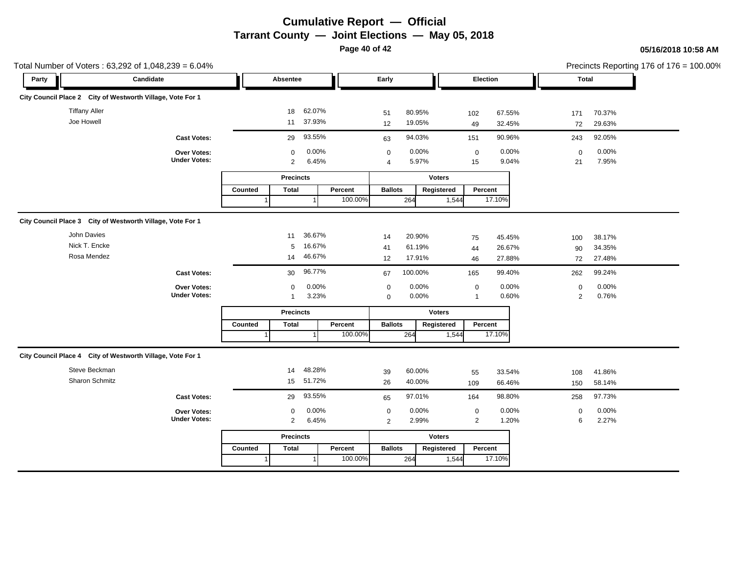# Cumulative Report — Official

## Tarrant County — Joint Elections — May 05, 2018

05/16/2018 10:58 AM

Total Number of Voters : 63,292 of 1,048,239 = 6.04%

Precincts Reporting 176 of 176 = 100.00%

### City Council Place 2 City of Westworth Village, Vote For 1

| Party | Candidate | Absentee | | Early | | Election | | Total | |
|---|---|---|---|---|---|---|---|---|---|
| | Tiffany Aller | 18 | 62.07% | 51 | 80.95% | 102 | 67.55% | 171 | 70.37% |
| | Joe Howell | 11 | 37.93% | 12 | 19.05% | 49 | 32.45% | 72 | 29.63% |
| | **Cast Votes:** | 29 | 93.55% | 63 | 94.03% | 151 | 90.96% | 243 | 92.05% |
| | **Over Votes:** | 0 | 0.00% | 0 | 0.00% | 0 | 0.00% | 0 | 0.00% |
| | **Under Votes:** | 2 | 6.45% | 4 | 5.97% | 15 | 9.04% | 21 | 7.95% |

| Precincts | | | Voters | | |
|---|---|---|---|---|---|
| Counted | Total | Percent | Ballots | Registered | Percent |
| 1 | 1 | 100.00% | 264 | 1,544 | 17.10% |

### City Council Place 3 City of Westworth Village, Vote For 1

| Party | Candidate | Absentee | | Early | | Election | | Total | |
|---|---|---|---|---|---|---|---|---|---|
| | John Davies | 11 | 36.67% | 14 | 20.90% | 75 | 45.45% | 100 | 38.17% |
| | Nick T. Encke | 5 | 16.67% | 41 | 61.19% | 44 | 26.67% | 90 | 34.35% |
| | Rosa Mendez | 14 | 46.67% | 12 | 17.91% | 46 | 27.88% | 72 | 27.48% |
| | **Cast Votes:** | 30 | 96.77% | 67 | 100.00% | 165 | 99.40% | 262 | 99.24% |
| | **Over Votes:** | 0 | 0.00% | 0 | 0.00% | 0 | 0.00% | 0 | 0.00% |
| | **Under Votes:** | 1 | 3.23% | 0 | 0.00% | 1 | 0.60% | 2 | 0.76% |

| Precincts | | | Voters | | |
|---|---|---|---|---|---|
| Counted | Total | Percent | Ballots | Registered | Percent |
| 1 | 1 | 100.00% | 264 | 1,544 | 17.10% |

### City Council Place 4 City of Westworth Village, Vote For 1

| Party | Candidate | Absentee | | Early | | Election | | Total | |
|---|---|---|---|---|---|---|---|---|---|
| | Steve Beckman | 14 | 48.28% | 39 | 60.00% | 55 | 33.54% | 108 | 41.86% |
| | Sharon Schmitz | 15 | 51.72% | 26 | 40.00% | 109 | 66.46% | 150 | 58.14% |
| | **Cast Votes:** | 29 | 93.55% | 65 | 97.01% | 164 | 98.80% | 258 | 97.73% |
| | **Over Votes:** | 0 | 0.00% | 0 | 0.00% | 0 | 0.00% | 0 | 0.00% |
| | **Under Votes:** | 2 | 6.45% | 2 | 2.99% | 2 | 1.20% | 6 | 2.27% |

| Precincts | | | Voters | | |
|---|---|---|---|---|---|
| Counted | Total | Percent | Ballots | Registered | Percent |
| 1 | 1 | 100.00% | 264 | 1,544 | 17.10% |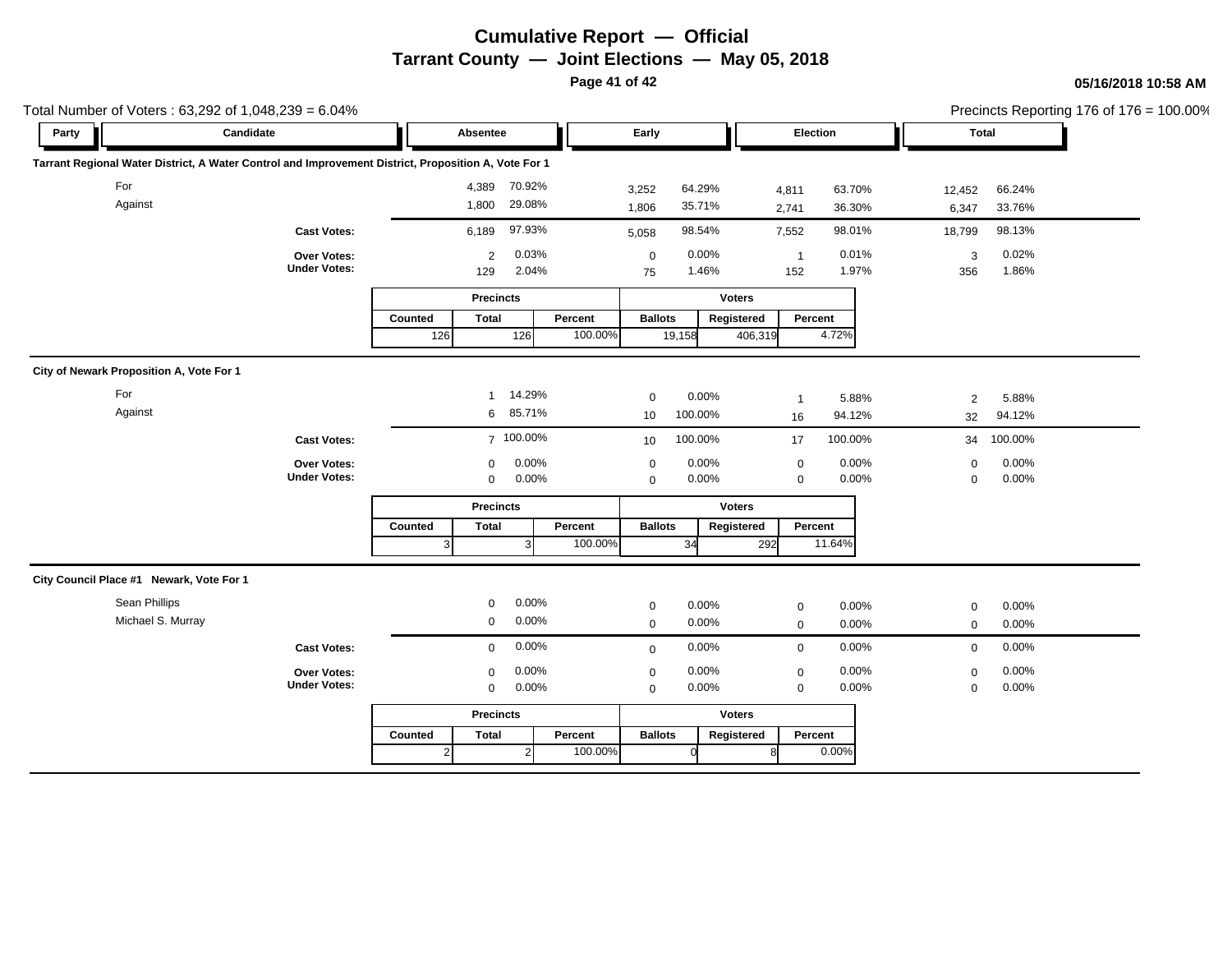# Cumulative Report — Official

## Tarrant County — Joint Elections — May 05, 2018

05/16/2018 10:58 AM

Total Number of Voters : 63,292 of 1,048,239 = 6.04%

Precincts Reporting 176 of 176 = 100.00%

### Tarrant Regional Water District, A Water Control and Improvement District, Proposition A, Vote For 1

| Party | Candidate | Absentee | | Early | | Election | | Total | |
|---|---|---|---|---|---|---|---|---|---|
| | For | 4,389 | 70.92% | 3,252 | 64.29% | 4,811 | 63.70% | 12,452 | 66.24% |
| | Against | 1,800 | 29.08% | 1,806 | 35.71% | 2,741 | 36.30% | 6,347 | 33.76% |
| | **Cast Votes:** | 6,189 | 97.93% | 5,058 | 98.54% | 7,552 | 98.01% | 18,799 | 98.13% |
| | **Over Votes:** | 2 | 0.03% | 0 | 0.00% | 1 | 0.01% | 3 | 0.02% |
| | **Under Votes:** | 129 | 2.04% | 75 | 1.46% | 152 | 1.97% | 356 | 1.86% |

| Precincts | | | Voters | | |
|---|---|---|---|---|---|
| Counted | Total | Percent | Ballots | Registered | Percent |
| 126 | 126 | 100.00% | 19,158 | 406,319 | 4.72% |

### City of Newark Proposition A, Vote For 1

| Party | Candidate | Absentee | | Early | | Election | | Total | |
|---|---|---|---|---|---|---|---|---|---|
| | For | 1 | 14.29% | 0 | 0.00% | 1 | 5.88% | 2 | 5.88% |
| | Against | 6 | 85.71% | 10 | 100.00% | 16 | 94.12% | 32 | 94.12% |
| | **Cast Votes:** | 7 | 100.00% | 10 | 100.00% | 17 | 100.00% | 34 | 100.00% |
| | **Over Votes:** | 0 | 0.00% | 0 | 0.00% | 0 | 0.00% | 0 | 0.00% |
| | **Under Votes:** | 0 | 0.00% | 0 | 0.00% | 0 | 0.00% | 0 | 0.00% |

| Precincts | | | Voters | | |
|---|---|---|---|---|---|
| Counted | Total | Percent | Ballots | Registered | Percent |
| 3 | 3 | 100.00% | 34 | 292 | 11.64% |

### City Council Place #1 Newark, Vote For 1

| Party | Candidate | Absentee | | Early | | Election | | Total | |
|---|---|---|---|---|---|---|---|---|---|
| | Sean Phillips | 0 | 0.00% | 0 | 0.00% | 0 | 0.00% | 0 | 0.00% |
| | Michael S. Murray | 0 | 0.00% | 0 | 0.00% | 0 | 0.00% | 0 | 0.00% |
| | **Cast Votes:** | 0 | 0.00% | 0 | 0.00% | 0 | 0.00% | 0 | 0.00% |
| | **Over Votes:** | 0 | 0.00% | 0 | 0.00% | 0 | 0.00% | 0 | 0.00% |
| | **Under Votes:** | 0 | 0.00% | 0 | 0.00% | 0 | 0.00% | 0 | 0.00% |

| Precincts | | | Voters | | |
|---|---|---|---|---|---|
| Counted | Total | Percent | Ballots | Registered | Percent |
| 2 | 2 | 100.00% | 0 | 8 | 0.00% |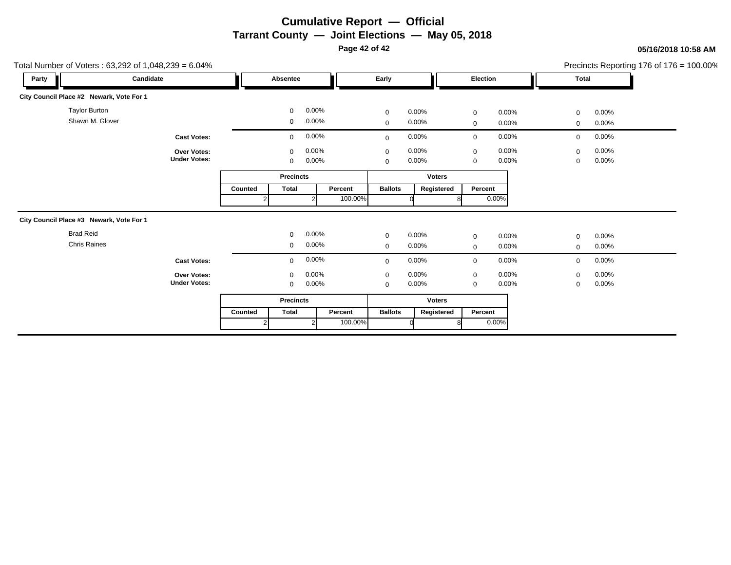# Cumulative Report — Official

## Tarrant County — Joint Elections — May 05, 2018

05/16/2018 10:58 AM

Total Number of Voters : 63,292 of 1,048,239 = 6.04%

Precincts Reporting 176 of 176 = 100.00%

### City Council Place #2 Newark, Vote For 1

| Party | Candidate | Absentee | | Early | | Election | | Total | |
|---|---|---|---|---|---|---|---|---|---|
| | Taylor Burton | 0 | 0.00% | 0 | 0.00% | 0 | 0.00% | 0 | 0.00% |
| | Shawn M. Glover | 0 | 0.00% | 0 | 0.00% | 0 | 0.00% | 0 | 0.00% |
| | **Cast Votes:** | 0 | 0.00% | 0 | 0.00% | 0 | 0.00% | 0 | 0.00% |
| | **Over Votes:** | 0 | 0.00% | 0 | 0.00% | 0 | 0.00% | 0 | 0.00% |
| | **Under Votes:** | 0 | 0.00% | 0 | 0.00% | 0 | 0.00% | 0 | 0.00% |

| Precincts | | | Voters | | |
|---|---|---|---|---|---|
| Counted | Total | Percent | Ballots | Registered | Percent |
| 2 | 2 | 100.00% | 0 | 8 | 0.00% |

### City Council Place #3 Newark, Vote For 1

| Party | Candidate | Absentee | | Early | | Election | | Total | |
|---|---|---|---|---|---|---|---|---|---|
| | Brad Reid | 0 | 0.00% | 0 | 0.00% | 0 | 0.00% | 0 | 0.00% |
| | Chris Raines | 0 | 0.00% | 0 | 0.00% | 0 | 0.00% | 0 | 0.00% |
| | **Cast Votes:** | 0 | 0.00% | 0 | 0.00% | 0 | 0.00% | 0 | 0.00% |
| | **Over Votes:** | 0 | 0.00% | 0 | 0.00% | 0 | 0.00% | 0 | 0.00% |
| | **Under Votes:** | 0 | 0.00% | 0 | 0.00% | 0 | 0.00% | 0 | 0.00% |

| Precincts | | | Voters | | |
|---|---|---|---|---|---|
| Counted | Total | Percent | Ballots | Registered | Percent |
| 2 | 2 | 100.00% | 0 | 8 | 0.00% |